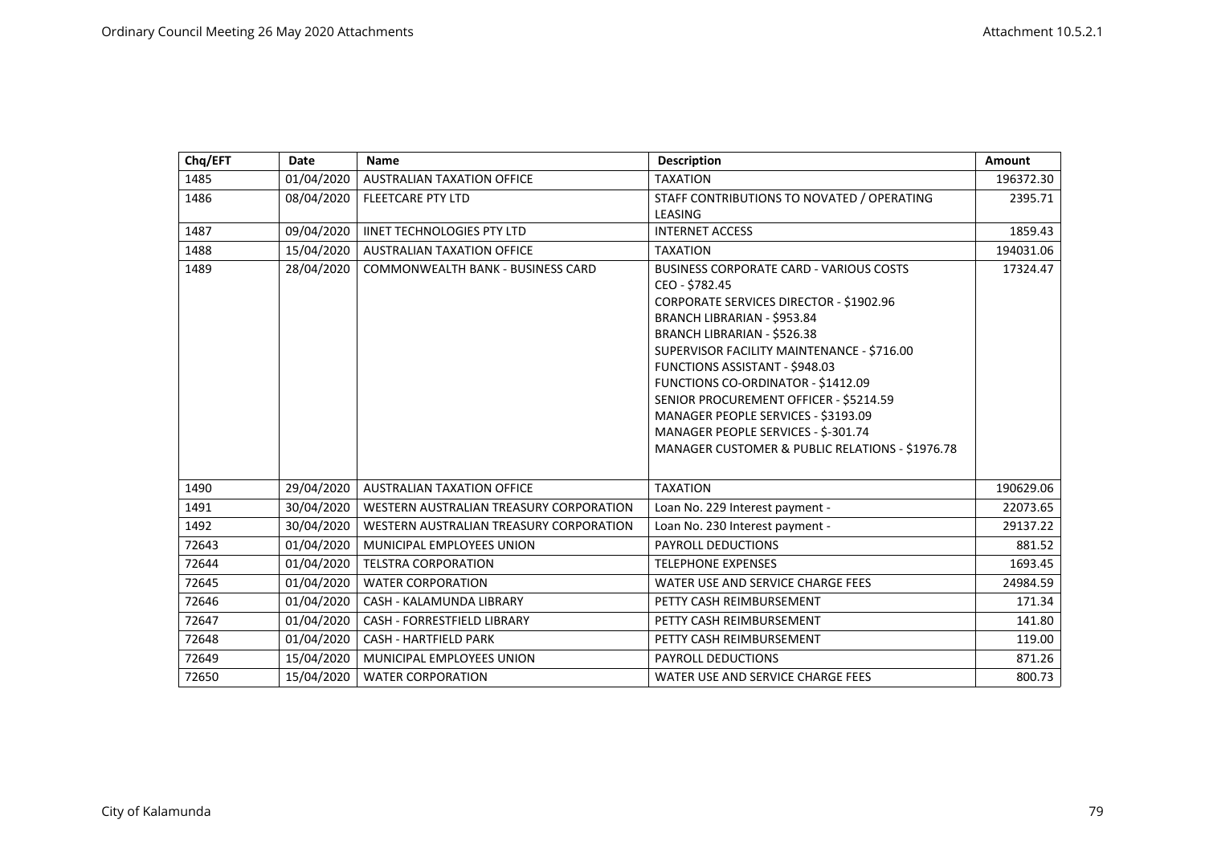| Chq/EFT | Date | Name | Description | Amount |
|---|---|---|---|---|
| 1485 | 01/04/2020 | AUSTRALIAN TAXATION OFFICE | TAXATION | 196372.30 |
| 1486 | 08/04/2020 | FLEETCARE PTY LTD | STAFF CONTRIBUTIONS TO NOVATED / OPERATING LEASING | 2395.71 |
| 1487 | 09/04/2020 | IINET TECHNOLOGIES PTY LTD | INTERNET ACCESS | 1859.43 |
| 1488 | 15/04/2020 | AUSTRALIAN TAXATION OFFICE | TAXATION | 194031.06 |
| 1489 | 28/04/2020 | COMMONWEALTH BANK - BUSINESS CARD | BUSINESS CORPORATE CARD - VARIOUS COSTS<br>CEO - $782.45<br>CORPORATE SERVICES DIRECTOR - $1902.96<br>BRANCH LIBRARIAN - $953.84<br>BRANCH LIBRARIAN - $526.38<br>SUPERVISOR FACILITY MAINTENANCE - $716.00<br>FUNCTIONS ASSISTANT - $948.03<br>FUNCTIONS CO-ORDINATOR - $1412.09<br>SENIOR PROCUREMENT OFFICER - $5214.59<br>MANAGER PEOPLE SERVICES - $3193.09<br>MANAGER PEOPLE SERVICES - $-301.74<br>MANAGER CUSTOMER & PUBLIC RELATIONS - $1976.78 | 17324.47 |
| 1490 | 29/04/2020 | AUSTRALIAN TAXATION OFFICE | TAXATION | 190629.06 |
| 1491 | 30/04/2020 | WESTERN AUSTRALIAN TREASURY CORPORATION | Loan No. 229 Interest payment - | 22073.65 |
| 1492 | 30/04/2020 | WESTERN AUSTRALIAN TREASURY CORPORATION | Loan No. 230 Interest payment - | 29137.22 |
| 72643 | 01/04/2020 | MUNICIPAL EMPLOYEES UNION | PAYROLL DEDUCTIONS | 881.52 |
| 72644 | 01/04/2020 | TELSTRA CORPORATION | TELEPHONE EXPENSES | 1693.45 |
| 72645 | 01/04/2020 | WATER CORPORATION | WATER USE AND SERVICE CHARGE FEES | 24984.59 |
| 72646 | 01/04/2020 | CASH - KALAMUNDA LIBRARY | PETTY CASH REIMBURSEMENT | 171.34 |
| 72647 | 01/04/2020 | CASH - FORRESTFIELD LIBRARY | PETTY CASH REIMBURSEMENT | 141.80 |
| 72648 | 01/04/2020 | CASH - HARTFIELD PARK | PETTY CASH REIMBURSEMENT | 119.00 |
| 72649 | 15/04/2020 | MUNICIPAL EMPLOYEES UNION | PAYROLL DEDUCTIONS | 871.26 |
| 72650 | 15/04/2020 | WATER CORPORATION | WATER USE AND SERVICE CHARGE FEES | 800.73 |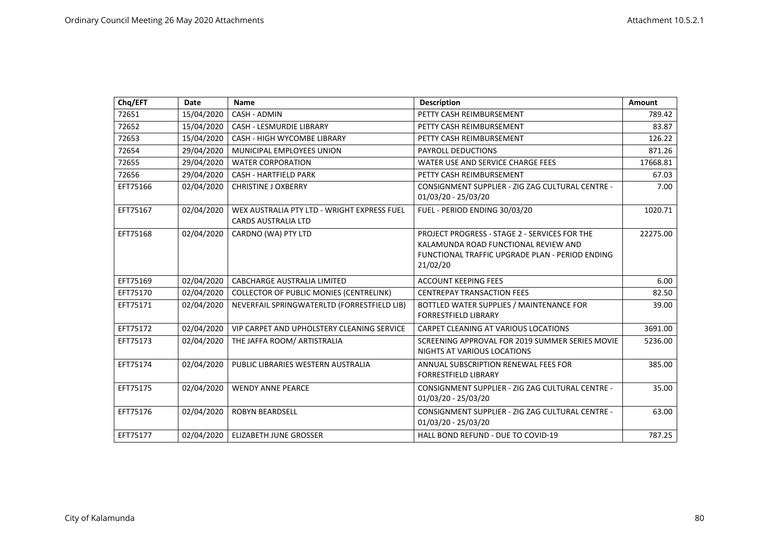| Chq/EFT | Date | Name | Description | Amount |
|---|---|---|---|---|
| 72651 | 15/04/2020 | CASH - ADMIN | PETTY CASH REIMBURSEMENT | 789.42 |
| 72652 | 15/04/2020 | CASH - LESMURDIE LIBRARY | PETTY CASH REIMBURSEMENT | 83.87 |
| 72653 | 15/04/2020 | CASH - HIGH WYCOMBE LIBRARY | PETTY CASH REIMBURSEMENT | 126.22 |
| 72654 | 29/04/2020 | MUNICIPAL EMPLOYEES UNION | PAYROLL DEDUCTIONS | 871.26 |
| 72655 | 29/04/2020 | WATER CORPORATION | WATER USE AND SERVICE CHARGE FEES | 17668.81 |
| 72656 | 29/04/2020 | CASH - HARTFIELD PARK | PETTY CASH REIMBURSEMENT | 67.03 |
| EFT75166 | 02/04/2020 | CHRISTINE J OXBERRY | CONSIGNMENT SUPPLIER - ZIG ZAG CULTURAL CENTRE - 01/03/20 - 25/03/20 | 7.00 |
| EFT75167 | 02/04/2020 | WEX AUSTRALIA PTY LTD - WRIGHT EXPRESS FUEL CARDS AUSTRALIA LTD | FUEL - PERIOD ENDING 30/03/20 | 1020.71 |
| EFT75168 | 02/04/2020 | CARDNO (WA) PTY LTD | PROJECT PROGRESS - STAGE 2 - SERVICES FOR THE KALAMUNDA ROAD FUNCTIONAL REVIEW AND FUNCTIONAL TRAFFIC UPGRADE PLAN - PERIOD ENDING 21/02/20 | 22275.00 |
| EFT75169 | 02/04/2020 | CABCHARGE AUSTRALIA LIMITED | ACCOUNT KEEPING FEES | 6.00 |
| EFT75170 | 02/04/2020 | COLLECTOR OF PUBLIC MONIES (CENTRELINK) | CENTREPAY TRANSACTION FEES | 82.50 |
| EFT75171 | 02/04/2020 | NEVERFAIL SPRINGWATERLTD (FORRESTFIELD LIB) | BOTTLED WATER SUPPLIES / MAINTENANCE FOR FORRESTFIELD LIBRARY | 39.00 |
| EFT75172 | 02/04/2020 | VIP CARPET AND UPHOLSTERY CLEANING SERVICE | CARPET CLEANING AT VARIOUS LOCATIONS | 3691.00 |
| EFT75173 | 02/04/2020 | THE JAFFA ROOM/ ARTISTRALIA | SCREENING APPROVAL FOR 2019 SUMMER SERIES MOVIE NIGHTS AT VARIOUS LOCATIONS | 5236.00 |
| EFT75174 | 02/04/2020 | PUBLIC LIBRARIES WESTERN AUSTRALIA | ANNUAL SUBSCRIPTION RENEWAL FEES FOR FORRESTFIELD LIBRARY | 385.00 |
| EFT75175 | 02/04/2020 | WENDY ANNE PEARCE | CONSIGNMENT SUPPLIER - ZIG ZAG CULTURAL CENTRE - 01/03/20 - 25/03/20 | 35.00 |
| EFT75176 | 02/04/2020 | ROBYN BEARDSELL | CONSIGNMENT SUPPLIER - ZIG ZAG CULTURAL CENTRE - 01/03/20 - 25/03/20 | 63.00 |
| EFT75177 | 02/04/2020 | ELIZABETH JUNE GROSSER | HALL BOND REFUND - DUE TO COVID-19 | 787.25 |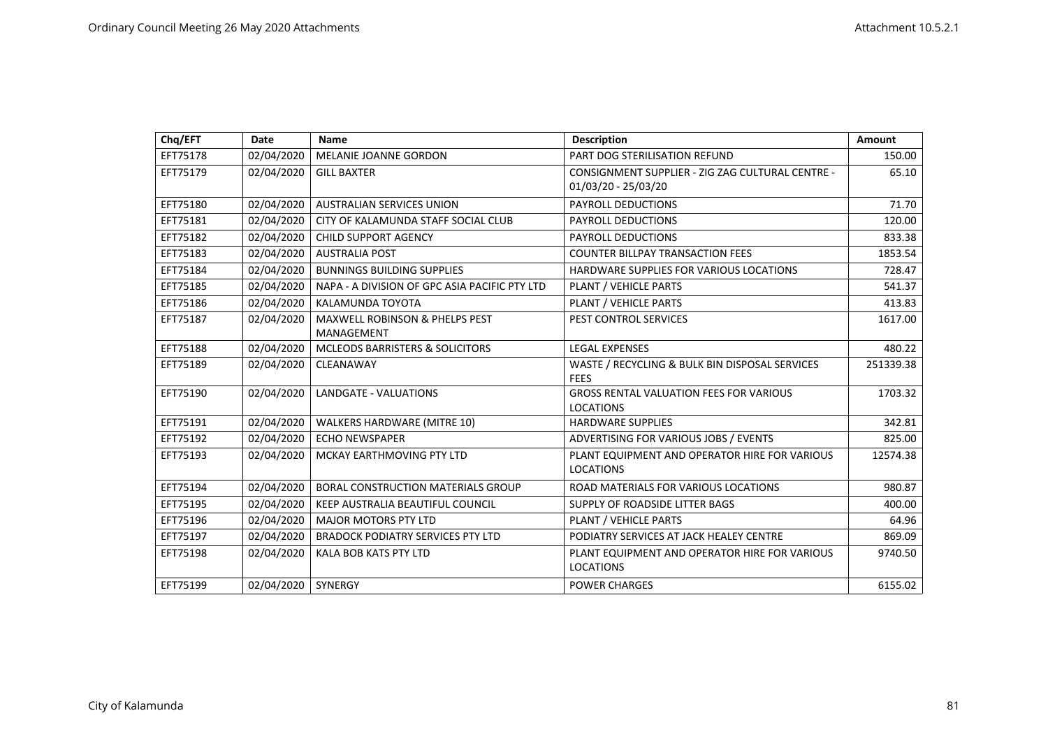| Chq/EFT | Date | Name | Description | Amount |
|---|---|---|---|---|
| EFT75178 | 02/04/2020 | MELANIE JOANNE GORDON | PART DOG STERILISATION REFUND | 150.00 |
| EFT75179 | 02/04/2020 | GILL BAXTER | CONSIGNMENT SUPPLIER - ZIG ZAG CULTURAL CENTRE - 01/03/20 - 25/03/20 | 65.10 |
| EFT75180 | 02/04/2020 | AUSTRALIAN SERVICES UNION | PAYROLL DEDUCTIONS | 71.70 |
| EFT75181 | 02/04/2020 | CITY OF KALAMUNDA STAFF SOCIAL CLUB | PAYROLL DEDUCTIONS | 120.00 |
| EFT75182 | 02/04/2020 | CHILD SUPPORT AGENCY | PAYROLL DEDUCTIONS | 833.38 |
| EFT75183 | 02/04/2020 | AUSTRALIA POST | COUNTER BILLPAY TRANSACTION FEES | 1853.54 |
| EFT75184 | 02/04/2020 | BUNNINGS BUILDING SUPPLIES | HARDWARE SUPPLIES FOR VARIOUS LOCATIONS | 728.47 |
| EFT75185 | 02/04/2020 | NAPA - A DIVISION OF GPC ASIA PACIFIC PTY LTD | PLANT / VEHICLE PARTS | 541.37 |
| EFT75186 | 02/04/2020 | KALAMUNDA TOYOTA | PLANT / VEHICLE PARTS | 413.83 |
| EFT75187 | 02/04/2020 | MAXWELL ROBINSON & PHELPS PEST MANAGEMENT | PEST CONTROL SERVICES | 1617.00 |
| EFT75188 | 02/04/2020 | MCLEODS BARRISTERS & SOLICITORS | LEGAL EXPENSES | 480.22 |
| EFT75189 | 02/04/2020 | CLEANAWAY | WASTE / RECYCLING & BULK BIN DISPOSAL SERVICES FEES | 251339.38 |
| EFT75190 | 02/04/2020 | LANDGATE - VALUATIONS | GROSS RENTAL VALUATION FEES FOR VARIOUS LOCATIONS | 1703.32 |
| EFT75191 | 02/04/2020 | WALKERS HARDWARE (MITRE 10) | HARDWARE SUPPLIES | 342.81 |
| EFT75192 | 02/04/2020 | ECHO NEWSPAPER | ADVERTISING FOR VARIOUS JOBS / EVENTS | 825.00 |
| EFT75193 | 02/04/2020 | MCKAY EARTHMOVING PTY LTD | PLANT EQUIPMENT AND OPERATOR HIRE FOR VARIOUS LOCATIONS | 12574.38 |
| EFT75194 | 02/04/2020 | BORAL CONSTRUCTION MATERIALS GROUP | ROAD MATERIALS FOR VARIOUS LOCATIONS | 980.87 |
| EFT75195 | 02/04/2020 | KEEP AUSTRALIA BEAUTIFUL COUNCIL | SUPPLY OF ROADSIDE LITTER BAGS | 400.00 |
| EFT75196 | 02/04/2020 | MAJOR MOTORS PTY LTD | PLANT / VEHICLE PARTS | 64.96 |
| EFT75197 | 02/04/2020 | BRADOCK PODIATRY SERVICES PTY LTD | PODIATRY SERVICES AT JACK HEALEY CENTRE | 869.09 |
| EFT75198 | 02/04/2020 | KALA BOB KATS PTY LTD | PLANT EQUIPMENT AND OPERATOR HIRE FOR VARIOUS LOCATIONS | 9740.50 |
| EFT75199 | 02/04/2020 | SYNERGY | POWER CHARGES | 6155.02 |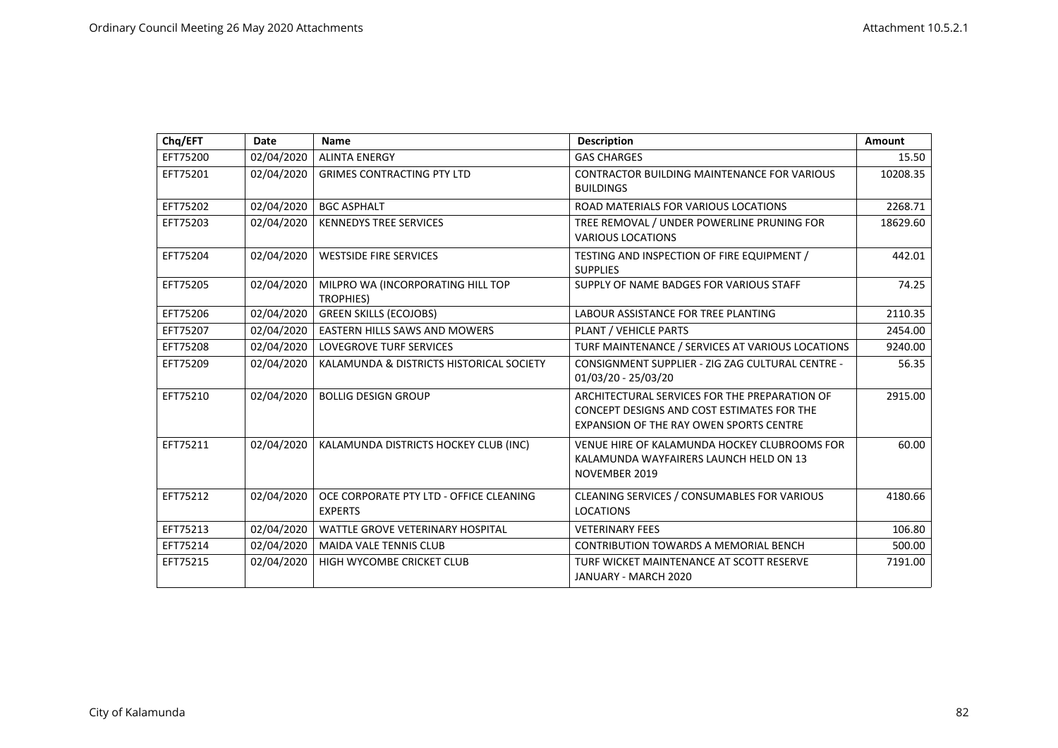| Chq/EFT | Date | Name | Description | Amount |
|---|---|---|---|---|
| EFT75200 | 02/04/2020 | ALINTA ENERGY | GAS CHARGES | 15.50 |
| EFT75201 | 02/04/2020 | GRIMES CONTRACTING PTY LTD | CONTRACTOR BUILDING MAINTENANCE FOR VARIOUS BUILDINGS | 10208.35 |
| EFT75202 | 02/04/2020 | BGC ASPHALT | ROAD MATERIALS FOR VARIOUS LOCATIONS | 2268.71 |
| EFT75203 | 02/04/2020 | KENNEDYS TREE SERVICES | TREE REMOVAL / UNDER POWERLINE PRUNING FOR VARIOUS LOCATIONS | 18629.60 |
| EFT75204 | 02/04/2020 | WESTSIDE FIRE SERVICES | TESTING AND INSPECTION OF FIRE EQUIPMENT / SUPPLIES | 442.01 |
| EFT75205 | 02/04/2020 | MILPRO WA (INCORPORATING HILL TOP TROPHIES) | SUPPLY OF NAME BADGES FOR VARIOUS STAFF | 74.25 |
| EFT75206 | 02/04/2020 | GREEN SKILLS (ECOJOBS) | LABOUR ASSISTANCE FOR TREE PLANTING | 2110.35 |
| EFT75207 | 02/04/2020 | EASTERN HILLS SAWS AND MOWERS | PLANT / VEHICLE PARTS | 2454.00 |
| EFT75208 | 02/04/2020 | LOVEGROVE TURF SERVICES | TURF MAINTENANCE / SERVICES AT VARIOUS LOCATIONS | 9240.00 |
| EFT75209 | 02/04/2020 | KALAMUNDA & DISTRICTS HISTORICAL SOCIETY | CONSIGNMENT SUPPLIER - ZIG ZAG CULTURAL CENTRE - 01/03/20 - 25/03/20 | 56.35 |
| EFT75210 | 02/04/2020 | BOLLIG DESIGN GROUP | ARCHITECTURAL SERVICES FOR THE PREPARATION OF CONCEPT DESIGNS AND COST ESTIMATES FOR THE EXPANSION OF THE RAY OWEN SPORTS CENTRE | 2915.00 |
| EFT75211 | 02/04/2020 | KALAMUNDA DISTRICTS HOCKEY CLUB (INC) | VENUE HIRE OF KALAMUNDA HOCKEY CLUBROOMS FOR KALAMUNDA WAYFAIRERS LAUNCH HELD ON 13 NOVEMBER 2019 | 60.00 |
| EFT75212 | 02/04/2020 | OCE CORPORATE PTY LTD - OFFICE CLEANING EXPERTS | CLEANING SERVICES / CONSUMABLES FOR VARIOUS LOCATIONS | 4180.66 |
| EFT75213 | 02/04/2020 | WATTLE GROVE VETERINARY HOSPITAL | VETERINARY FEES | 106.80 |
| EFT75214 | 02/04/2020 | MAIDA VALE TENNIS CLUB | CONTRIBUTION TOWARDS A MEMORIAL BENCH | 500.00 |
| EFT75215 | 02/04/2020 | HIGH WYCOMBE CRICKET CLUB | TURF WICKET MAINTENANCE AT SCOTT RESERVE JANUARY - MARCH 2020 | 7191.00 |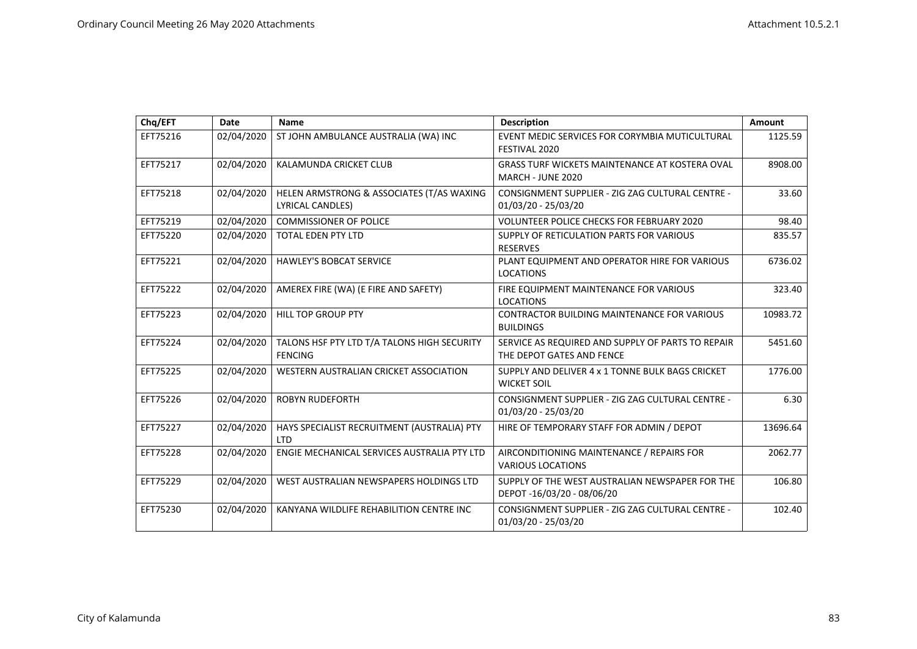| Chq/EFT | Date | Name | Description | Amount |
|---|---|---|---|---|
| EFT75216 | 02/04/2020 | ST JOHN AMBULANCE AUSTRALIA (WA) INC | EVENT MEDIC SERVICES FOR CORYMBIA MUTICULTURAL FESTIVAL 2020 | 1125.59 |
| EFT75217 | 02/04/2020 | KALAMUNDA CRICKET CLUB | GRASS TURF WICKETS MAINTENANCE AT KOSTERA OVAL MARCH - JUNE 2020 | 8908.00 |
| EFT75218 | 02/04/2020 | HELEN ARMSTRONG & ASSOCIATES (T/AS WAXING LYRICAL CANDLES) | CONSIGNMENT SUPPLIER - ZIG ZAG CULTURAL CENTRE - 01/03/20 - 25/03/20 | 33.60 |
| EFT75219 | 02/04/2020 | COMMISSIONER OF POLICE | VOLUNTEER POLICE CHECKS FOR FEBRUARY 2020 | 98.40 |
| EFT75220 | 02/04/2020 | TOTAL EDEN PTY LTD | SUPPLY OF RETICULATION PARTS FOR VARIOUS RESERVES | 835.57 |
| EFT75221 | 02/04/2020 | HAWLEY'S BOBCAT SERVICE | PLANT EQUIPMENT AND OPERATOR HIRE FOR VARIOUS LOCATIONS | 6736.02 |
| EFT75222 | 02/04/2020 | AMEREX FIRE (WA) (E FIRE AND SAFETY) | FIRE EQUIPMENT MAINTENANCE FOR VARIOUS LOCATIONS | 323.40 |
| EFT75223 | 02/04/2020 | HILL TOP GROUP PTY | CONTRACTOR BUILDING MAINTENANCE FOR VARIOUS BUILDINGS | 10983.72 |
| EFT75224 | 02/04/2020 | TALONS HSF PTY LTD T/A TALONS HIGH SECURITY FENCING | SERVICE AS REQUIRED AND SUPPLY OF PARTS TO REPAIR THE DEPOT GATES AND FENCE | 5451.60 |
| EFT75225 | 02/04/2020 | WESTERN AUSTRALIAN CRICKET ASSOCIATION | SUPPLY AND DELIVER 4 x 1 TONNE BULK BAGS CRICKET WICKET SOIL | 1776.00 |
| EFT75226 | 02/04/2020 | ROBYN RUDEFORTH | CONSIGNMENT SUPPLIER - ZIG ZAG CULTURAL CENTRE - 01/03/20 - 25/03/20 | 6.30 |
| EFT75227 | 02/04/2020 | HAYS SPECIALIST RECRUITMENT (AUSTRALIA) PTY LTD | HIRE OF TEMPORARY STAFF FOR ADMIN / DEPOT | 13696.64 |
| EFT75228 | 02/04/2020 | ENGIE MECHANICAL SERVICES AUSTRALIA PTY LTD | AIRCONDITIONING MAINTENANCE / REPAIRS FOR VARIOUS LOCATIONS | 2062.77 |
| EFT75229 | 02/04/2020 | WEST AUSTRALIAN NEWSPAPERS HOLDINGS LTD | SUPPLY OF THE WEST AUSTRALIAN NEWSPAPER FOR THE DEPOT -16/03/20 - 08/06/20 | 106.80 |
| EFT75230 | 02/04/2020 | KANYANA WILDLIFE REHABILITION CENTRE INC | CONSIGNMENT SUPPLIER - ZIG ZAG CULTURAL CENTRE - 01/03/20 - 25/03/20 | 102.40 |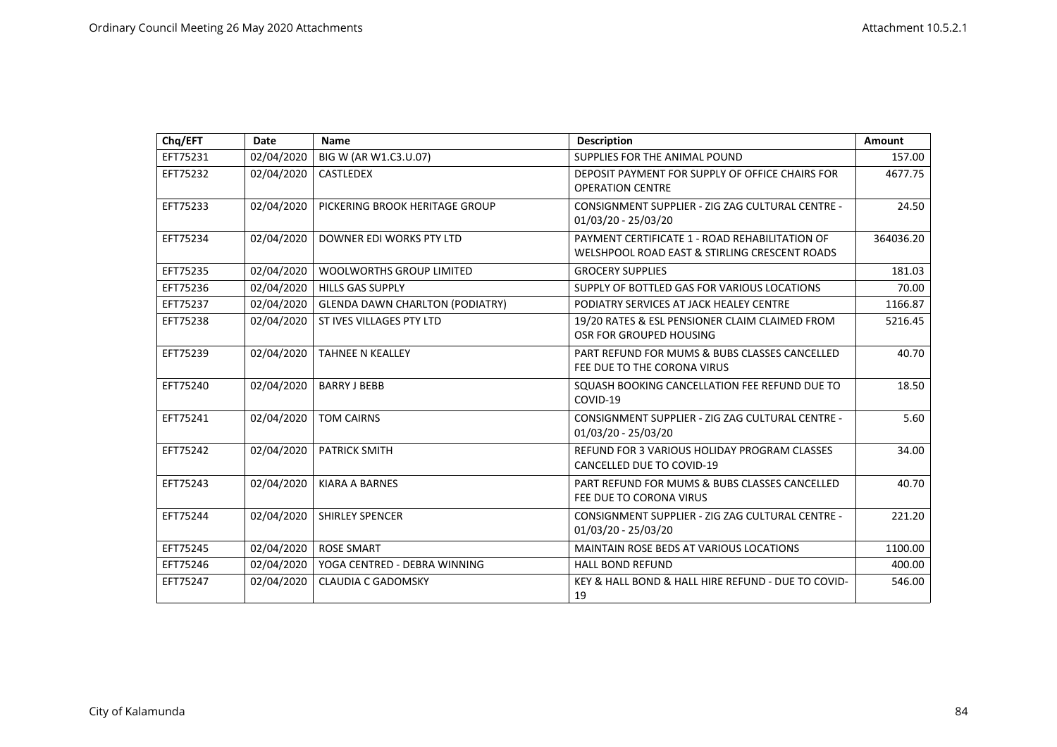| Chq/EFT | Date | Name | Description | Amount |
|---|---|---|---|---|
| EFT75231 | 02/04/2020 | BIG W (AR W1.C3.U.07) | SUPPLIES FOR THE ANIMAL POUND | 157.00 |
| EFT75232 | 02/04/2020 | CASTLEDEX | DEPOSIT PAYMENT FOR SUPPLY OF OFFICE CHAIRS FOR OPERATION CENTRE | 4677.75 |
| EFT75233 | 02/04/2020 | PICKERING BROOK HERITAGE GROUP | CONSIGNMENT SUPPLIER - ZIG ZAG CULTURAL CENTRE - 01/03/20 - 25/03/20 | 24.50 |
| EFT75234 | 02/04/2020 | DOWNER EDI WORKS PTY LTD | PAYMENT CERTIFICATE 1 - ROAD REHABILITATION OF WELSHPOOL ROAD EAST & STIRLING CRESCENT ROADS | 364036.20 |
| EFT75235 | 02/04/2020 | WOOLWORTHS GROUP LIMITED | GROCERY SUPPLIES | 181.03 |
| EFT75236 | 02/04/2020 | HILLS GAS SUPPLY | SUPPLY OF BOTTLED GAS FOR VARIOUS LOCATIONS | 70.00 |
| EFT75237 | 02/04/2020 | GLENDA DAWN CHARLTON (PODIATRY) | PODIATRY SERVICES AT JACK HEALEY CENTRE | 1166.87 |
| EFT75238 | 02/04/2020 | ST IVES VILLAGES PTY LTD | 19/20 RATES & ESL PENSIONER CLAIM CLAIMED FROM OSR FOR GROUPED HOUSING | 5216.45 |
| EFT75239 | 02/04/2020 | TAHNEE N KEALLEY | PART REFUND FOR MUMS & BUBS CLASSES CANCELLED FEE DUE TO THE CORONA VIRUS | 40.70 |
| EFT75240 | 02/04/2020 | BARRY J BEBB | SQUASH BOOKING CANCELLATION FEE REFUND DUE TO COVID-19 | 18.50 |
| EFT75241 | 02/04/2020 | TOM CAIRNS | CONSIGNMENT SUPPLIER - ZIG ZAG CULTURAL CENTRE - 01/03/20 - 25/03/20 | 5.60 |
| EFT75242 | 02/04/2020 | PATRICK SMITH | REFUND FOR 3 VARIOUS HOLIDAY PROGRAM CLASSES CANCELLED DUE TO COVID-19 | 34.00 |
| EFT75243 | 02/04/2020 | KIARA A BARNES | PART REFUND FOR MUMS & BUBS CLASSES CANCELLED FEE DUE TO CORONA VIRUS | 40.70 |
| EFT75244 | 02/04/2020 | SHIRLEY SPENCER | CONSIGNMENT SUPPLIER - ZIG ZAG CULTURAL CENTRE - 01/03/20 - 25/03/20 | 221.20 |
| EFT75245 | 02/04/2020 | ROSE SMART | MAINTAIN ROSE BEDS AT VARIOUS LOCATIONS | 1100.00 |
| EFT75246 | 02/04/2020 | YOGA CENTRED - DEBRA WINNING | HALL BOND REFUND | 400.00 |
| EFT75247 | 02/04/2020 | CLAUDIA C GADOMSKY | KEY & HALL BOND & HALL HIRE REFUND - DUE TO COVID-19 | 546.00 |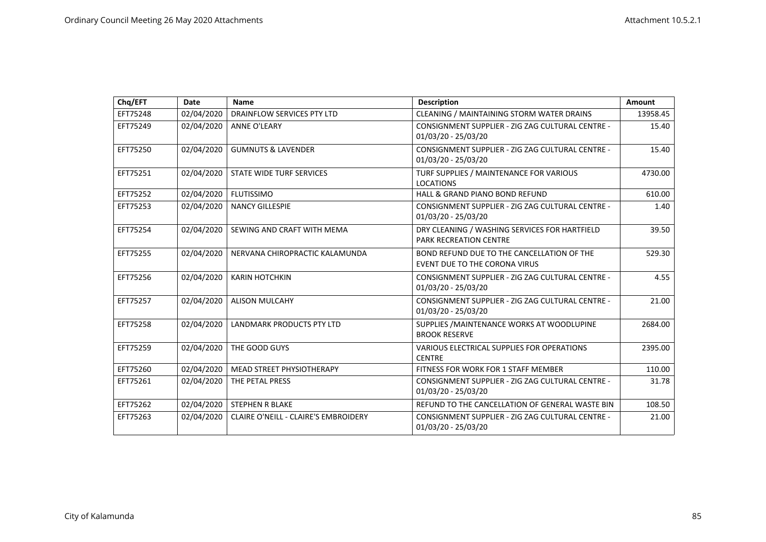| Chq/EFT | Date | Name | Description | Amount |
|---|---|---|---|---|
| EFT75248 | 02/04/2020 | DRAINFLOW SERVICES PTY LTD | CLEANING / MAINTAINING STORM WATER DRAINS | 13958.45 |
| EFT75249 | 02/04/2020 | ANNE O'LEARY | CONSIGNMENT SUPPLIER - ZIG ZAG CULTURAL CENTRE - 01/03/20 - 25/03/20 | 15.40 |
| EFT75250 | 02/04/2020 | GUMNUTS & LAVENDER | CONSIGNMENT SUPPLIER - ZIG ZAG CULTURAL CENTRE - 01/03/20 - 25/03/20 | 15.40 |
| EFT75251 | 02/04/2020 | STATE WIDE TURF SERVICES | TURF SUPPLIES / MAINTENANCE FOR VARIOUS LOCATIONS | 4730.00 |
| EFT75252 | 02/04/2020 | FLUTISSIMO | HALL & GRAND PIANO BOND REFUND | 610.00 |
| EFT75253 | 02/04/2020 | NANCY GILLESPIE | CONSIGNMENT SUPPLIER - ZIG ZAG CULTURAL CENTRE - 01/03/20 - 25/03/20 | 1.40 |
| EFT75254 | 02/04/2020 | SEWING AND CRAFT WITH MEMA | DRY CLEANING / WASHING SERVICES FOR HARTFIELD PARK RECREATION CENTRE | 39.50 |
| EFT75255 | 02/04/2020 | NERVANA CHIROPRACTIC KALAMUNDA | BOND REFUND DUE TO THE CANCELLATION OF THE EVENT DUE TO THE CORONA VIRUS | 529.30 |
| EFT75256 | 02/04/2020 | KARIN HOTCHKIN | CONSIGNMENT SUPPLIER - ZIG ZAG CULTURAL CENTRE - 01/03/20 - 25/03/20 | 4.55 |
| EFT75257 | 02/04/2020 | ALISON MULCAHY | CONSIGNMENT SUPPLIER - ZIG ZAG CULTURAL CENTRE - 01/03/20 - 25/03/20 | 21.00 |
| EFT75258 | 02/04/2020 | LANDMARK PRODUCTS PTY LTD | SUPPLIES /MAINTENANCE WORKS AT WOODLUPINE BROOK RESERVE | 2684.00 |
| EFT75259 | 02/04/2020 | THE GOOD GUYS | VARIOUS ELECTRICAL SUPPLIES FOR OPERATIONS CENTRE | 2395.00 |
| EFT75260 | 02/04/2020 | MEAD STREET PHYSIOTHERAPY | FITNESS FOR WORK FOR 1 STAFF MEMBER | 110.00 |
| EFT75261 | 02/04/2020 | THE PETAL PRESS | CONSIGNMENT SUPPLIER - ZIG ZAG CULTURAL CENTRE - 01/03/20 - 25/03/20 | 31.78 |
| EFT75262 | 02/04/2020 | STEPHEN R BLAKE | REFUND TO THE CANCELLATION OF GENERAL WASTE BIN | 108.50 |
| EFT75263 | 02/04/2020 | CLAIRE O'NEILL - CLAIRE'S EMBROIDERY | CONSIGNMENT SUPPLIER - ZIG ZAG CULTURAL CENTRE - 01/03/20 - 25/03/20 | 21.00 |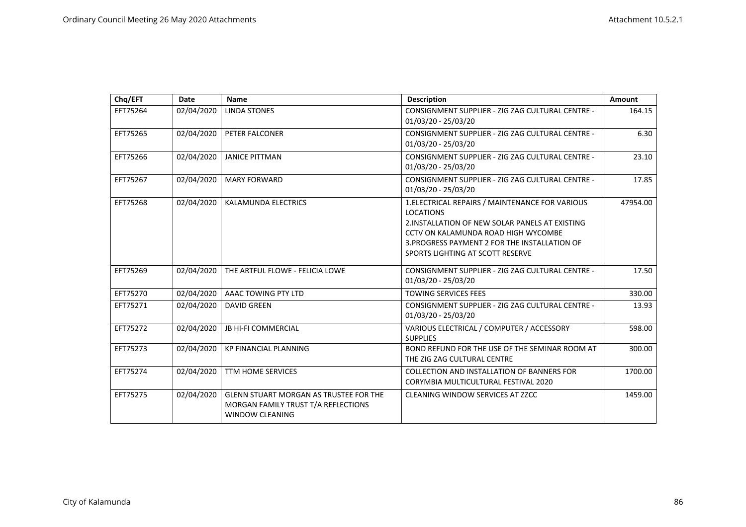| Chq/EFT | Date | Name | Description | Amount |
|---|---|---|---|---|
| EFT75264 | 02/04/2020 | LINDA STONES | CONSIGNMENT SUPPLIER - ZIG ZAG CULTURAL CENTRE - 01/03/20 - 25/03/20 | 164.15 |
| EFT75265 | 02/04/2020 | PETER FALCONER | CONSIGNMENT SUPPLIER - ZIG ZAG CULTURAL CENTRE - 01/03/20 - 25/03/20 | 6.30 |
| EFT75266 | 02/04/2020 | JANICE PITTMAN | CONSIGNMENT SUPPLIER - ZIG ZAG CULTURAL CENTRE - 01/03/20 - 25/03/20 | 23.10 |
| EFT75267 | 02/04/2020 | MARY FORWARD | CONSIGNMENT SUPPLIER - ZIG ZAG CULTURAL CENTRE - 01/03/20 - 25/03/20 | 17.85 |
| EFT75268 | 02/04/2020 | KALAMUNDA ELECTRICS | 1.ELECTRICAL REPAIRS / MAINTENANCE FOR VARIOUS LOCATIONS<br>2.INSTALLATION OF NEW SOLAR PANELS AT EXISTING CCTV ON KALAMUNDA ROAD HIGH WYCOMBE<br>3.PROGRESS PAYMENT 2 FOR THE INSTALLATION OF SPORTS LIGHTING AT SCOTT RESERVE | 47954.00 |
| EFT75269 | 02/04/2020 | THE ARTFUL FLOWE - FELICIA LOWE | CONSIGNMENT SUPPLIER - ZIG ZAG CULTURAL CENTRE - 01/03/20 - 25/03/20 | 17.50 |
| EFT75270 | 02/04/2020 | AAAC TOWING PTY LTD | TOWING SERVICES FEES | 330.00 |
| EFT75271 | 02/04/2020 | DAVID GREEN | CONSIGNMENT SUPPLIER - ZIG ZAG CULTURAL CENTRE - 01/03/20 - 25/03/20 | 13.93 |
| EFT75272 | 02/04/2020 | JB HI-FI COMMERCIAL | VARIOUS ELECTRICAL / COMPUTER / ACCESSORY SUPPLIES | 598.00 |
| EFT75273 | 02/04/2020 | KP FINANCIAL PLANNING | BOND REFUND FOR THE USE OF THE SEMINAR ROOM AT THE ZIG ZAG CULTURAL CENTRE | 300.00 |
| EFT75274 | 02/04/2020 | TTM HOME SERVICES | COLLECTION AND INSTALLATION OF BANNERS FOR CORYMBIA MULTICULTURAL FESTIVAL 2020 | 1700.00 |
| EFT75275 | 02/04/2020 | GLENN STUART MORGAN AS TRUSTEE FOR THE MORGAN FAMILY TRUST T/A REFLECTIONS WINDOW CLEANING | CLEANING WINDOW SERVICES AT ZZCC | 1459.00 |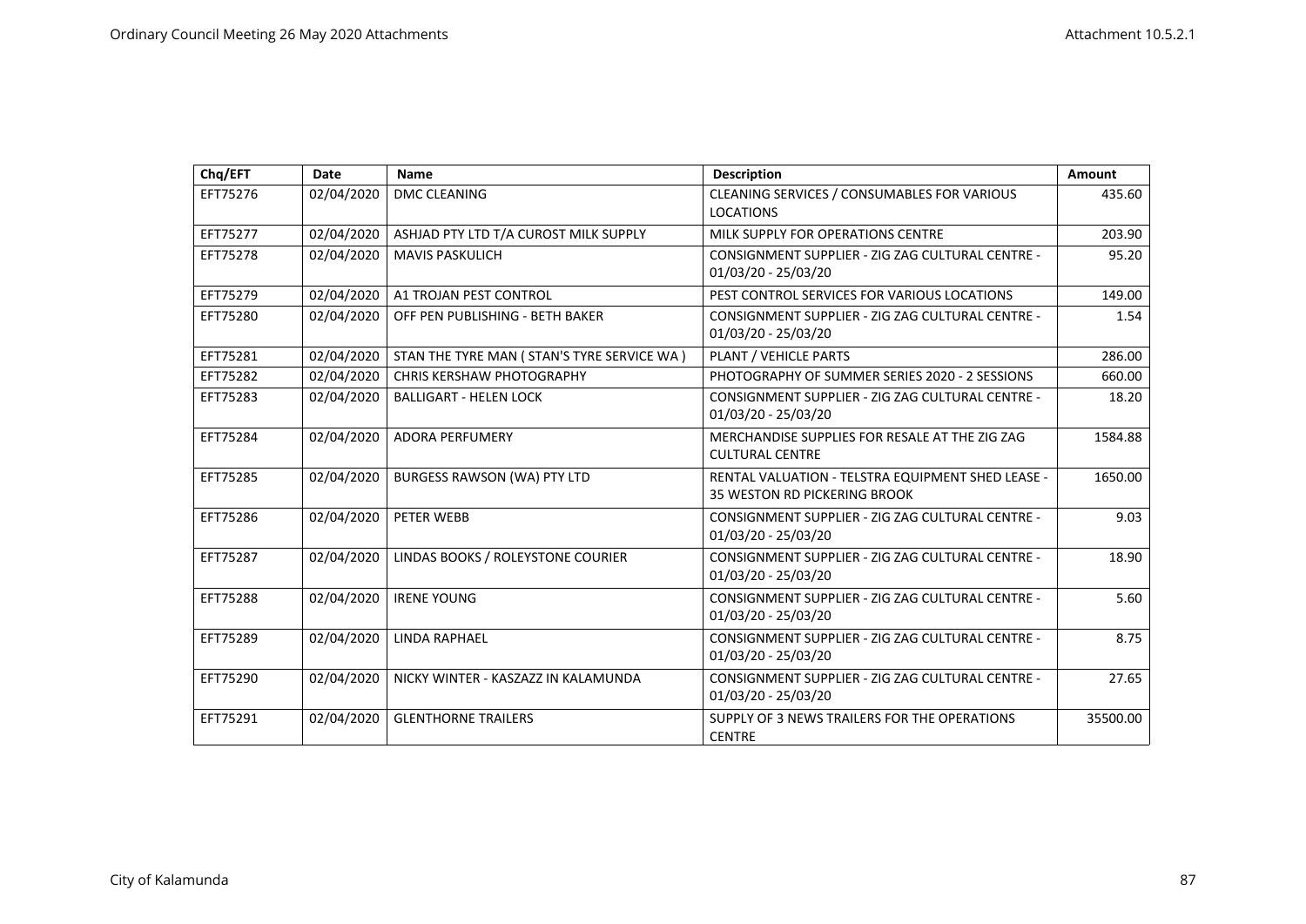| Chq/EFT | Date | Name | Description | Amount |
|---|---|---|---|---|
| EFT75276 | 02/04/2020 | DMC CLEANING | CLEANING SERVICES / CONSUMABLES FOR VARIOUS LOCATIONS | 435.60 |
| EFT75277 | 02/04/2020 | ASHJAD PTY LTD T/A CUROST MILK SUPPLY | MILK SUPPLY FOR OPERATIONS CENTRE | 203.90 |
| EFT75278 | 02/04/2020 | MAVIS PASKULICH | CONSIGNMENT SUPPLIER - ZIG ZAG CULTURAL CENTRE - 01/03/20 - 25/03/20 | 95.20 |
| EFT75279 | 02/04/2020 | A1 TROJAN PEST CONTROL | PEST CONTROL SERVICES FOR VARIOUS LOCATIONS | 149.00 |
| EFT75280 | 02/04/2020 | OFF PEN PUBLISHING - BETH BAKER | CONSIGNMENT SUPPLIER - ZIG ZAG CULTURAL CENTRE - 01/03/20 - 25/03/20 | 1.54 |
| EFT75281 | 02/04/2020 | STAN THE TYRE MAN ( STAN'S TYRE SERVICE WA ) | PLANT / VEHICLE PARTS | 286.00 |
| EFT75282 | 02/04/2020 | CHRIS KERSHAW PHOTOGRAPHY | PHOTOGRAPHY OF SUMMER SERIES 2020 - 2 SESSIONS | 660.00 |
| EFT75283 | 02/04/2020 | BALLIGART - HELEN LOCK | CONSIGNMENT SUPPLIER - ZIG ZAG CULTURAL CENTRE - 01/03/20 - 25/03/20 | 18.20 |
| EFT75284 | 02/04/2020 | ADORA PERFUMERY | MERCHANDISE SUPPLIES FOR RESALE AT THE ZIG ZAG CULTURAL CENTRE | 1584.88 |
| EFT75285 | 02/04/2020 | BURGESS RAWSON (WA) PTY LTD | RENTAL VALUATION - TELSTRA EQUIPMENT SHED LEASE - 35 WESTON RD PICKERING BROOK | 1650.00 |
| EFT75286 | 02/04/2020 | PETER WEBB | CONSIGNMENT SUPPLIER - ZIG ZAG CULTURAL CENTRE - 01/03/20 - 25/03/20 | 9.03 |
| EFT75287 | 02/04/2020 | LINDAS BOOKS / ROLEYSTONE COURIER | CONSIGNMENT SUPPLIER - ZIG ZAG CULTURAL CENTRE - 01/03/20 - 25/03/20 | 18.90 |
| EFT75288 | 02/04/2020 | IRENE YOUNG | CONSIGNMENT SUPPLIER - ZIG ZAG CULTURAL CENTRE - 01/03/20 - 25/03/20 | 5.60 |
| EFT75289 | 02/04/2020 | LINDA RAPHAEL | CONSIGNMENT SUPPLIER - ZIG ZAG CULTURAL CENTRE - 01/03/20 - 25/03/20 | 8.75 |
| EFT75290 | 02/04/2020 | NICKY WINTER - KASZAZZ IN KALAMUNDA | CONSIGNMENT SUPPLIER - ZIG ZAG CULTURAL CENTRE - 01/03/20 - 25/03/20 | 27.65 |
| EFT75291 | 02/04/2020 | GLENTHORNE TRAILERS | SUPPLY OF 3 NEWS TRAILERS FOR THE OPERATIONS CENTRE | 35500.00 |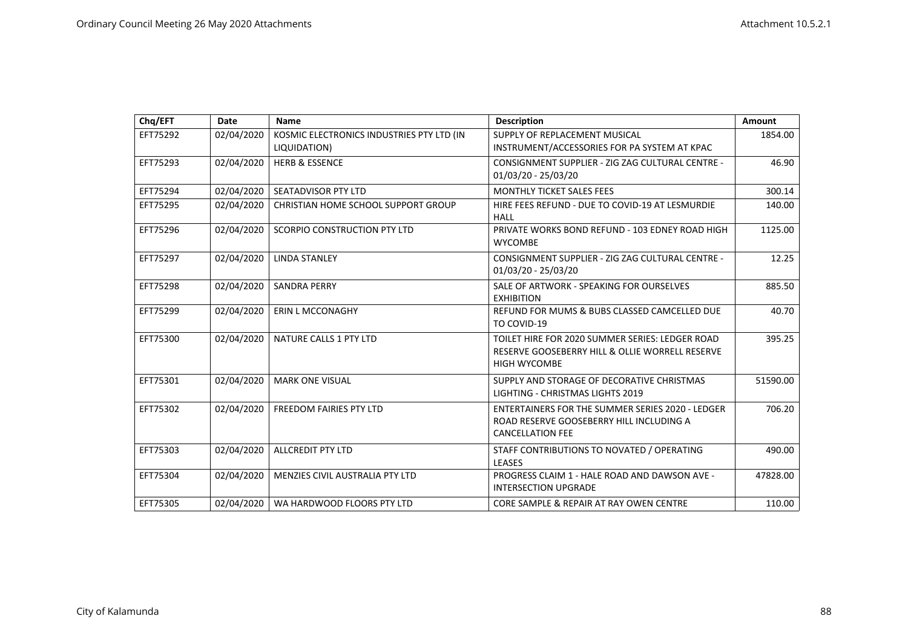| Chq/EFT | Date | Name | Description | Amount |
|---|---|---|---|---|
| EFT75292 | 02/04/2020 | KOSMIC ELECTRONICS INDUSTRIES PTY LTD (IN LIQUIDATION) | SUPPLY OF REPLACEMENT MUSICAL INSTRUMENT/ACCESSORIES FOR PA SYSTEM AT KPAC | 1854.00 |
| EFT75293 | 02/04/2020 | HERB & ESSENCE | CONSIGNMENT SUPPLIER - ZIG ZAG CULTURAL CENTRE - 01/03/20 - 25/03/20 | 46.90 |
| EFT75294 | 02/04/2020 | SEATADVISOR PTY LTD | MONTHLY TICKET SALES FEES | 300.14 |
| EFT75295 | 02/04/2020 | CHRISTIAN HOME SCHOOL SUPPORT GROUP | HIRE FEES REFUND - DUE TO COVID-19 AT LESMURDIE HALL | 140.00 |
| EFT75296 | 02/04/2020 | SCORPIO CONSTRUCTION PTY LTD | PRIVATE WORKS BOND REFUND - 103 EDNEY ROAD HIGH WYCOMBE | 1125.00 |
| EFT75297 | 02/04/2020 | LINDA STANLEY | CONSIGNMENT SUPPLIER - ZIG ZAG CULTURAL CENTRE - 01/03/20 - 25/03/20 | 12.25 |
| EFT75298 | 02/04/2020 | SANDRA PERRY | SALE OF ARTWORK - SPEAKING FOR OURSELVES EXHIBITION | 885.50 |
| EFT75299 | 02/04/2020 | ERIN L MCCONAGHY | REFUND FOR MUMS & BUBS CLASSED CAMCELLED DUE TO COVID-19 | 40.70 |
| EFT75300 | 02/04/2020 | NATURE CALLS 1 PTY LTD | TOILET HIRE FOR 2020 SUMMER SERIES: LEDGER ROAD RESERVE GOOSEBERRY HILL & OLLIE WORRELL RESERVE HIGH WYCOMBE | 395.25 |
| EFT75301 | 02/04/2020 | MARK ONE VISUAL | SUPPLY AND STORAGE OF DECORATIVE CHRISTMAS LIGHTING - CHRISTMAS LIGHTS 2019 | 51590.00 |
| EFT75302 | 02/04/2020 | FREEDOM FAIRIES PTY LTD | ENTERTAINERS FOR THE SUMMER SERIES 2020 - LEDGER ROAD RESERVE GOOSEBERRY HILL INCLUDING A CANCELLATION FEE | 706.20 |
| EFT75303 | 02/04/2020 | ALLCREDIT PTY LTD | STAFF CONTRIBUTIONS TO NOVATED / OPERATING LEASES | 490.00 |
| EFT75304 | 02/04/2020 | MENZIES CIVIL AUSTRALIA PTY LTD | PROGRESS CLAIM 1 - HALE ROAD AND DAWSON AVE - INTERSECTION UPGRADE | 47828.00 |
| EFT75305 | 02/04/2020 | WA HARDWOOD FLOORS PTY LTD | CORE SAMPLE & REPAIR AT RAY OWEN CENTRE | 110.00 |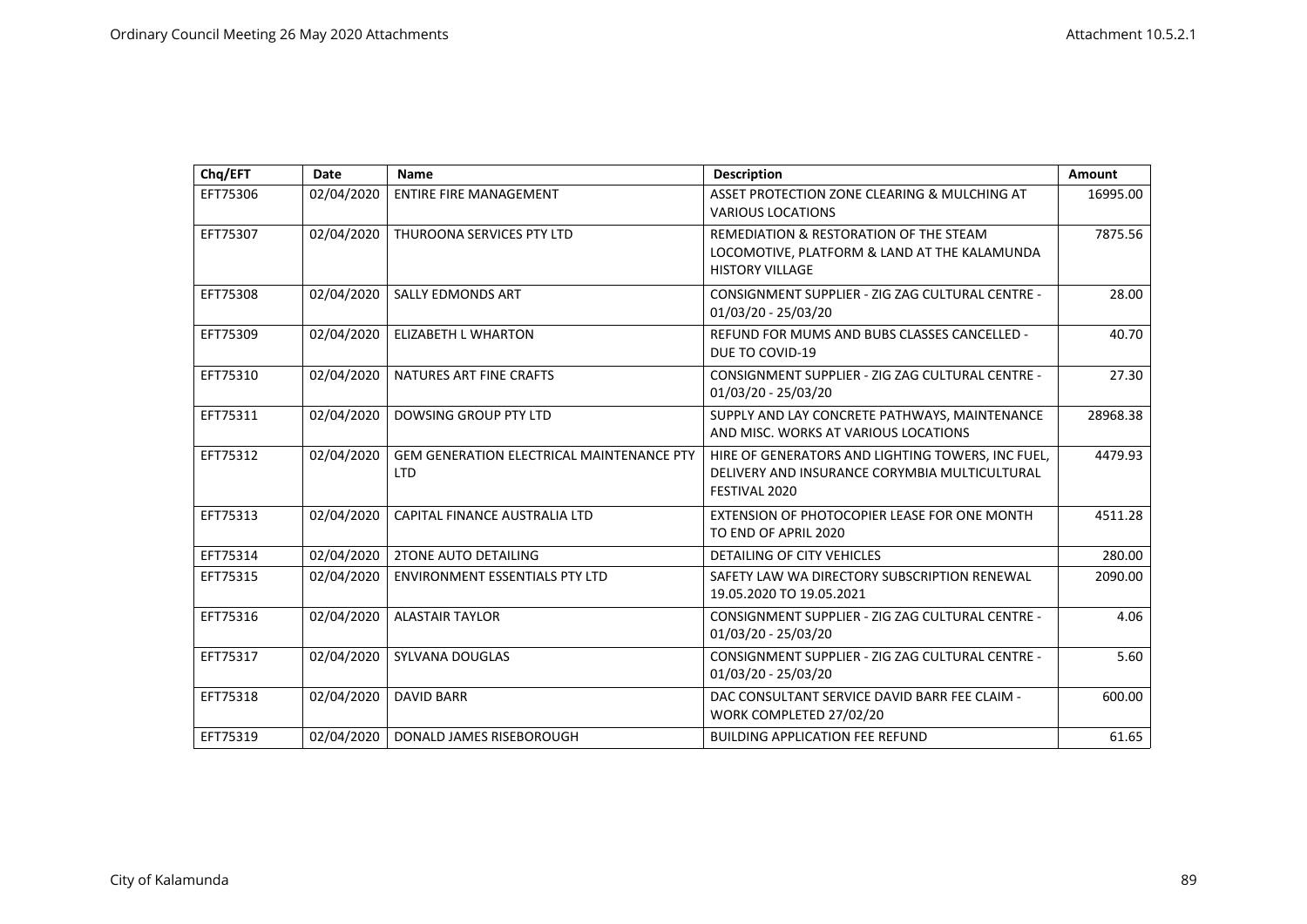| Chq/EFT | Date | Name | Description | Amount |
| --- | --- | --- | --- | --- |
| EFT75306 | 02/04/2020 | ENTIRE FIRE MANAGEMENT | ASSET PROTECTION ZONE CLEARING & MULCHING AT VARIOUS LOCATIONS | 16995.00 |
| EFT75307 | 02/04/2020 | THUROONA SERVICES PTY LTD | REMEDIATION & RESTORATION OF THE STEAM LOCOMOTIVE, PLATFORM & LAND AT THE KALAMUNDA HISTORY VILLAGE | 7875.56 |
| EFT75308 | 02/04/2020 | SALLY EDMONDS ART | CONSIGNMENT SUPPLIER - ZIG ZAG CULTURAL CENTRE - 01/03/20 - 25/03/20 | 28.00 |
| EFT75309 | 02/04/2020 | ELIZABETH L WHARTON | REFUND FOR MUMS AND BUBS CLASSES CANCELLED - DUE TO COVID-19 | 40.70 |
| EFT75310 | 02/04/2020 | NATURES ART FINE CRAFTS | CONSIGNMENT SUPPLIER - ZIG ZAG CULTURAL CENTRE - 01/03/20 - 25/03/20 | 27.30 |
| EFT75311 | 02/04/2020 | DOWSING GROUP PTY LTD | SUPPLY AND LAY CONCRETE PATHWAYS, MAINTENANCE AND MISC. WORKS AT VARIOUS LOCATIONS | 28968.38 |
| EFT75312 | 02/04/2020 | GEM GENERATION ELECTRICAL MAINTENANCE PTY LTD | HIRE OF GENERATORS AND LIGHTING TOWERS, INC FUEL, DELIVERY AND INSURANCE CORYMBIA MULTICULTURAL FESTIVAL 2020 | 4479.93 |
| EFT75313 | 02/04/2020 | CAPITAL FINANCE AUSTRALIA LTD | EXTENSION OF PHOTOCOPIER LEASE FOR ONE MONTH TO END OF APRIL 2020 | 4511.28 |
| EFT75314 | 02/04/2020 | 2TONE AUTO DETAILING | DETAILING OF CITY VEHICLES | 280.00 |
| EFT75315 | 02/04/2020 | ENVIRONMENT ESSENTIALS PTY LTD | SAFETY LAW WA DIRECTORY SUBSCRIPTION RENEWAL 19.05.2020 TO 19.05.2021 | 2090.00 |
| EFT75316 | 02/04/2020 | ALASTAIR TAYLOR | CONSIGNMENT SUPPLIER - ZIG ZAG CULTURAL CENTRE - 01/03/20 - 25/03/20 | 4.06 |
| EFT75317 | 02/04/2020 | SYLVANA DOUGLAS | CONSIGNMENT SUPPLIER - ZIG ZAG CULTURAL CENTRE - 01/03/20 - 25/03/20 | 5.60 |
| EFT75318 | 02/04/2020 | DAVID BARR | DAC CONSULTANT SERVICE DAVID BARR FEE CLAIM - WORK COMPLETED 27/02/20 | 600.00 |
| EFT75319 | 02/04/2020 | DONALD JAMES RISEBOROUGH | BUILDING APPLICATION FEE REFUND | 61.65 |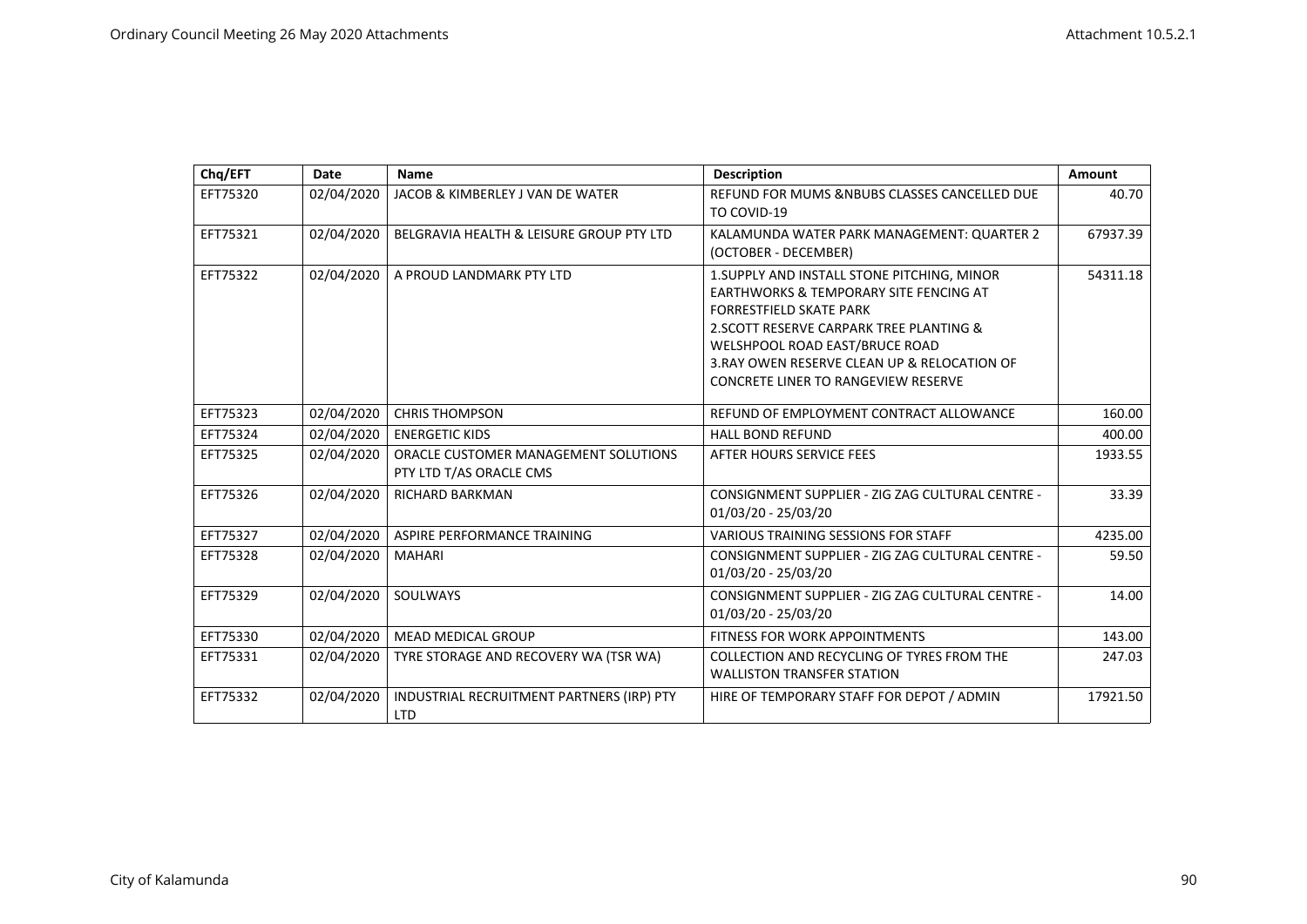| Chq/EFT | Date | Name | Description | Amount |
|---|---|---|---|---|
| EFT75320 | 02/04/2020 | JACOB & KIMBERLEY J VAN DE WATER | REFUND FOR MUMS &NBUBS CLASSES CANCELLED DUE TO COVID-19 | 40.70 |
| EFT75321 | 02/04/2020 | BELGRAVIA HEALTH & LEISURE GROUP PTY LTD | KALAMUNDA WATER PARK MANAGEMENT: QUARTER 2 (OCTOBER - DECEMBER) | 67937.39 |
| EFT75322 | 02/04/2020 | A PROUD LANDMARK PTY LTD | 1.SUPPLY AND INSTALL STONE PITCHING, MINOR EARTHWORKS & TEMPORARY SITE FENCING AT FORRESTFIELD SKATE PARK 2.SCOTT RESERVE CARPARK TREE PLANTING & WELSHPOOL ROAD EAST/BRUCE ROAD 3.RAY OWEN RESERVE CLEAN UP & RELOCATION OF CONCRETE LINER TO RANGEVIEW RESERVE | 54311.18 |
| EFT75323 | 02/04/2020 | CHRIS THOMPSON | REFUND OF EMPLOYMENT CONTRACT ALLOWANCE | 160.00 |
| EFT75324 | 02/04/2020 | ENERGETIC KIDS | HALL BOND REFUND | 400.00 |
| EFT75325 | 02/04/2020 | ORACLE CUSTOMER MANAGEMENT SOLUTIONS PTY LTD T/AS ORACLE CMS | AFTER HOURS SERVICE FEES | 1933.55 |
| EFT75326 | 02/04/2020 | RICHARD BARKMAN | CONSIGNMENT SUPPLIER - ZIG ZAG CULTURAL CENTRE - 01/03/20 - 25/03/20 | 33.39 |
| EFT75327 | 02/04/2020 | ASPIRE PERFORMANCE TRAINING | VARIOUS TRAINING SESSIONS FOR STAFF | 4235.00 |
| EFT75328 | 02/04/2020 | MAHARI | CONSIGNMENT SUPPLIER - ZIG ZAG CULTURAL CENTRE - 01/03/20 - 25/03/20 | 59.50 |
| EFT75329 | 02/04/2020 | SOULWAYS | CONSIGNMENT SUPPLIER - ZIG ZAG CULTURAL CENTRE - 01/03/20 - 25/03/20 | 14.00 |
| EFT75330 | 02/04/2020 | MEAD MEDICAL GROUP | FITNESS FOR WORK APPOINTMENTS | 143.00 |
| EFT75331 | 02/04/2020 | TYRE STORAGE AND RECOVERY WA (TSR WA) | COLLECTION AND RECYCLING OF TYRES FROM THE WALLISTON TRANSFER STATION | 247.03 |
| EFT75332 | 02/04/2020 | INDUSTRIAL RECRUITMENT PARTNERS (IRP) PTY LTD | HIRE OF TEMPORARY STAFF FOR DEPOT / ADMIN | 17921.50 |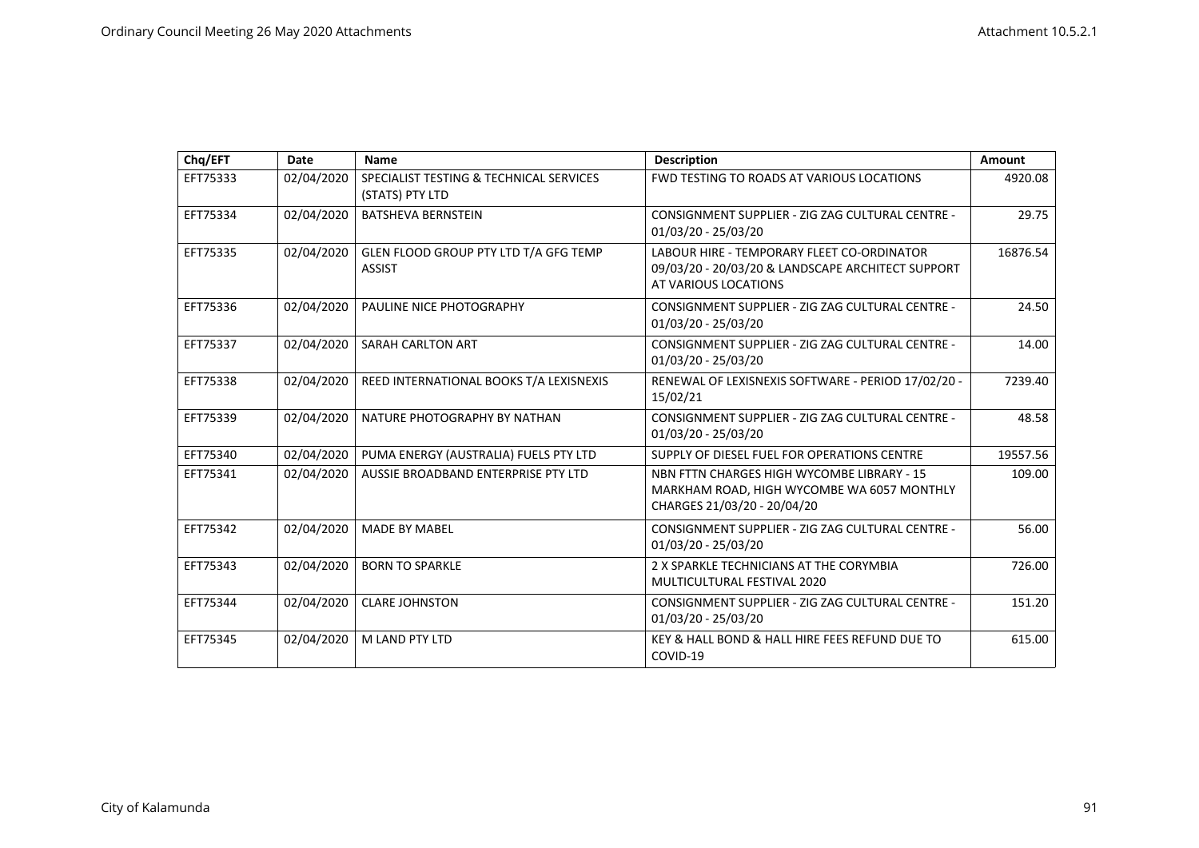| Chq/EFT | Date | Name | Description | Amount |
| --- | --- | --- | --- | --- |
| EFT75333 | 02/04/2020 | SPECIALIST TESTING & TECHNICAL SERVICES (STATS) PTY LTD | FWD TESTING TO ROADS AT VARIOUS LOCATIONS | 4920.08 |
| EFT75334 | 02/04/2020 | BATSHEVA BERNSTEIN | CONSIGNMENT SUPPLIER - ZIG ZAG CULTURAL CENTRE - 01/03/20 - 25/03/20 | 29.75 |
| EFT75335 | 02/04/2020 | GLEN FLOOD GROUP PTY LTD T/A GFG TEMP ASSIST | LABOUR HIRE - TEMPORARY FLEET CO-ORDINATOR 09/03/20 - 20/03/20 & LANDSCAPE ARCHITECT SUPPORT AT VARIOUS LOCATIONS | 16876.54 |
| EFT75336 | 02/04/2020 | PAULINE NICE PHOTOGRAPHY | CONSIGNMENT SUPPLIER - ZIG ZAG CULTURAL CENTRE - 01/03/20 - 25/03/20 | 24.50 |
| EFT75337 | 02/04/2020 | SARAH CARLTON ART | CONSIGNMENT SUPPLIER - ZIG ZAG CULTURAL CENTRE - 01/03/20 - 25/03/20 | 14.00 |
| EFT75338 | 02/04/2020 | REED INTERNATIONAL BOOKS T/A LEXISNEXIS | RENEWAL OF LEXISNEXIS SOFTWARE - PERIOD 17/02/20 - 15/02/21 | 7239.40 |
| EFT75339 | 02/04/2020 | NATURE PHOTOGRAPHY BY NATHAN | CONSIGNMENT SUPPLIER - ZIG ZAG CULTURAL CENTRE - 01/03/20 - 25/03/20 | 48.58 |
| EFT75340 | 02/04/2020 | PUMA ENERGY (AUSTRALIA) FUELS PTY LTD | SUPPLY OF DIESEL FUEL FOR OPERATIONS CENTRE | 19557.56 |
| EFT75341 | 02/04/2020 | AUSSIE BROADBAND ENTERPRISE PTY LTD | NBN FTTN CHARGES HIGH WYCOMBE LIBRARY - 15 MARKHAM ROAD, HIGH WYCOMBE WA 6057 MONTHLY CHARGES 21/03/20 - 20/04/20 | 109.00 |
| EFT75342 | 02/04/2020 | MADE BY MABEL | CONSIGNMENT SUPPLIER - ZIG ZAG CULTURAL CENTRE - 01/03/20 - 25/03/20 | 56.00 |
| EFT75343 | 02/04/2020 | BORN TO SPARKLE | 2 X SPARKLE TECHNICIANS AT THE CORYMBIA MULTICULTURAL FESTIVAL 2020 | 726.00 |
| EFT75344 | 02/04/2020 | CLARE JOHNSTON | CONSIGNMENT SUPPLIER - ZIG ZAG CULTURAL CENTRE - 01/03/20 - 25/03/20 | 151.20 |
| EFT75345 | 02/04/2020 | M LAND PTY LTD | KEY & HALL BOND & HALL HIRE FEES REFUND DUE TO COVID-19 | 615.00 |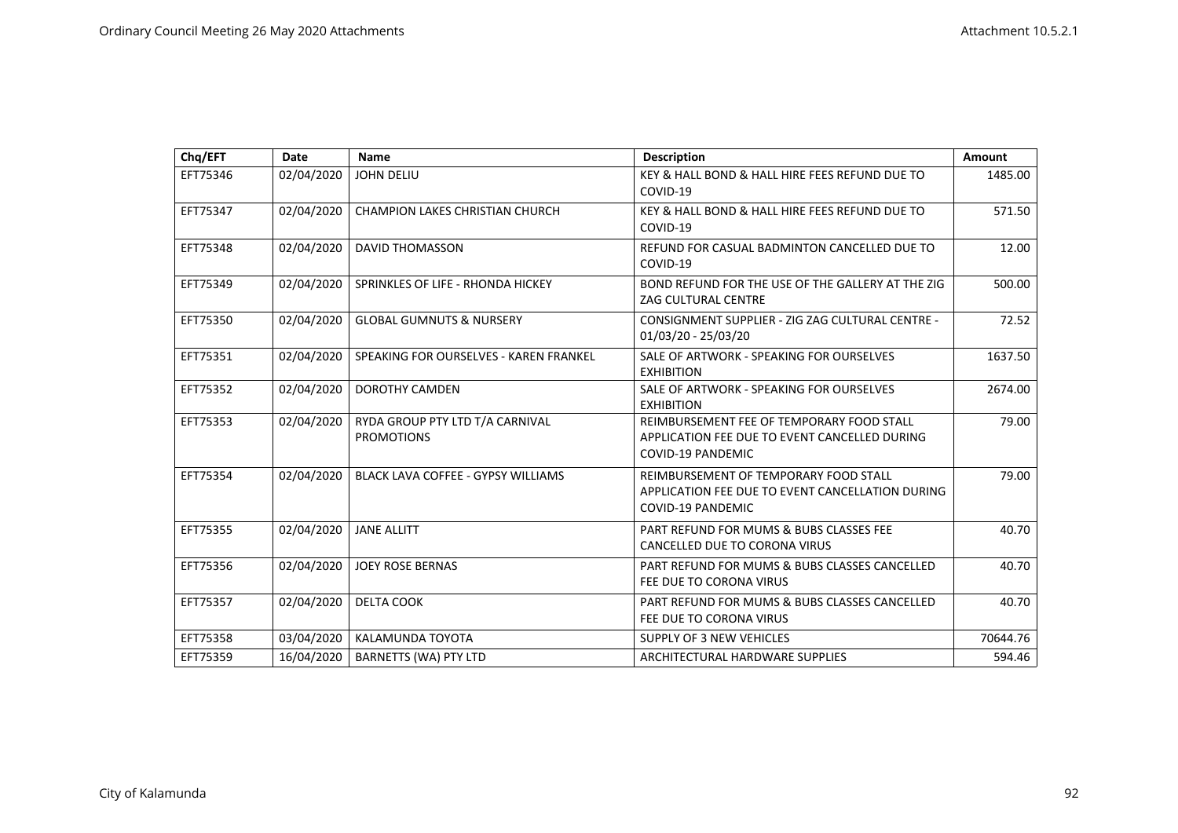| Chq/EFT | Date | Name | Description | Amount |
|---|---|---|---|---|
| EFT75346 | 02/04/2020 | JOHN DELIU | KEY & HALL BOND & HALL HIRE FEES REFUND DUE TO COVID-19 | 1485.00 |
| EFT75347 | 02/04/2020 | CHAMPION LAKES CHRISTIAN CHURCH | KEY & HALL BOND & HALL HIRE FEES REFUND DUE TO COVID-19 | 571.50 |
| EFT75348 | 02/04/2020 | DAVID THOMASSON | REFUND FOR CASUAL BADMINTON CANCELLED DUE TO COVID-19 | 12.00 |
| EFT75349 | 02/04/2020 | SPRINKLES OF LIFE - RHONDA HICKEY | BOND REFUND FOR THE USE OF THE GALLERY AT THE ZIG ZAG CULTURAL CENTRE | 500.00 |
| EFT75350 | 02/04/2020 | GLOBAL GUMNUTS & NURSERY | CONSIGNMENT SUPPLIER - ZIG ZAG CULTURAL CENTRE - 01/03/20 - 25/03/20 | 72.52 |
| EFT75351 | 02/04/2020 | SPEAKING FOR OURSELVES - KAREN FRANKEL | SALE OF ARTWORK - SPEAKING FOR OURSELVES EXHIBITION | 1637.50 |
| EFT75352 | 02/04/2020 | DOROTHY CAMDEN | SALE OF ARTWORK - SPEAKING FOR OURSELVES EXHIBITION | 2674.00 |
| EFT75353 | 02/04/2020 | RYDA GROUP PTY LTD T/A CARNIVAL PROMOTIONS | REIMBURSEMENT FEE OF TEMPORARY FOOD STALL APPLICATION FEE DUE TO EVENT CANCELLED DURING COVID-19 PANDEMIC | 79.00 |
| EFT75354 | 02/04/2020 | BLACK LAVA COFFEE - GYPSY WILLIAMS | REIMBURSEMENT OF TEMPORARY FOOD STALL APPLICATION FEE DUE TO EVENT CANCELLATION DURING COVID-19 PANDEMIC | 79.00 |
| EFT75355 | 02/04/2020 | JANE ALLITT | PART REFUND FOR MUMS & BUBS CLASSES FEE CANCELLED DUE TO CORONA VIRUS | 40.70 |
| EFT75356 | 02/04/2020 | JOEY ROSE BERNAS | PART REFUND FOR MUMS & BUBS CLASSES CANCELLED FEE DUE TO CORONA VIRUS | 40.70 |
| EFT75357 | 02/04/2020 | DELTA COOK | PART REFUND FOR MUMS & BUBS CLASSES CANCELLED FEE DUE TO CORONA VIRUS | 40.70 |
| EFT75358 | 03/04/2020 | KALAMUNDA TOYOTA | SUPPLY OF 3 NEW VEHICLES | 70644.76 |
| EFT75359 | 16/04/2020 | BARNETTS (WA) PTY LTD | ARCHITECTURAL HARDWARE SUPPLIES | 594.46 |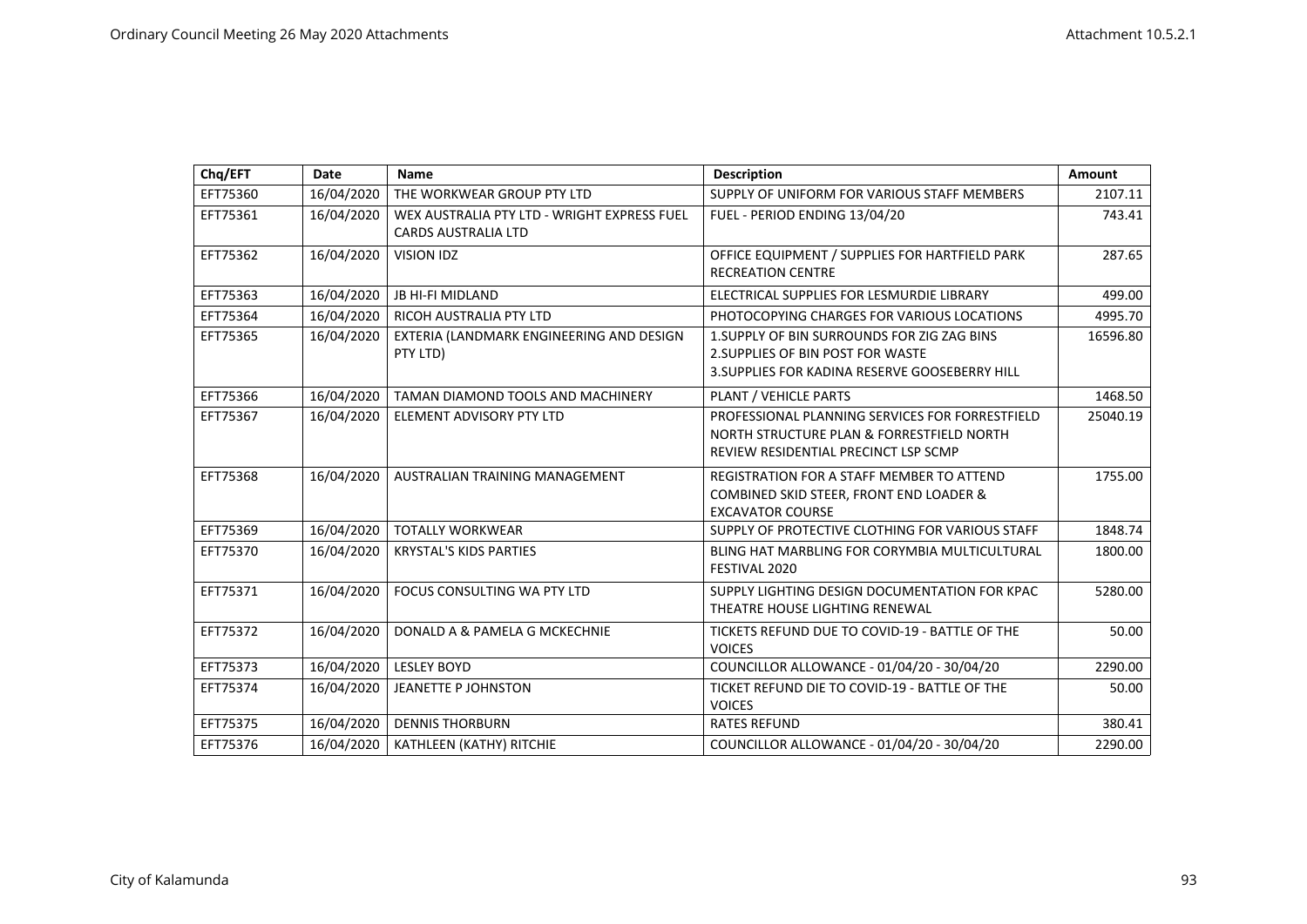| Chq/EFT | Date | Name | Description | Amount |
|---|---|---|---|---|
| EFT75360 | 16/04/2020 | THE WORKWEAR GROUP PTY LTD | SUPPLY OF UNIFORM FOR VARIOUS STAFF MEMBERS | 2107.11 |
| EFT75361 | 16/04/2020 | WEX AUSTRALIA PTY LTD - WRIGHT EXPRESS FUEL CARDS AUSTRALIA LTD | FUEL - PERIOD ENDING 13/04/20 | 743.41 |
| EFT75362 | 16/04/2020 | VISION IDZ | OFFICE EQUIPMENT / SUPPLIES FOR HARTFIELD PARK RECREATION CENTRE | 287.65 |
| EFT75363 | 16/04/2020 | JB HI-FI MIDLAND | ELECTRICAL SUPPLIES FOR LESMURDIE LIBRARY | 499.00 |
| EFT75364 | 16/04/2020 | RICOH AUSTRALIA PTY LTD | PHOTOCOPYING CHARGES FOR VARIOUS LOCATIONS | 4995.70 |
| EFT75365 | 16/04/2020 | EXTERIA (LANDMARK ENGINEERING AND DESIGN PTY LTD) | 1.SUPPLY OF BIN SURROUNDS FOR ZIG ZAG BINS<br>2.SUPPLIES OF BIN POST FOR WASTE<br>3.SUPPLIES FOR KADINA RESERVE GOOSEBERRY HILL | 16596.80 |
| EFT75366 | 16/04/2020 | TAMAN DIAMOND TOOLS AND MACHINERY | PLANT / VEHICLE PARTS | 1468.50 |
| EFT75367 | 16/04/2020 | ELEMENT ADVISORY PTY LTD | PROFESSIONAL PLANNING SERVICES FOR FORRESTFIELD NORTH STRUCTURE PLAN & FORRESTFIELD NORTH REVIEW RESIDENTIAL PRECINCT LSP SCMP | 25040.19 |
| EFT75368 | 16/04/2020 | AUSTRALIAN TRAINING MANAGEMENT | REGISTRATION FOR A STAFF MEMBER TO ATTEND COMBINED SKID STEER, FRONT END LOADER & EXCAVATOR COURSE | 1755.00 |
| EFT75369 | 16/04/2020 | TOTALLY WORKWEAR | SUPPLY OF PROTECTIVE CLOTHING FOR VARIOUS STAFF | 1848.74 |
| EFT75370 | 16/04/2020 | KRYSTAL'S KIDS PARTIES | BLING HAT MARBLING FOR CORYMBIA MULTICULTURAL FESTIVAL 2020 | 1800.00 |
| EFT75371 | 16/04/2020 | FOCUS CONSULTING WA PTY LTD | SUPPLY LIGHTING DESIGN DOCUMENTATION FOR KPAC THEATRE HOUSE LIGHTING RENEWAL | 5280.00 |
| EFT75372 | 16/04/2020 | DONALD A & PAMELA G MCKECHNIE | TICKETS REFUND DUE TO COVID-19 - BATTLE OF THE VOICES | 50.00 |
| EFT75373 | 16/04/2020 | LESLEY BOYD | COUNCILLOR ALLOWANCE - 01/04/20 - 30/04/20 | 2290.00 |
| EFT75374 | 16/04/2020 | JEANETTE P JOHNSTON | TICKET REFUND DIE TO COVID-19 - BATTLE OF THE VOICES | 50.00 |
| EFT75375 | 16/04/2020 | DENNIS THORBURN | RATES REFUND | 380.41 |
| EFT75376 | 16/04/2020 | KATHLEEN (KATHY) RITCHIE | COUNCILLOR ALLOWANCE - 01/04/20 - 30/04/20 | 2290.00 |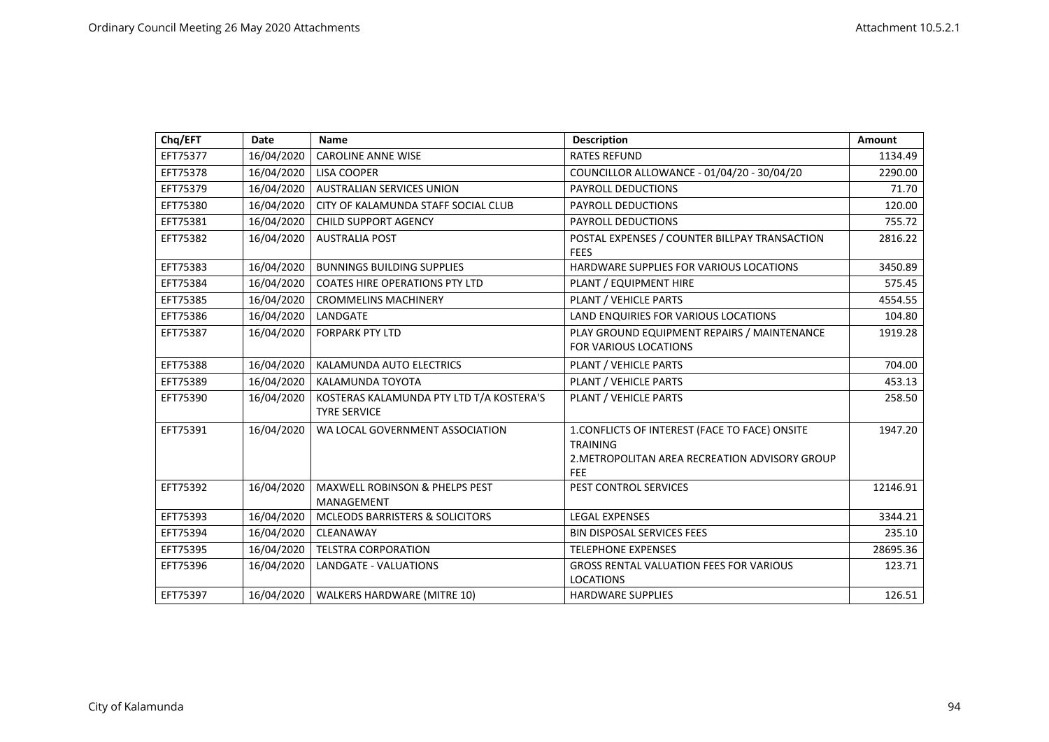| Chq/EFT | Date | Name | Description | Amount |
|---|---|---|---|---|
| EFT75377 | 16/04/2020 | CAROLINE ANNE WISE | RATES REFUND | 1134.49 |
| EFT75378 | 16/04/2020 | LISA COOPER | COUNCILLOR ALLOWANCE - 01/04/20 - 30/04/20 | 2290.00 |
| EFT75379 | 16/04/2020 | AUSTRALIAN SERVICES UNION | PAYROLL DEDUCTIONS | 71.70 |
| EFT75380 | 16/04/2020 | CITY OF KALAMUNDA STAFF SOCIAL CLUB | PAYROLL DEDUCTIONS | 120.00 |
| EFT75381 | 16/04/2020 | CHILD SUPPORT AGENCY | PAYROLL DEDUCTIONS | 755.72 |
| EFT75382 | 16/04/2020 | AUSTRALIA POST | POSTAL EXPENSES / COUNTER BILLPAY TRANSACTION FEES | 2816.22 |
| EFT75383 | 16/04/2020 | BUNNINGS BUILDING SUPPLIES | HARDWARE SUPPLIES FOR VARIOUS LOCATIONS | 3450.89 |
| EFT75384 | 16/04/2020 | COATES HIRE OPERATIONS PTY LTD | PLANT / EQUIPMENT HIRE | 575.45 |
| EFT75385 | 16/04/2020 | CROMMELINS MACHINERY | PLANT / VEHICLE PARTS | 4554.55 |
| EFT75386 | 16/04/2020 | LANDGATE | LAND ENQUIRIES FOR VARIOUS LOCATIONS | 104.80 |
| EFT75387 | 16/04/2020 | FORPARK PTY LTD | PLAY GROUND EQUIPMENT REPAIRS / MAINTENANCE FOR VARIOUS LOCATIONS | 1919.28 |
| EFT75388 | 16/04/2020 | KALAMUNDA AUTO ELECTRICS | PLANT / VEHICLE PARTS | 704.00 |
| EFT75389 | 16/04/2020 | KALAMUNDA TOYOTA | PLANT / VEHICLE PARTS | 453.13 |
| EFT75390 | 16/04/2020 | KOSTERAS KALAMUNDA PTY LTD T/A KOSTERA'S TYRE SERVICE | PLANT / VEHICLE PARTS | 258.50 |
| EFT75391 | 16/04/2020 | WA LOCAL GOVERNMENT ASSOCIATION | 1.CONFLICTS OF INTEREST (FACE TO FACE) ONSITE TRAINING 2.METROPOLITAN AREA RECREATION ADVISORY GROUP FEE | 1947.20 |
| EFT75392 | 16/04/2020 | MAXWELL ROBINSON & PHELPS PEST MANAGEMENT | PEST CONTROL SERVICES | 12146.91 |
| EFT75393 | 16/04/2020 | MCLEODS BARRISTERS & SOLICITORS | LEGAL EXPENSES | 3344.21 |
| EFT75394 | 16/04/2020 | CLEANAWAY | BIN DISPOSAL SERVICES FEES | 235.10 |
| EFT75395 | 16/04/2020 | TELSTRA CORPORATION | TELEPHONE EXPENSES | 28695.36 |
| EFT75396 | 16/04/2020 | LANDGATE - VALUATIONS | GROSS RENTAL VALUATION FEES FOR VARIOUS LOCATIONS | 123.71 |
| EFT75397 | 16/04/2020 | WALKERS HARDWARE (MITRE 10) | HARDWARE SUPPLIES | 126.51 |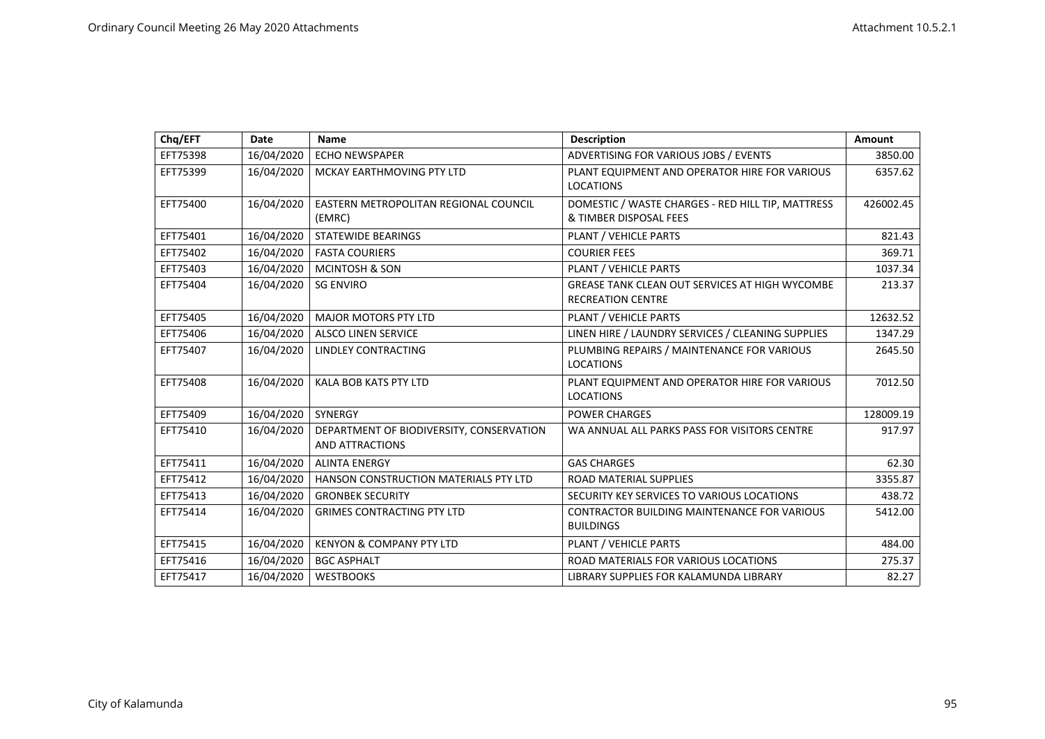| Chq/EFT | Date | Name | Description | Amount |
|---|---|---|---|---|
| EFT75398 | 16/04/2020 | ECHO NEWSPAPER | ADVERTISING FOR VARIOUS JOBS / EVENTS | 3850.00 |
| EFT75399 | 16/04/2020 | MCKAY EARTHMOVING PTY LTD | PLANT EQUIPMENT AND OPERATOR HIRE FOR VARIOUS LOCATIONS | 6357.62 |
| EFT75400 | 16/04/2020 | EASTERN METROPOLITAN REGIONAL COUNCIL (EMRC) | DOMESTIC / WASTE CHARGES - RED HILL TIP, MATTRESS & TIMBER DISPOSAL FEES | 426002.45 |
| EFT75401 | 16/04/2020 | STATEWIDE BEARINGS | PLANT / VEHICLE PARTS | 821.43 |
| EFT75402 | 16/04/2020 | FASTA COURIERS | COURIER FEES | 369.71 |
| EFT75403 | 16/04/2020 | MCINTOSH & SON | PLANT / VEHICLE PARTS | 1037.34 |
| EFT75404 | 16/04/2020 | SG ENVIRO | GREASE TANK CLEAN OUT SERVICES AT HIGH WYCOMBE RECREATION CENTRE | 213.37 |
| EFT75405 | 16/04/2020 | MAJOR MOTORS PTY LTD | PLANT / VEHICLE PARTS | 12632.52 |
| EFT75406 | 16/04/2020 | ALSCO LINEN SERVICE | LINEN HIRE / LAUNDRY SERVICES / CLEANING SUPPLIES | 1347.29 |
| EFT75407 | 16/04/2020 | LINDLEY CONTRACTING | PLUMBING REPAIRS / MAINTENANCE FOR VARIOUS LOCATIONS | 2645.50 |
| EFT75408 | 16/04/2020 | KALA BOB KATS PTY LTD | PLANT EQUIPMENT AND OPERATOR HIRE FOR VARIOUS LOCATIONS | 7012.50 |
| EFT75409 | 16/04/2020 | SYNERGY | POWER CHARGES | 128009.19 |
| EFT75410 | 16/04/2020 | DEPARTMENT OF BIODIVERSITY, CONSERVATION AND ATTRACTIONS | WA ANNUAL ALL PARKS PASS FOR VISITORS CENTRE | 917.97 |
| EFT75411 | 16/04/2020 | ALINTA ENERGY | GAS CHARGES | 62.30 |
| EFT75412 | 16/04/2020 | HANSON CONSTRUCTION MATERIALS PTY LTD | ROAD MATERIAL SUPPLIES | 3355.87 |
| EFT75413 | 16/04/2020 | GRONBEK SECURITY | SECURITY KEY SERVICES TO VARIOUS LOCATIONS | 438.72 |
| EFT75414 | 16/04/2020 | GRIMES CONTRACTING PTY LTD | CONTRACTOR BUILDING MAINTENANCE FOR VARIOUS BUILDINGS | 5412.00 |
| EFT75415 | 16/04/2020 | KENYON & COMPANY PTY LTD | PLANT / VEHICLE PARTS | 484.00 |
| EFT75416 | 16/04/2020 | BGC ASPHALT | ROAD MATERIALS FOR VARIOUS LOCATIONS | 275.37 |
| EFT75417 | 16/04/2020 | WESTBOOKS | LIBRARY SUPPLIES FOR KALAMUNDA LIBRARY | 82.27 |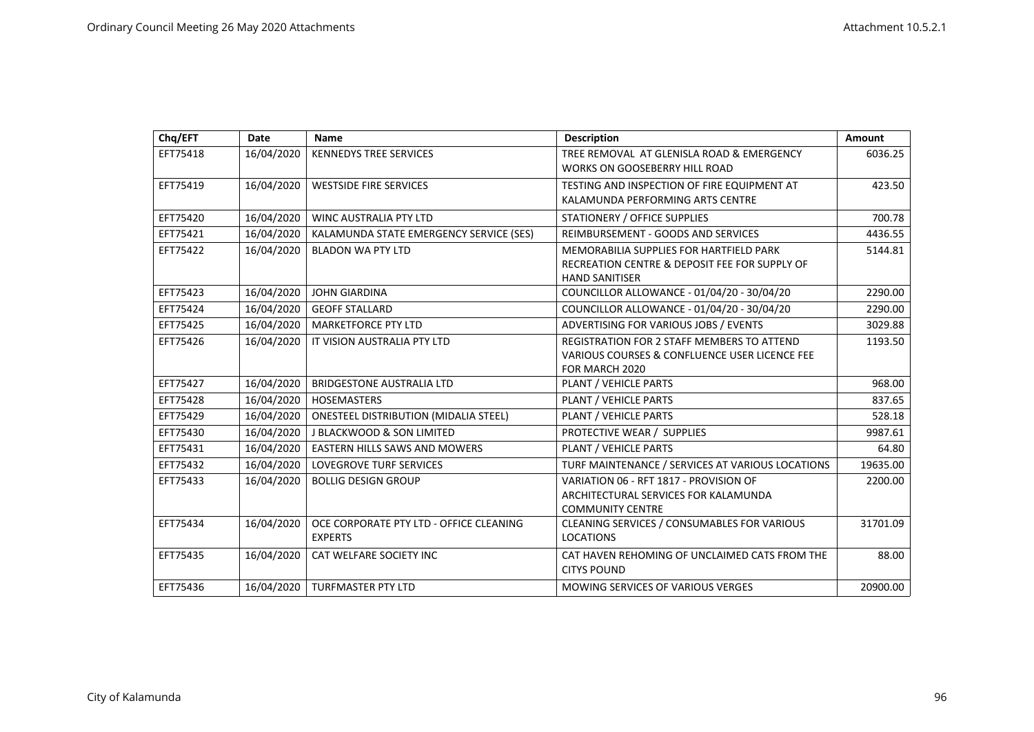| Chq/EFT | Date | Name | Description | Amount |
|---|---|---|---|---|
| EFT75418 | 16/04/2020 | KENNEDYS TREE SERVICES | TREE REMOVAL AT GLENISLA ROAD & EMERGENCY WORKS ON GOOSEBERRY HILL ROAD | 6036.25 |
| EFT75419 | 16/04/2020 | WESTSIDE FIRE SERVICES | TESTING AND INSPECTION OF FIRE EQUIPMENT AT KALAMUNDA PERFORMING ARTS CENTRE | 423.50 |
| EFT75420 | 16/04/2020 | WINC AUSTRALIA PTY LTD | STATIONERY / OFFICE SUPPLIES | 700.78 |
| EFT75421 | 16/04/2020 | KALAMUNDA STATE EMERGENCY SERVICE (SES) | REIMBURSEMENT - GOODS AND SERVICES | 4436.55 |
| EFT75422 | 16/04/2020 | BLADON WA PTY LTD | MEMORABILIA SUPPLIES FOR HARTFIELD PARK RECREATION CENTRE & DEPOSIT FEE FOR SUPPLY OF HAND SANITISER | 5144.81 |
| EFT75423 | 16/04/2020 | JOHN GIARDINA | COUNCILLOR ALLOWANCE - 01/04/20 - 30/04/20 | 2290.00 |
| EFT75424 | 16/04/2020 | GEOFF STALLARD | COUNCILLOR ALLOWANCE - 01/04/20 - 30/04/20 | 2290.00 |
| EFT75425 | 16/04/2020 | MARKETFORCE PTY LTD | ADVERTISING FOR VARIOUS JOBS / EVENTS | 3029.88 |
| EFT75426 | 16/04/2020 | IT VISION AUSTRALIA PTY LTD | REGISTRATION FOR 2 STAFF MEMBERS TO ATTEND VARIOUS COURSES & CONFLUENCE USER LICENCE FEE FOR MARCH 2020 | 1193.50 |
| EFT75427 | 16/04/2020 | BRIDGESTONE AUSTRALIA LTD | PLANT / VEHICLE PARTS | 968.00 |
| EFT75428 | 16/04/2020 | HOSEMASTERS | PLANT / VEHICLE PARTS | 837.65 |
| EFT75429 | 16/04/2020 | ONESTEEL DISTRIBUTION (MIDALIA STEEL) | PLANT / VEHICLE PARTS | 528.18 |
| EFT75430 | 16/04/2020 | J BLACKWOOD & SON LIMITED | PROTECTIVE WEAR / SUPPLIES | 9987.61 |
| EFT75431 | 16/04/2020 | EASTERN HILLS SAWS AND MOWERS | PLANT / VEHICLE PARTS | 64.80 |
| EFT75432 | 16/04/2020 | LOVEGROVE TURF SERVICES | TURF MAINTENANCE / SERVICES AT VARIOUS LOCATIONS | 19635.00 |
| EFT75433 | 16/04/2020 | BOLLIG DESIGN GROUP | VARIATION 06 - RFT 1817 - PROVISION OF ARCHITECTURAL SERVICES FOR KALAMUNDA COMMUNITY CENTRE | 2200.00 |
| EFT75434 | 16/04/2020 | OCE CORPORATE PTY LTD - OFFICE CLEANING EXPERTS | CLEANING SERVICES / CONSUMABLES FOR VARIOUS LOCATIONS | 31701.09 |
| EFT75435 | 16/04/2020 | CAT WELFARE SOCIETY INC | CAT HAVEN REHOMING OF UNCLAIMED CATS FROM THE CITYS POUND | 88.00 |
| EFT75436 | 16/04/2020 | TURFMASTER PTY LTD | MOWING SERVICES OF VARIOUS VERGES | 20900.00 |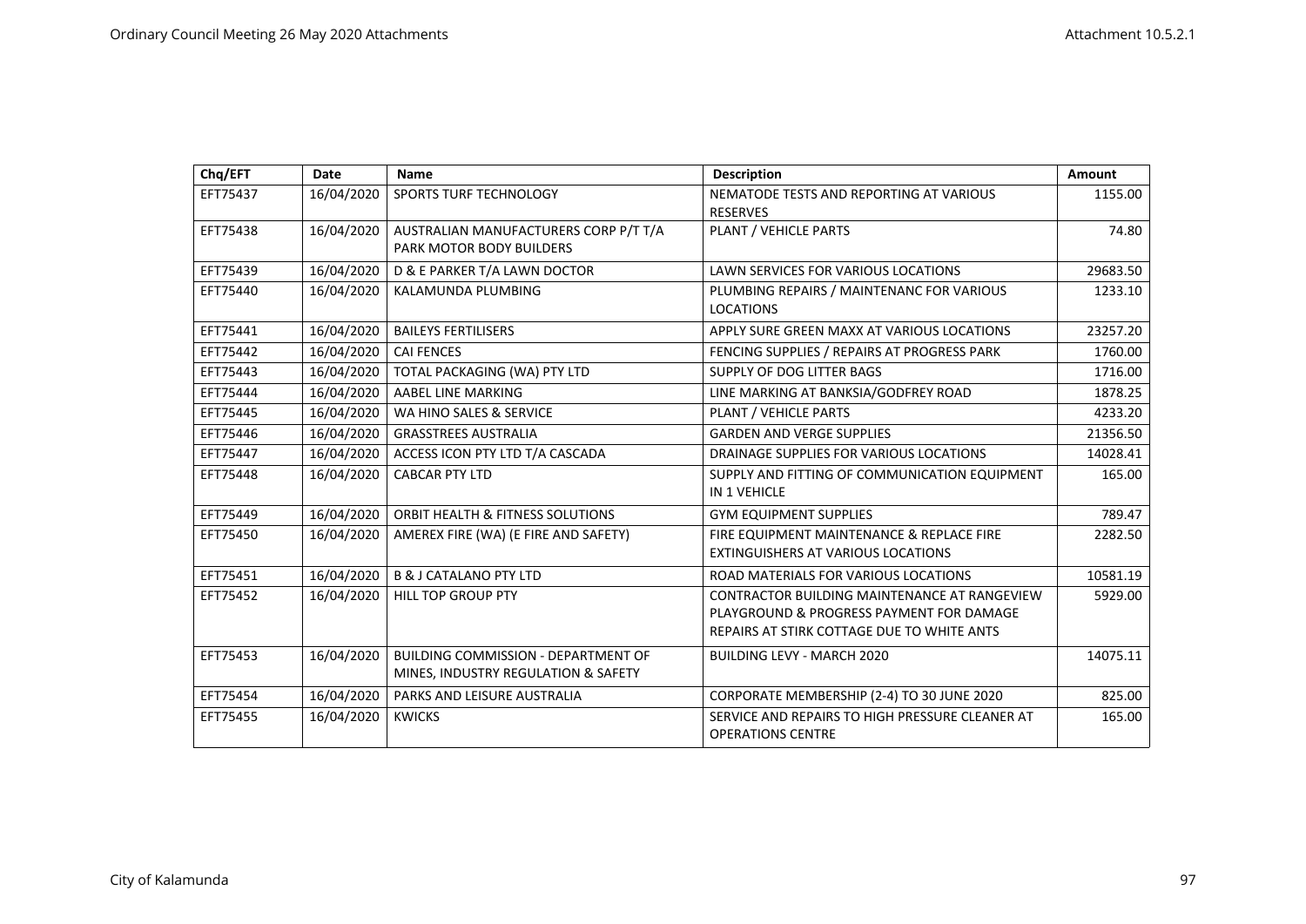| Chq/EFT | Date | Name | Description | Amount |
|---|---|---|---|---|
| EFT75437 | 16/04/2020 | SPORTS TURF TECHNOLOGY | NEMATODE TESTS AND REPORTING AT VARIOUS RESERVES | 1155.00 |
| EFT75438 | 16/04/2020 | AUSTRALIAN MANUFACTURERS CORP P/T T/A PARK MOTOR BODY BUILDERS | PLANT / VEHICLE PARTS | 74.80 |
| EFT75439 | 16/04/2020 | D & E PARKER T/A LAWN DOCTOR | LAWN SERVICES FOR VARIOUS LOCATIONS | 29683.50 |
| EFT75440 | 16/04/2020 | KALAMUNDA PLUMBING | PLUMBING REPAIRS / MAINTENANC FOR VARIOUS LOCATIONS | 1233.10 |
| EFT75441 | 16/04/2020 | BAILEYS FERTILISERS | APPLY SURE GREEN MAXX AT VARIOUS LOCATIONS | 23257.20 |
| EFT75442 | 16/04/2020 | CAI FENCES | FENCING SUPPLIES / REPAIRS AT PROGRESS PARK | 1760.00 |
| EFT75443 | 16/04/2020 | TOTAL PACKAGING (WA) PTY LTD | SUPPLY OF DOG LITTER BAGS | 1716.00 |
| EFT75444 | 16/04/2020 | AABEL LINE MARKING | LINE MARKING AT BANKSIA/GODFREY ROAD | 1878.25 |
| EFT75445 | 16/04/2020 | WA HINO SALES & SERVICE | PLANT / VEHICLE PARTS | 4233.20 |
| EFT75446 | 16/04/2020 | GRASSTREES AUSTRALIA | GARDEN AND VERGE SUPPLIES | 21356.50 |
| EFT75447 | 16/04/2020 | ACCESS ICON PTY LTD T/A CASCADA | DRAINAGE SUPPLIES FOR VARIOUS LOCATIONS | 14028.41 |
| EFT75448 | 16/04/2020 | CABCAR PTY LTD | SUPPLY AND FITTING OF COMMUNICATION EQUIPMENT IN 1 VEHICLE | 165.00 |
| EFT75449 | 16/04/2020 | ORBIT HEALTH & FITNESS SOLUTIONS | GYM EQUIPMENT SUPPLIES | 789.47 |
| EFT75450 | 16/04/2020 | AMEREX FIRE (WA) (E FIRE AND SAFETY) | FIRE EQUIPMENT MAINTENANCE & REPLACE FIRE EXTINGUISHERS AT VARIOUS LOCATIONS | 2282.50 |
| EFT75451 | 16/04/2020 | B & J CATALANO PTY LTD | ROAD MATERIALS FOR VARIOUS LOCATIONS | 10581.19 |
| EFT75452 | 16/04/2020 | HILL TOP GROUP PTY | CONTRACTOR BUILDING MAINTENANCE AT RANGEVIEW PLAYGROUND & PROGRESS PAYMENT FOR DAMAGE REPAIRS AT STIRK COTTAGE DUE TO WHITE ANTS | 5929.00 |
| EFT75453 | 16/04/2020 | BUILDING COMMISSION - DEPARTMENT OF MINES, INDUSTRY REGULATION & SAFETY | BUILDING LEVY - MARCH 2020 | 14075.11 |
| EFT75454 | 16/04/2020 | PARKS AND LEISURE AUSTRALIA | CORPORATE MEMBERSHIP (2-4) TO 30 JUNE 2020 | 825.00 |
| EFT75455 | 16/04/2020 | KWICKS | SERVICE AND REPAIRS TO HIGH PRESSURE CLEANER AT OPERATIONS CENTRE | 165.00 |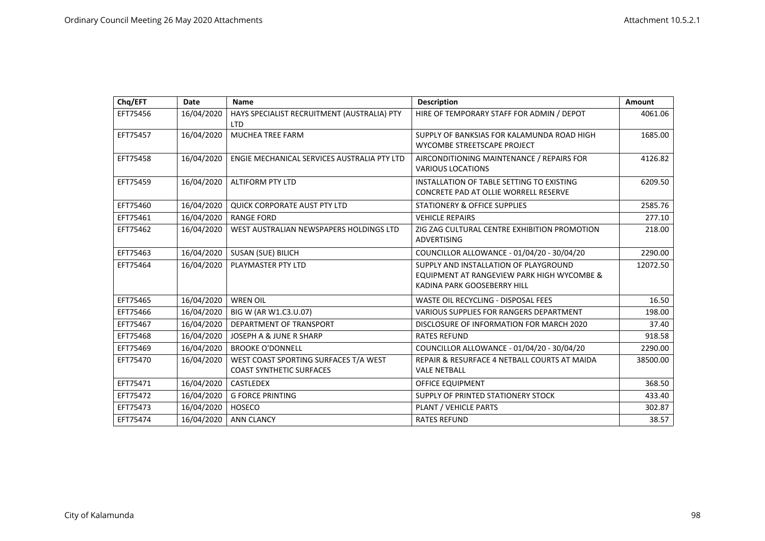| Chq/EFT | Date | Name | Description | Amount |
| --- | --- | --- | --- | --- |
| EFT75456 | 16/04/2020 | HAYS SPECIALIST RECRUITMENT (AUSTRALIA) PTY LTD | HIRE OF TEMPORARY STAFF FOR ADMIN / DEPOT | 4061.06 |
| EFT75457 | 16/04/2020 | MUCHEA TREE FARM | SUPPLY OF BANKSIAS FOR KALAMUNDA ROAD HIGH WYCOMBE STREETSCAPE PROJECT | 1685.00 |
| EFT75458 | 16/04/2020 | ENGIE MECHANICAL SERVICES AUSTRALIA PTY LTD | AIRCONDITIONING MAINTENANCE / REPAIRS FOR VARIOUS LOCATIONS | 4126.82 |
| EFT75459 | 16/04/2020 | ALTIFORM PTY LTD | INSTALLATION OF TABLE SETTING TO EXISTING CONCRETE PAD AT OLLIE WORRELL RESERVE | 6209.50 |
| EFT75460 | 16/04/2020 | QUICK CORPORATE AUST PTY LTD | STATIONERY & OFFICE SUPPLIES | 2585.76 |
| EFT75461 | 16/04/2020 | RANGE FORD | VEHICLE REPAIRS | 277.10 |
| EFT75462 | 16/04/2020 | WEST AUSTRALIAN NEWSPAPERS HOLDINGS LTD | ZIG ZAG CULTURAL CENTRE EXHIBITION PROMOTION ADVERTISING | 218.00 |
| EFT75463 | 16/04/2020 | SUSAN (SUE) BILICH | COUNCILLOR ALLOWANCE - 01/04/20 - 30/04/20 | 2290.00 |
| EFT75464 | 16/04/2020 | PLAYMASTER PTY LTD | SUPPLY AND INSTALLATION OF PLAYGROUND EQUIPMENT AT RANGEVIEW PARK HIGH WYCOMBE & KADINA PARK GOOSEBERRY HILL | 12072.50 |
| EFT75465 | 16/04/2020 | WREN OIL | WASTE OIL RECYCLING - DISPOSAL FEES | 16.50 |
| EFT75466 | 16/04/2020 | BIG W (AR W1.C3.U.07) | VARIOUS SUPPLIES FOR RANGERS DEPARTMENT | 198.00 |
| EFT75467 | 16/04/2020 | DEPARTMENT OF TRANSPORT | DISCLOSURE OF INFORMATION FOR MARCH 2020 | 37.40 |
| EFT75468 | 16/04/2020 | JOSEPH A & JUNE R SHARP | RATES REFUND | 918.58 |
| EFT75469 | 16/04/2020 | BROOKE O'DONNELL | COUNCILLOR ALLOWANCE - 01/04/20 - 30/04/20 | 2290.00 |
| EFT75470 | 16/04/2020 | WEST COAST SPORTING SURFACES T/A WEST COAST SYNTHETIC SURFACES | REPAIR & RESURFACE 4 NETBALL COURTS AT MAIDA VALE NETBALL | 38500.00 |
| EFT75471 | 16/04/2020 | CASTLEDEX | OFFICE EQUIPMENT | 368.50 |
| EFT75472 | 16/04/2020 | G FORCE PRINTING | SUPPLY OF PRINTED STATIONERY STOCK | 433.40 |
| EFT75473 | 16/04/2020 | HOSECO | PLANT / VEHICLE PARTS | 302.87 |
| EFT75474 | 16/04/2020 | ANN CLANCY | RATES REFUND | 38.57 |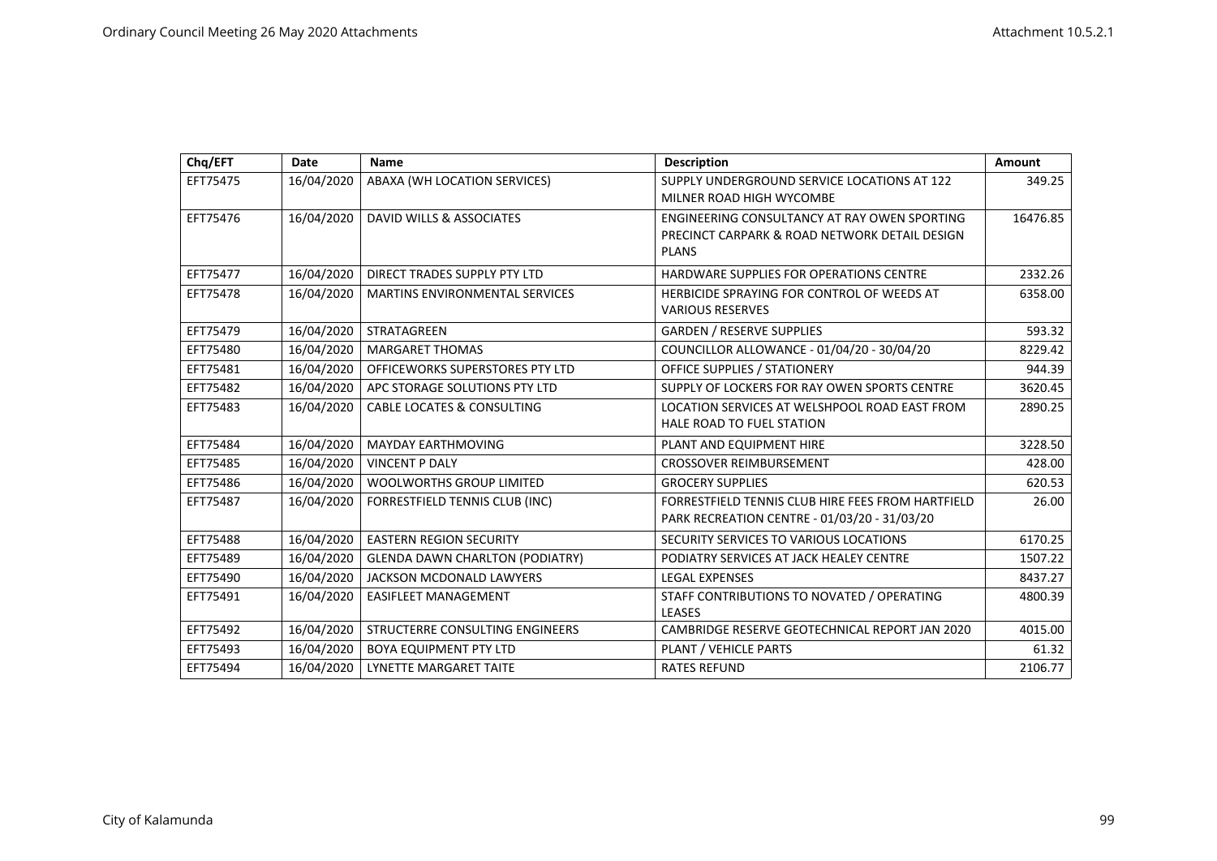| Chq/EFT | Date | Name | Description | Amount |
|---|---|---|---|---|
| EFT75475 | 16/04/2020 | ABAXA (WH LOCATION SERVICES) | SUPPLY UNDERGROUND SERVICE LOCATIONS AT 122 MILNER ROAD HIGH WYCOMBE | 349.25 |
| EFT75476 | 16/04/2020 | DAVID WILLS & ASSOCIATES | ENGINEERING CONSULTANCY AT RAY OWEN SPORTING PRECINCT CARPARK & ROAD NETWORK DETAIL DESIGN PLANS | 16476.85 |
| EFT75477 | 16/04/2020 | DIRECT TRADES SUPPLY PTY LTD | HARDWARE SUPPLIES FOR OPERATIONS CENTRE | 2332.26 |
| EFT75478 | 16/04/2020 | MARTINS ENVIRONMENTAL SERVICES | HERBICIDE SPRAYING FOR CONTROL OF WEEDS AT VARIOUS RESERVES | 6358.00 |
| EFT75479 | 16/04/2020 | STRATAGREEN | GARDEN / RESERVE SUPPLIES | 593.32 |
| EFT75480 | 16/04/2020 | MARGARET THOMAS | COUNCILLOR ALLOWANCE - 01/04/20 - 30/04/20 | 8229.42 |
| EFT75481 | 16/04/2020 | OFFICEWORKS SUPERSTORES PTY LTD | OFFICE SUPPLIES / STATIONERY | 944.39 |
| EFT75482 | 16/04/2020 | APC STORAGE SOLUTIONS PTY LTD | SUPPLY OF LOCKERS FOR RAY OWEN SPORTS CENTRE | 3620.45 |
| EFT75483 | 16/04/2020 | CABLE LOCATES & CONSULTING | LOCATION SERVICES AT WELSHPOOL ROAD EAST FROM HALE ROAD TO FUEL STATION | 2890.25 |
| EFT75484 | 16/04/2020 | MAYDAY EARTHMOVING | PLANT AND EQUIPMENT HIRE | 3228.50 |
| EFT75485 | 16/04/2020 | VINCENT P DALY | CROSSOVER REIMBURSEMENT | 428.00 |
| EFT75486 | 16/04/2020 | WOOLWORTHS GROUP LIMITED | GROCERY SUPPLIES | 620.53 |
| EFT75487 | 16/04/2020 | FORRESTFIELD TENNIS CLUB (INC) | FORRESTFIELD TENNIS CLUB HIRE FEES FROM HARTFIELD PARK RECREATION CENTRE - 01/03/20 - 31/03/20 | 26.00 |
| EFT75488 | 16/04/2020 | EASTERN REGION SECURITY | SECURITY SERVICES TO VARIOUS LOCATIONS | 6170.25 |
| EFT75489 | 16/04/2020 | GLENDA DAWN CHARLTON (PODIATRY) | PODIATRY SERVICES AT JACK HEALEY CENTRE | 1507.22 |
| EFT75490 | 16/04/2020 | JACKSON MCDONALD LAWYERS | LEGAL EXPENSES | 8437.27 |
| EFT75491 | 16/04/2020 | EASIFLEET MANAGEMENT | STAFF CONTRIBUTIONS TO NOVATED / OPERATING LEASES | 4800.39 |
| EFT75492 | 16/04/2020 | STRUCTERRE CONSULTING ENGINEERS | CAMBRIDGE RESERVE GEOTECHNICAL REPORT JAN 2020 | 4015.00 |
| EFT75493 | 16/04/2020 | BOYA EQUIPMENT PTY LTD | PLANT / VEHICLE PARTS | 61.32 |
| EFT75494 | 16/04/2020 | LYNETTE MARGARET TAITE | RATES REFUND | 2106.77 |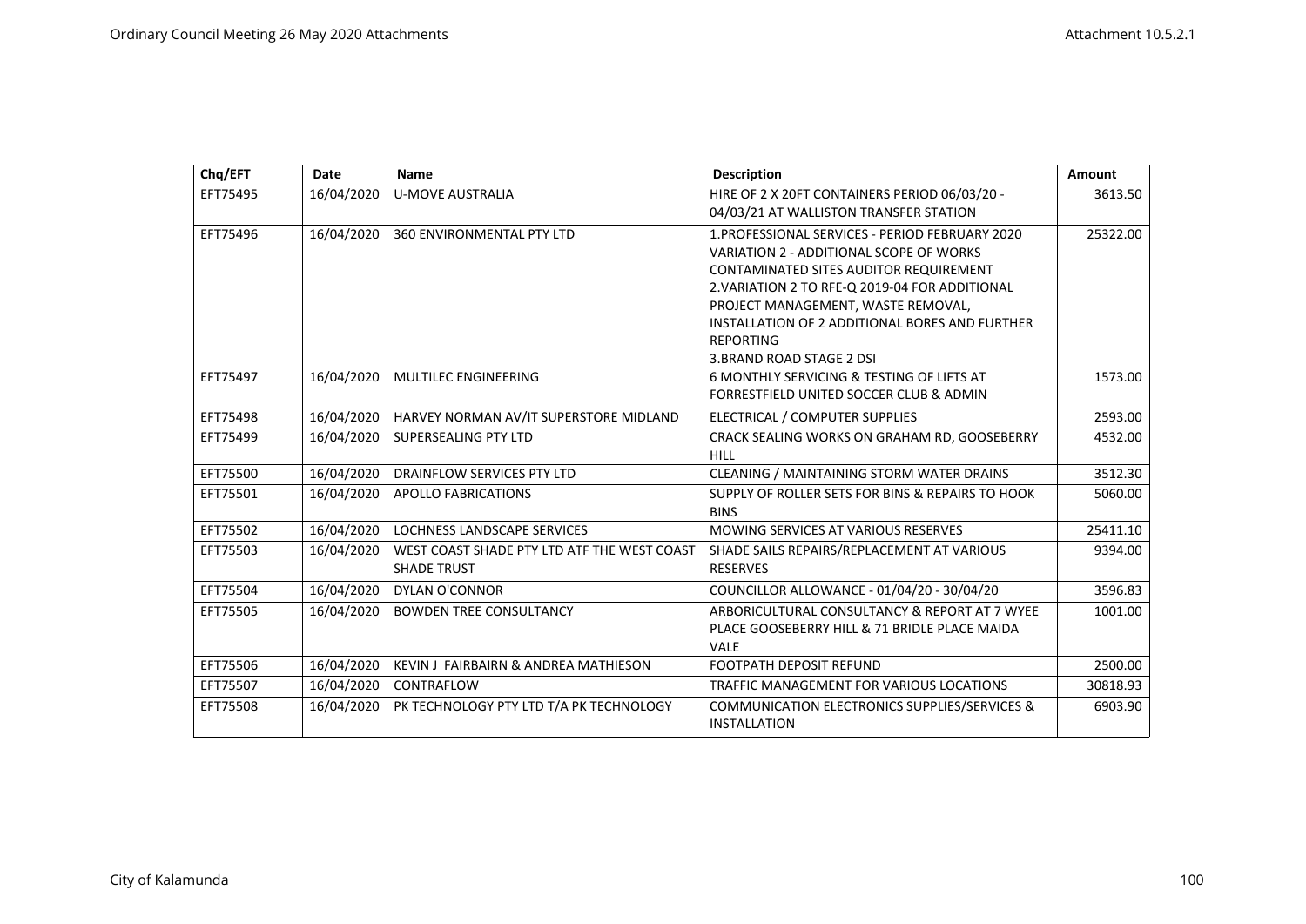| Chq/EFT | Date | Name | Description | Amount |
|---|---|---|---|---|
| EFT75495 | 16/04/2020 | U-MOVE AUSTRALIA | HIRE OF 2 X 20FT CONTAINERS PERIOD 06/03/20 - 04/03/21 AT WALLISTON TRANSFER STATION | 3613.50 |
| EFT75496 | 16/04/2020 | 360 ENVIRONMENTAL PTY LTD | 1.PROFESSIONAL SERVICES - PERIOD FEBRUARY 2020 VARIATION 2 - ADDITIONAL SCOPE OF WORKS CONTAMINATED SITES AUDITOR REQUIREMENT 2.VARIATION 2 TO RFE-Q 2019-04 FOR ADDITIONAL PROJECT MANAGEMENT, WASTE REMOVAL, INSTALLATION OF 2 ADDITIONAL BORES AND FURTHER REPORTING 3.BRAND ROAD STAGE 2 DSI | 25322.00 |
| EFT75497 | 16/04/2020 | MULTILEC ENGINEERING | 6 MONTHLY SERVICING & TESTING OF LIFTS AT FORRESTFIELD UNITED SOCCER CLUB & ADMIN | 1573.00 |
| EFT75498 | 16/04/2020 | HARVEY NORMAN AV/IT SUPERSTORE MIDLAND | ELECTRICAL / COMPUTER SUPPLIES | 2593.00 |
| EFT75499 | 16/04/2020 | SUPERSEALING PTY LTD | CRACK SEALING WORKS ON GRAHAM RD, GOOSEBERRY HILL | 4532.00 |
| EFT75500 | 16/04/2020 | DRAINFLOW SERVICES PTY LTD | CLEANING / MAINTAINING STORM WATER DRAINS | 3512.30 |
| EFT75501 | 16/04/2020 | APOLLO FABRICATIONS | SUPPLY OF ROLLER SETS FOR BINS & REPAIRS TO HOOK BINS | 5060.00 |
| EFT75502 | 16/04/2020 | LOCHNESS LANDSCAPE SERVICES | MOWING SERVICES AT VARIOUS RESERVES | 25411.10 |
| EFT75503 | 16/04/2020 | WEST COAST SHADE PTY LTD ATF THE WEST COAST SHADE TRUST | SHADE SAILS REPAIRS/REPLACEMENT AT VARIOUS RESERVES | 9394.00 |
| EFT75504 | 16/04/2020 | DYLAN O'CONNOR | COUNCILLOR ALLOWANCE - 01/04/20 - 30/04/20 | 3596.83 |
| EFT75505 | 16/04/2020 | BOWDEN TREE CONSULTANCY | ARBORICULTURAL CONSULTANCY & REPORT AT 7 WYEE PLACE GOOSEBERRY HILL & 71 BRIDLE PLACE MAIDA VALE | 1001.00 |
| EFT75506 | 16/04/2020 | KEVIN J FAIRBAIRN & ANDREA MATHIESON | FOOTPATH DEPOSIT REFUND | 2500.00 |
| EFT75507 | 16/04/2020 | CONTRAFLOW | TRAFFIC MANAGEMENT FOR VARIOUS LOCATIONS | 30818.93 |
| EFT75508 | 16/04/2020 | PK TECHNOLOGY PTY LTD T/A PK TECHNOLOGY | COMMUNICATION ELECTRONICS SUPPLIES/SERVICES & INSTALLATION | 6903.90 |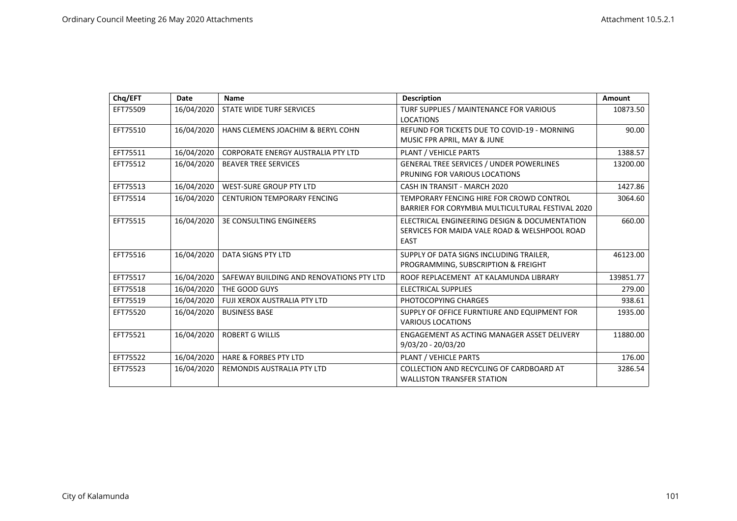| Chq/EFT | Date | Name | Description | Amount |
|---|---|---|---|---|
| EFT75509 | 16/04/2020 | STATE WIDE TURF SERVICES | TURF SUPPLIES / MAINTENANCE FOR VARIOUS LOCATIONS | 10873.50 |
| EFT75510 | 16/04/2020 | HANS CLEMENS JOACHIM & BERYL COHN | REFUND FOR TICKETS DUE TO COVID-19 - MORNING MUSIC FPR APRIL, MAY & JUNE | 90.00 |
| EFT75511 | 16/04/2020 | CORPORATE ENERGY AUSTRALIA PTY LTD | PLANT / VEHICLE PARTS | 1388.57 |
| EFT75512 | 16/04/2020 | BEAVER TREE SERVICES | GENERAL TREE SERVICES / UNDER POWERLINES PRUNING FOR VARIOUS LOCATIONS | 13200.00 |
| EFT75513 | 16/04/2020 | WEST-SURE GROUP PTY LTD | CASH IN TRANSIT - MARCH 2020 | 1427.86 |
| EFT75514 | 16/04/2020 | CENTURION TEMPORARY FENCING | TEMPORARY FENCING HIRE FOR CROWD CONTROL BARRIER FOR CORYMBIA MULTICULTURAL FESTIVAL 2020 | 3064.60 |
| EFT75515 | 16/04/2020 | 3E CONSULTING ENGINEERS | ELECTRICAL ENGINEERING DESIGN & DOCUMENTATION SERVICES FOR MAIDA VALE ROAD & WELSHPOOL ROAD EAST | 660.00 |
| EFT75516 | 16/04/2020 | DATA SIGNS PTY LTD | SUPPLY OF DATA SIGNS INCLUDING TRAILER, PROGRAMMING, SUBSCRIPTION & FREIGHT | 46123.00 |
| EFT75517 | 16/04/2020 | SAFEWAY BUILDING AND RENOVATIONS PTY LTD | ROOF REPLACEMENT AT KALAMUNDA LIBRARY | 139851.77 |
| EFT75518 | 16/04/2020 | THE GOOD GUYS | ELECTRICAL SUPPLIES | 279.00 |
| EFT75519 | 16/04/2020 | FUJI XEROX AUSTRALIA PTY LTD | PHOTOCOPYING CHARGES | 938.61 |
| EFT75520 | 16/04/2020 | BUSINESS BASE | SUPPLY OF OFFICE FURNTIURE AND EQUIPMENT FOR VARIOUS LOCATIONS | 1935.00 |
| EFT75521 | 16/04/2020 | ROBERT G WILLIS | ENGAGEMENT AS ACTING MANAGER ASSET DELIVERY 9/03/20 - 20/03/20 | 11880.00 |
| EFT75522 | 16/04/2020 | HARE & FORBES PTY LTD | PLANT / VEHICLE PARTS | 176.00 |
| EFT75523 | 16/04/2020 | REMONDIS AUSTRALIA PTY LTD | COLLECTION AND RECYCLING OF CARDBOARD AT WALLISTON TRANSFER STATION | 3286.54 |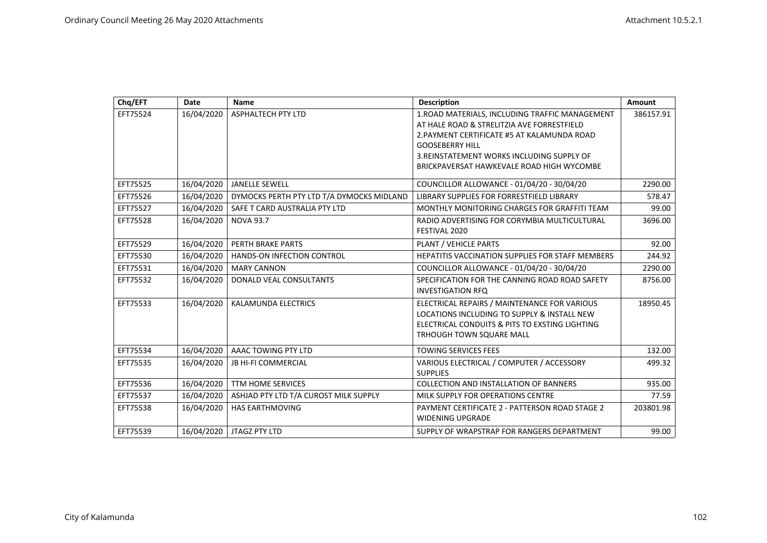| Chq/EFT | Date | Name | Description | Amount |
|---|---|---|---|---|
| EFT75524 | 16/04/2020 | ASPHALTECH PTY LTD | 1.ROAD MATERIALS, INCLUDING TRAFFIC MANAGEMENT AT HALE ROAD & STRELITZIA AVE FORRESTFIELD 2.PAYMENT CERTIFICATE #5 AT KALAMUNDA ROAD GOOSEBERRY HILL 3.REINSTATEMENT WORKS INCLUDING SUPPLY OF BRICKPAVERSAT HAWKEVALE ROAD HIGH WYCOMBE | 386157.91 |
| EFT75525 | 16/04/2020 | JANELLE SEWELL | COUNCILLOR ALLOWANCE - 01/04/20 - 30/04/20 | 2290.00 |
| EFT75526 | 16/04/2020 | DYMOCKS PERTH PTY LTD T/A DYMOCKS MIDLAND | LIBRARY SUPPLIES FOR FORRESTFIELD LIBRARY | 578.47 |
| EFT75527 | 16/04/2020 | SAFE T CARD AUSTRALIA PTY LTD | MONTHLY MONITORING CHARGES FOR GRAFFITI TEAM | 99.00 |
| EFT75528 | 16/04/2020 | NOVA 93.7 | RADIO ADVERTISING FOR CORYMBIA MULTICULTURAL FESTIVAL 2020 | 3696.00 |
| EFT75529 | 16/04/2020 | PERTH BRAKE PARTS | PLANT / VEHICLE PARTS | 92.00 |
| EFT75530 | 16/04/2020 | HANDS-ON INFECTION CONTROL | HEPATITIS VACCINATION SUPPLIES FOR STAFF MEMBERS | 244.92 |
| EFT75531 | 16/04/2020 | MARY CANNON | COUNCILLOR ALLOWANCE - 01/04/20 - 30/04/20 | 2290.00 |
| EFT75532 | 16/04/2020 | DONALD VEAL CONSULTANTS | SPECIFICATION FOR THE CANNING ROAD ROAD SAFETY INVESTIGATION RFQ | 8756.00 |
| EFT75533 | 16/04/2020 | KALAMUNDA ELECTRICS | ELECTRICAL REPAIRS / MAINTENANCE FOR VARIOUS LOCATIONS INCLUDING TO SUPPLY & INSTALL NEW ELECTRICAL CONDUITS & PITS TO EXSTING LIGHTING TRHOUGH TOWN SQUARE MALL | 18950.45 |
| EFT75534 | 16/04/2020 | AAAC TOWING PTY LTD | TOWING SERVICES FEES | 132.00 |
| EFT75535 | 16/04/2020 | JB HI-FI COMMERCIAL | VARIOUS ELECTRICAL / COMPUTER / ACCESSORY SUPPLIES | 499.32 |
| EFT75536 | 16/04/2020 | TTM HOME SERVICES | COLLECTION AND INSTALLATION OF BANNERS | 935.00 |
| EFT75537 | 16/04/2020 | ASHJAD PTY LTD T/A CUROST MILK SUPPLY | MILK SUPPLY FOR OPERATIONS CENTRE | 77.59 |
| EFT75538 | 16/04/2020 | HAS EARTHMOVING | PAYMENT CERTIFICATE 2 - PATTERSON ROAD STAGE 2 WIDENING UPGRADE | 203801.98 |
| EFT75539 | 16/04/2020 | JTAGZ PTY LTD | SUPPLY OF WRAPSTRAP FOR RANGERS DEPARTMENT | 99.00 |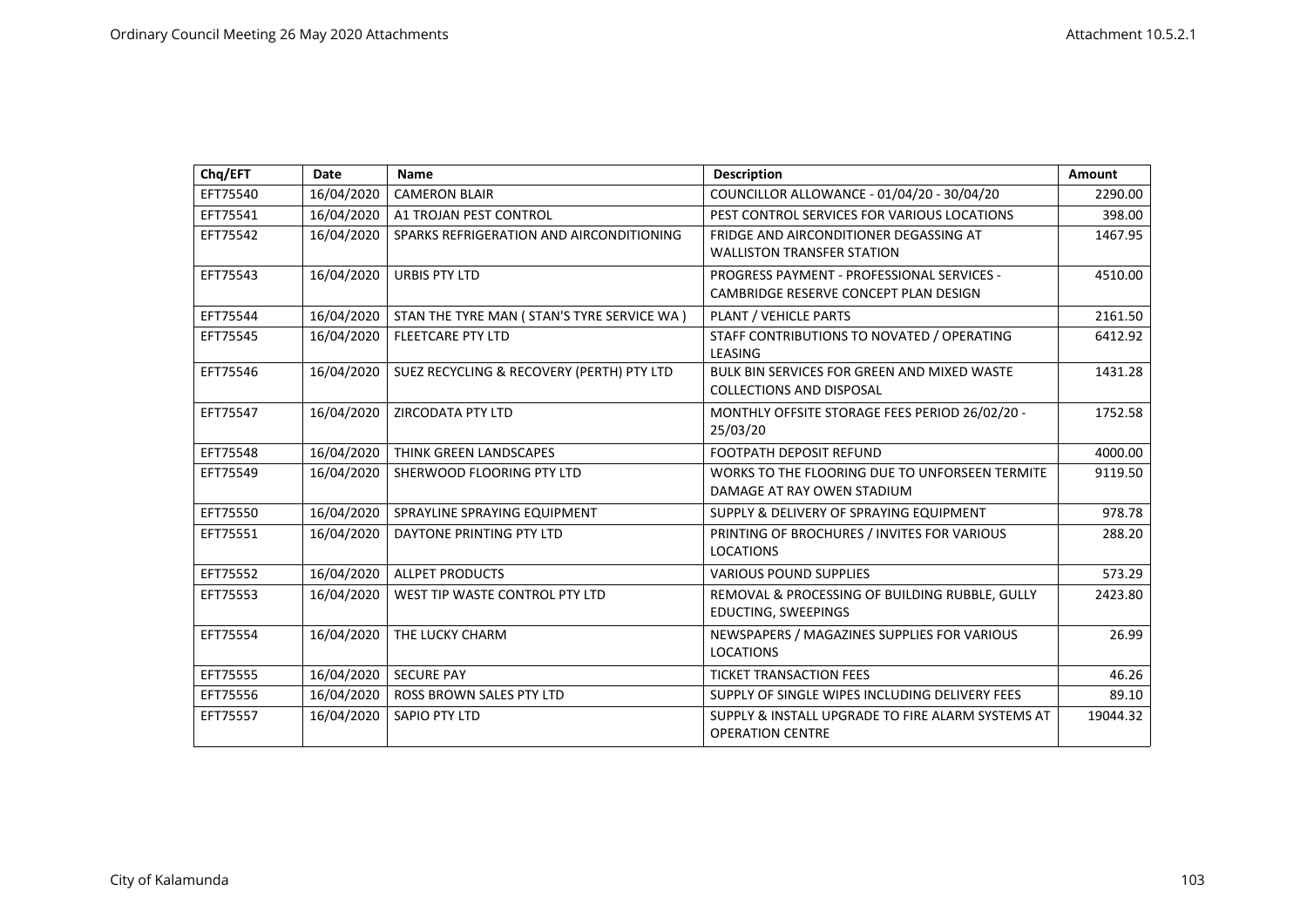| Chq/EFT | Date | Name | Description | Amount |
| --- | --- | --- | --- | --- |
| EFT75540 | 16/04/2020 | CAMERON BLAIR | COUNCILLOR ALLOWANCE - 01/04/20 - 30/04/20 | 2290.00 |
| EFT75541 | 16/04/2020 | A1 TROJAN PEST CONTROL | PEST CONTROL SERVICES FOR VARIOUS LOCATIONS | 398.00 |
| EFT75542 | 16/04/2020 | SPARKS REFRIGERATION AND AIRCONDITIONING | FRIDGE AND AIRCONDITIONER DEGASSING AT WALLISTON TRANSFER STATION | 1467.95 |
| EFT75543 | 16/04/2020 | URBIS PTY LTD | PROGRESS PAYMENT - PROFESSIONAL SERVICES - CAMBRIDGE RESERVE CONCEPT PLAN DESIGN | 4510.00 |
| EFT75544 | 16/04/2020 | STAN THE TYRE MAN ( STAN'S TYRE SERVICE WA ) | PLANT / VEHICLE PARTS | 2161.50 |
| EFT75545 | 16/04/2020 | FLEETCARE PTY LTD | STAFF CONTRIBUTIONS TO NOVATED / OPERATING LEASING | 6412.92 |
| EFT75546 | 16/04/2020 | SUEZ RECYCLING & RECOVERY (PERTH) PTY LTD | BULK BIN SERVICES FOR GREEN AND MIXED WASTE COLLECTIONS AND DISPOSAL | 1431.28 |
| EFT75547 | 16/04/2020 | ZIRCODATA PTY LTD | MONTHLY OFFSITE STORAGE FEES PERIOD 26/02/20 - 25/03/20 | 1752.58 |
| EFT75548 | 16/04/2020 | THINK GREEN LANDSCAPES | FOOTPATH DEPOSIT REFUND | 4000.00 |
| EFT75549 | 16/04/2020 | SHERWOOD FLOORING PTY LTD | WORKS TO THE FLOORING DUE TO UNFORSEEN TERMITE DAMAGE AT RAY OWEN STADIUM | 9119.50 |
| EFT75550 | 16/04/2020 | SPRAYLINE SPRAYING EQUIPMENT | SUPPLY & DELIVERY OF SPRAYING EQUIPMENT | 978.78 |
| EFT75551 | 16/04/2020 | DAYTONE PRINTING PTY LTD | PRINTING OF BROCHURES / INVITES FOR VARIOUS LOCATIONS | 288.20 |
| EFT75552 | 16/04/2020 | ALLPET PRODUCTS | VARIOUS POUND SUPPLIES | 573.29 |
| EFT75553 | 16/04/2020 | WEST TIP WASTE CONTROL PTY LTD | REMOVAL & PROCESSING OF BUILDING RUBBLE, GULLY EDUCTING, SWEEPINGS | 2423.80 |
| EFT75554 | 16/04/2020 | THE LUCKY CHARM | NEWSPAPERS / MAGAZINES SUPPLIES FOR VARIOUS LOCATIONS | 26.99 |
| EFT75555 | 16/04/2020 | SECURE PAY | TICKET TRANSACTION FEES | 46.26 |
| EFT75556 | 16/04/2020 | ROSS BROWN SALES PTY LTD | SUPPLY OF SINGLE WIPES INCLUDING DELIVERY FEES | 89.10 |
| EFT75557 | 16/04/2020 | SAPIO PTY LTD | SUPPLY & INSTALL UPGRADE TO FIRE ALARM SYSTEMS AT OPERATION CENTRE | 19044.32 |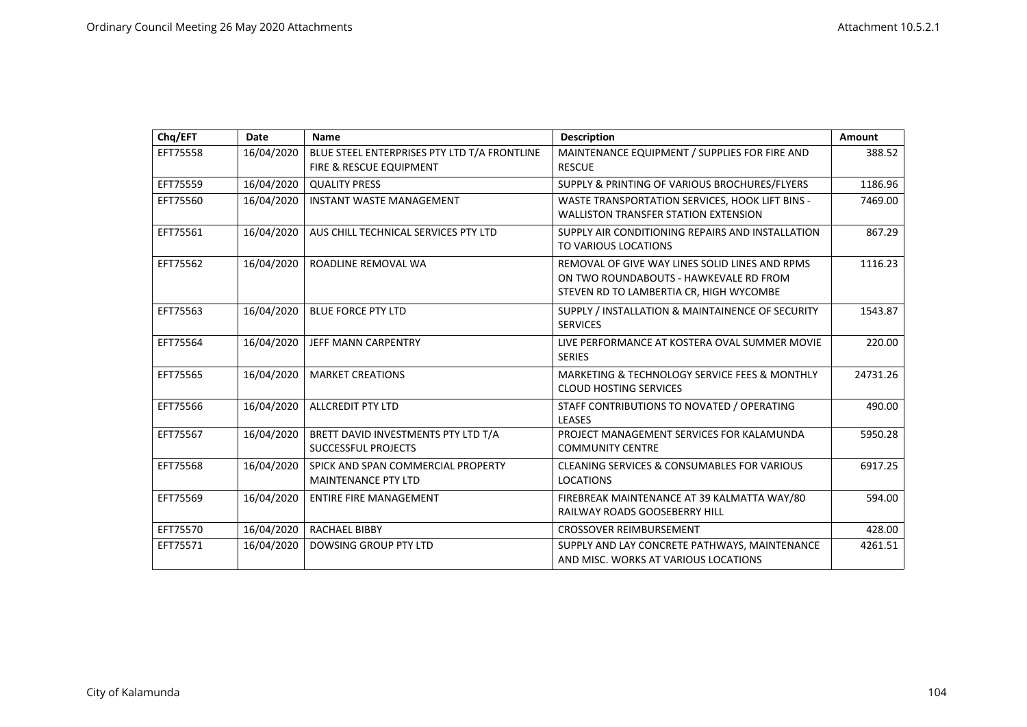| Chq/EFT | Date | Name | Description | Amount |
|---|---|---|---|---|
| EFT75558 | 16/04/2020 | BLUE STEEL ENTERPRISES PTY LTD T/A FRONTLINE FIRE & RESCUE EQUIPMENT | MAINTENANCE EQUIPMENT / SUPPLIES FOR FIRE AND RESCUE | 388.52 |
| EFT75559 | 16/04/2020 | QUALITY PRESS | SUPPLY & PRINTING OF VARIOUS BROCHURES/FLYERS | 1186.96 |
| EFT75560 | 16/04/2020 | INSTANT WASTE MANAGEMENT | WASTE TRANSPORTATION SERVICES, HOOK LIFT BINS - WALLISTON TRANSFER STATION EXTENSION | 7469.00 |
| EFT75561 | 16/04/2020 | AUS CHILL TECHNICAL SERVICES PTY LTD | SUPPLY AIR CONDITIONING REPAIRS AND INSTALLATION TO VARIOUS LOCATIONS | 867.29 |
| EFT75562 | 16/04/2020 | ROADLINE REMOVAL WA | REMOVAL OF GIVE WAY LINES SOLID LINES AND RPMS ON TWO ROUNDABOUTS - HAWKEVALE RD FROM STEVEN RD TO LAMBERTIA CR, HIGH WYCOMBE | 1116.23 |
| EFT75563 | 16/04/2020 | BLUE FORCE PTY LTD | SUPPLY / INSTALLATION & MAINTAINENCE OF SECURITY SERVICES | 1543.87 |
| EFT75564 | 16/04/2020 | JEFF MANN CARPENTRY | LIVE PERFORMANCE AT KOSTERA OVAL SUMMER MOVIE SERIES | 220.00 |
| EFT75565 | 16/04/2020 | MARKET CREATIONS | MARKETING & TECHNOLOGY SERVICE FEES & MONTHLY CLOUD HOSTING SERVICES | 24731.26 |
| EFT75566 | 16/04/2020 | ALLCREDIT PTY LTD | STAFF CONTRIBUTIONS TO NOVATED / OPERATING LEASES | 490.00 |
| EFT75567 | 16/04/2020 | BRETT DAVID INVESTMENTS PTY LTD T/A SUCCESSFUL PROJECTS | PROJECT MANAGEMENT SERVICES FOR KALAMUNDA COMMUNITY CENTRE | 5950.28 |
| EFT75568 | 16/04/2020 | SPICK AND SPAN COMMERCIAL PROPERTY MAINTENANCE PTY LTD | CLEANING SERVICES & CONSUMABLES FOR VARIOUS LOCATIONS | 6917.25 |
| EFT75569 | 16/04/2020 | ENTIRE FIRE MANAGEMENT | FIREBREAK MAINTENANCE AT 39 KALMATTA WAY/80 RAILWAY ROADS GOOSEBERRY HILL | 594.00 |
| EFT75570 | 16/04/2020 | RACHAEL BIBBY | CROSSOVER REIMBURSEMENT | 428.00 |
| EFT75571 | 16/04/2020 | DOWSING GROUP PTY LTD | SUPPLY AND LAY CONCRETE PATHWAYS, MAINTENANCE AND MISC. WORKS AT VARIOUS LOCATIONS | 4261.51 |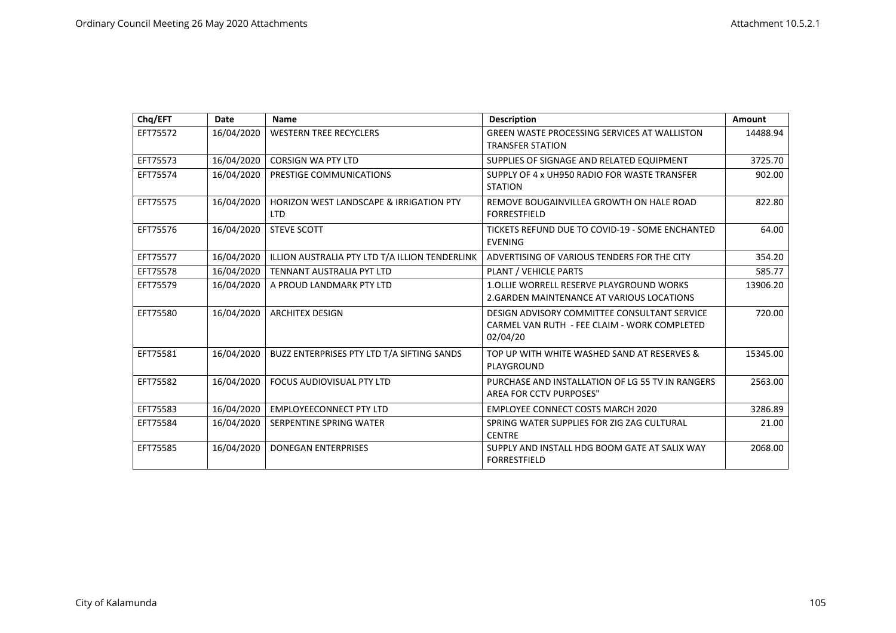| Chq/EFT | Date | Name | Description | Amount |
|---|---|---|---|---|
| EFT75572 | 16/04/2020 | WESTERN TREE RECYCLERS | GREEN WASTE PROCESSING SERVICES AT WALLISTON TRANSFER STATION | 14488.94 |
| EFT75573 | 16/04/2020 | CORSIGN WA PTY LTD | SUPPLIES OF SIGNAGE AND RELATED EQUIPMENT | 3725.70 |
| EFT75574 | 16/04/2020 | PRESTIGE COMMUNICATIONS | SUPPLY OF 4 x UH950 RADIO FOR WASTE TRANSFER STATION | 902.00 |
| EFT75575 | 16/04/2020 | HORIZON WEST LANDSCAPE & IRRIGATION PTY LTD | REMOVE BOUGAINVILLEA GROWTH ON HALE ROAD FORRESTFIELD | 822.80 |
| EFT75576 | 16/04/2020 | STEVE SCOTT | TICKETS REFUND DUE TO COVID-19 - SOME ENCHANTED EVENING | 64.00 |
| EFT75577 | 16/04/2020 | ILLION AUSTRALIA PTY LTD T/A ILLION TENDERLINK | ADVERTISING OF VARIOUS TENDERS FOR THE CITY | 354.20 |
| EFT75578 | 16/04/2020 | TENNANT AUSTRALIA PYT LTD | PLANT / VEHICLE PARTS | 585.77 |
| EFT75579 | 16/04/2020 | A PROUD LANDMARK PTY LTD | 1.OLLIE WORRELL RESERVE PLAYGROUND WORKS 2.GARDEN MAINTENANCE AT VARIOUS LOCATIONS | 13906.20 |
| EFT75580 | 16/04/2020 | ARCHITEX DESIGN | DESIGN ADVISORY COMMITTEE CONSULTANT SERVICE CARMEL VAN RUTH - FEE CLAIM - WORK COMPLETED 02/04/20 | 720.00 |
| EFT75581 | 16/04/2020 | BUZZ ENTERPRISES PTY LTD T/A SIFTING SANDS | TOP UP WITH WHITE WASHED SAND AT RESERVES & PLAYGROUND | 15345.00 |
| EFT75582 | 16/04/2020 | FOCUS AUDIOVISUAL PTY LTD | PURCHASE AND INSTALLATION OF LG 55 TV IN RANGERS AREA FOR CCTV PURPOSES" | 2563.00 |
| EFT75583 | 16/04/2020 | EMPLOYEECONNECT PTY LTD | EMPLOYEE CONNECT COSTS MARCH 2020 | 3286.89 |
| EFT75584 | 16/04/2020 | SERPENTINE SPRING WATER | SPRING WATER SUPPLIES FOR ZIG ZAG CULTURAL CENTRE | 21.00 |
| EFT75585 | 16/04/2020 | DONEGAN ENTERPRISES | SUPPLY AND INSTALL HDG BOOM GATE AT SALIX WAY FORRESTFIELD | 2068.00 |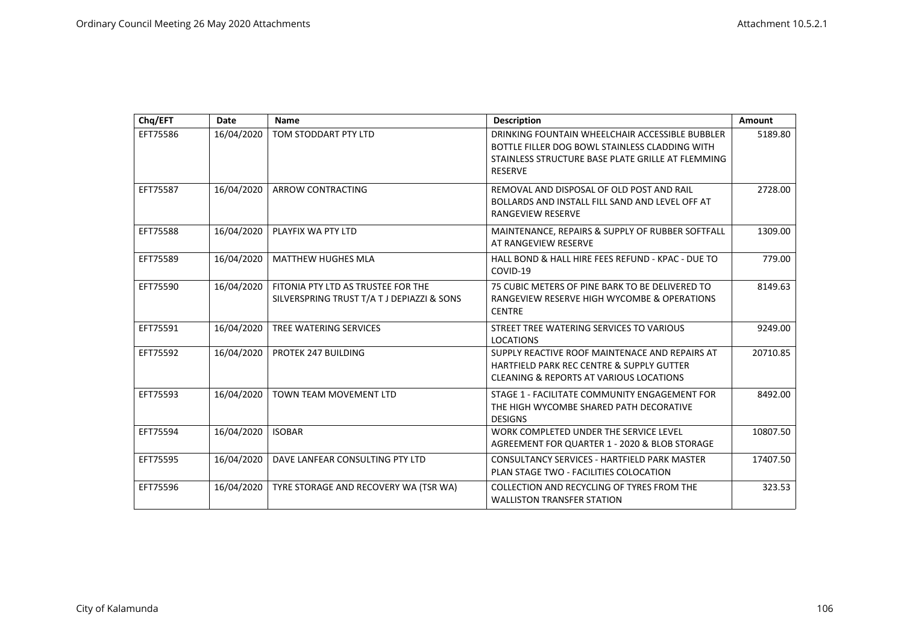| Chq/EFT | Date | Name | Description | Amount |
| --- | --- | --- | --- | --- |
| EFT75586 | 16/04/2020 | TOM STODDART PTY LTD | DRINKING FOUNTAIN WHEELCHAIR ACCESSIBLE BUBBLER BOTTLE FILLER DOG BOWL STAINLESS CLADDING WITH STAINLESS STRUCTURE BASE PLATE GRILLE AT FLEMMING RESERVE | 5189.80 |
| EFT75587 | 16/04/2020 | ARROW CONTRACTING | REMOVAL AND DISPOSAL OF OLD POST AND RAIL BOLLARDS AND INSTALL FILL SAND AND LEVEL OFF AT RANGEVIEW RESERVE | 2728.00 |
| EFT75588 | 16/04/2020 | PLAYFIX WA PTY LTD | MAINTENANCE, REPAIRS & SUPPLY OF RUBBER SOFTFALL AT RANGEVIEW RESERVE | 1309.00 |
| EFT75589 | 16/04/2020 | MATTHEW HUGHES MLA | HALL BOND & HALL HIRE FEES REFUND - KPAC - DUE TO COVID-19 | 779.00 |
| EFT75590 | 16/04/2020 | FITONIA PTY LTD AS TRUSTEE FOR THE SILVERSPRING TRUST T/A T J DEPIAZZI & SONS | 75 CUBIC METERS OF PINE BARK TO BE DELIVERED TO RANGEVIEW RESERVE HIGH WYCOMBE & OPERATIONS CENTRE | 8149.63 |
| EFT75591 | 16/04/2020 | TREE WATERING SERVICES | STREET TREE WATERING SERVICES TO VARIOUS LOCATIONS | 9249.00 |
| EFT75592 | 16/04/2020 | PROTEK 247 BUILDING | SUPPLY REACTIVE ROOF MAINTENACE AND REPAIRS AT HARTFIELD PARK REC CENTRE & SUPPLY GUTTER CLEANING & REPORTS AT VARIOUS LOCATIONS | 20710.85 |
| EFT75593 | 16/04/2020 | TOWN TEAM MOVEMENT LTD | STAGE 1 - FACILITATE COMMUNITY ENGAGEMENT FOR THE HIGH WYCOMBE SHARED PATH DECORATIVE DESIGNS | 8492.00 |
| EFT75594 | 16/04/2020 | ISOBAR | WORK COMPLETED UNDER THE SERVICE LEVEL AGREEMENT FOR QUARTER 1 - 2020 & BLOB STORAGE | 10807.50 |
| EFT75595 | 16/04/2020 | DAVE LANFEAR CONSULTING PTY LTD | CONSULTANCY SERVICES - HARTFIELD PARK MASTER PLAN STAGE TWO - FACILITIES COLOCATION | 17407.50 |
| EFT75596 | 16/04/2020 | TYRE STORAGE AND RECOVERY WA (TSR WA) | COLLECTION AND RECYCLING OF TYRES FROM THE WALLISTON TRANSFER STATION | 323.53 |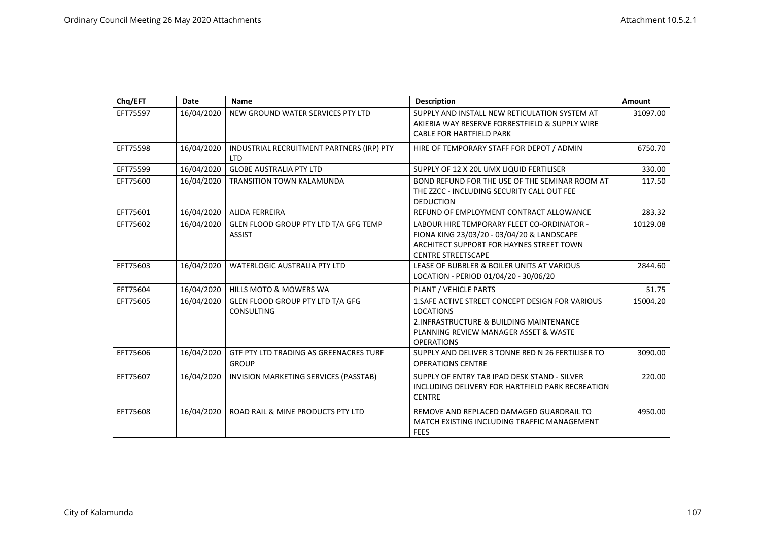| Chq/EFT | Date | Name | Description | Amount |
| --- | --- | --- | --- | --- |
| EFT75597 | 16/04/2020 | NEW GROUND WATER SERVICES PTY LTD | SUPPLY AND INSTALL NEW RETICULATION SYSTEM AT AKIEBIA WAY RESERVE FORRESTFIELD & SUPPLY WIRE CABLE FOR HARTFIELD PARK | 31097.00 |
| EFT75598 | 16/04/2020 | INDUSTRIAL RECRUITMENT PARTNERS (IRP) PTY LTD | HIRE OF TEMPORARY STAFF FOR DEPOT / ADMIN | 6750.70 |
| EFT75599 | 16/04/2020 | GLOBE AUSTRALIA PTY LTD | SUPPLY OF 12 X 20L UMX LIQUID FERTILISER | 330.00 |
| EFT75600 | 16/04/2020 | TRANSITION TOWN KALAMUNDA | BOND REFUND FOR THE USE OF THE SEMINAR ROOM AT THE ZZCC - INCLUDING SECURITY CALL OUT FEE DEDUCTION | 117.50 |
| EFT75601 | 16/04/2020 | ALIDA FERREIRA | REFUND OF EMPLOYMENT CONTRACT ALLOWANCE | 283.32 |
| EFT75602 | 16/04/2020 | GLEN FLOOD GROUP PTY LTD T/A GFG TEMP ASSIST | LABOUR HIRE TEMPORARY FLEET CO-ORDINATOR - FIONA KING 23/03/20 - 03/04/20 & LANDSCAPE ARCHITECT SUPPORT FOR HAYNES STREET TOWN CENTRE STREETSCAPE | 10129.08 |
| EFT75603 | 16/04/2020 | WATERLOGIC AUSTRALIA PTY LTD | LEASE OF BUBBLER & BOILER UNITS AT VARIOUS LOCATION - PERIOD 01/04/20 - 30/06/20 | 2844.60 |
| EFT75604 | 16/04/2020 | HILLS MOTO & MOWERS WA | PLANT / VEHICLE PARTS | 51.75 |
| EFT75605 | 16/04/2020 | GLEN FLOOD GROUP PTY LTD T/A GFG CONSULTING | 1.SAFE ACTIVE STREET CONCEPT DESIGN FOR VARIOUS LOCATIONS 2.INFRASTRUCTURE & BUILDING MAINTENANCE PLANNING REVIEW MANAGER ASSET & WASTE OPERATIONS | 15004.20 |
| EFT75606 | 16/04/2020 | GTF PTY LTD TRADING AS GREENACRES TURF GROUP | SUPPLY AND DELIVER 3 TONNE RED N 26 FERTILISER TO OPERATIONS CENTRE | 3090.00 |
| EFT75607 | 16/04/2020 | INVISION MARKETING SERVICES (PASSTAB) | SUPPLY OF ENTRY TAB IPAD DESK STAND - SILVER INCLUDING DELIVERY FOR HARTFIELD PARK RECREATION CENTRE | 220.00 |
| EFT75608 | 16/04/2020 | ROAD RAIL & MINE PRODUCTS PTY LTD | REMOVE AND REPLACED DAMAGED GUARDRAIL TO MATCH EXISTING INCLUDING TRAFFIC MANAGEMENT FEES | 4950.00 |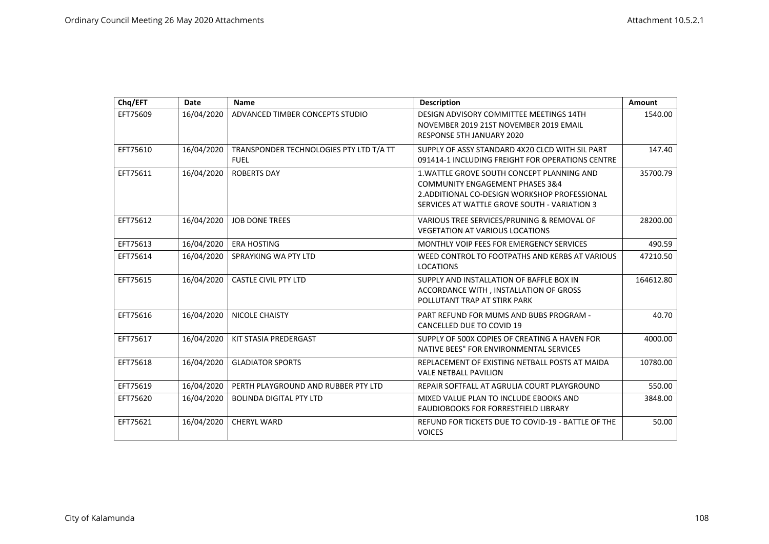| Chq/EFT | Date | Name | Description | Amount |
|---|---|---|---|---|
| EFT75609 | 16/04/2020 | ADVANCED TIMBER CONCEPTS STUDIO | DESIGN ADVISORY COMMITTEE MEETINGS 14TH NOVEMBER 2019 21ST NOVEMBER 2019 EMAIL RESPONSE 5TH JANUARY 2020 | 1540.00 |
| EFT75610 | 16/04/2020 | TRANSPONDER TECHNOLOGIES PTY LTD T/A TT FUEL | SUPPLY OF ASSY STANDARD 4X20 CLCD WITH SIL PART 091414-1 INCLUDING FREIGHT FOR OPERATIONS CENTRE | 147.40 |
| EFT75611 | 16/04/2020 | ROBERTS DAY | 1.WATTLE GROVE SOUTH CONCEPT PLANNING AND COMMUNITY ENGAGEMENT PHASES 3&4 2.ADDITIONAL CO-DESIGN WORKSHOP PROFESSIONAL SERVICES AT WATTLE GROVE SOUTH - VARIATION 3 | 35700.79 |
| EFT75612 | 16/04/2020 | JOB DONE TREES | VARIOUS TREE SERVICES/PRUNING & REMOVAL OF VEGETATION AT VARIOUS LOCATIONS | 28200.00 |
| EFT75613 | 16/04/2020 | ERA HOSTING | MONTHLY VOIP FEES FOR EMERGENCY SERVICES | 490.59 |
| EFT75614 | 16/04/2020 | SPRAYKING WA PTY LTD | WEED CONTROL TO FOOTPATHS AND KERBS AT VARIOUS LOCATIONS | 47210.50 |
| EFT75615 | 16/04/2020 | CASTLE CIVIL PTY LTD | SUPPLY AND INSTALLATION OF BAFFLE BOX IN ACCORDANCE WITH , INSTALLATION OF GROSS POLLUTANT TRAP AT STIRK PARK | 164612.80 |
| EFT75616 | 16/04/2020 | NICOLE CHAISTY | PART REFUND FOR MUMS AND BUBS PROGRAM - CANCELLED DUE TO COVID 19 | 40.70 |
| EFT75617 | 16/04/2020 | KIT STASIA PREDERGAST | SUPPLY OF 500X COPIES OF CREATING A HAVEN FOR NATIVE BEES" FOR ENVIRONMENTAL SERVICES | 4000.00 |
| EFT75618 | 16/04/2020 | GLADIATOR SPORTS | REPLACEMENT OF EXISTING NETBALL POSTS AT MAIDA VALE NETBALL PAVILION | 10780.00 |
| EFT75619 | 16/04/2020 | PERTH PLAYGROUND AND RUBBER PTY LTD | REPAIR SOFTFALL AT AGRULIA COURT PLAYGROUND | 550.00 |
| EFT75620 | 16/04/2020 | BOLINDA DIGITAL PTY LTD | MIXED VALUE PLAN TO INCLUDE EBOOKS AND EAUDIOBOOKS FOR FORRESTFIELD LIBRARY | 3848.00 |
| EFT75621 | 16/04/2020 | CHERYL WARD | REFUND FOR TICKETS DUE TO COVID-19 - BATTLE OF THE VOICES | 50.00 |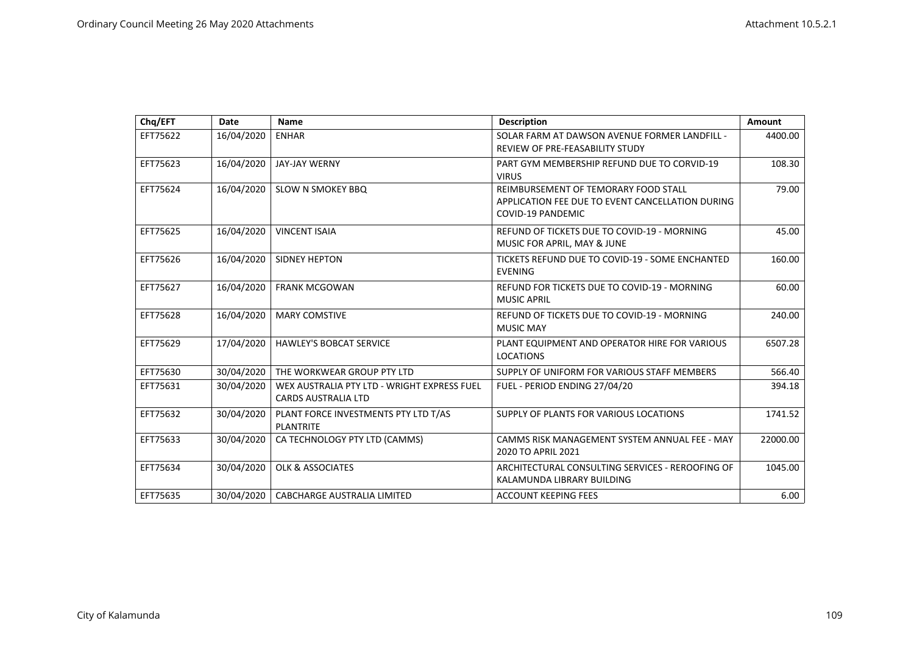| Chq/EFT | Date | Name | Description | Amount |
|---|---|---|---|---|
| EFT75622 | 16/04/2020 | ENHAR | SOLAR FARM AT DAWSON AVENUE FORMER LANDFILL - REVIEW OF PRE-FEASABILITY STUDY | 4400.00 |
| EFT75623 | 16/04/2020 | JAY-JAY WERNY | PART GYM MEMBERSHIP REFUND DUE TO CORVID-19 VIRUS | 108.30 |
| EFT75624 | 16/04/2020 | SLOW N SMOKEY BBQ | REIMBURSEMENT OF TEMORARY FOOD STALL APPLICATION FEE DUE TO EVENT CANCELLATION DURING COVID-19 PANDEMIC | 79.00 |
| EFT75625 | 16/04/2020 | VINCENT ISAIA | REFUND OF TICKETS DUE TO COVID-19 - MORNING MUSIC FOR APRIL, MAY & JUNE | 45.00 |
| EFT75626 | 16/04/2020 | SIDNEY HEPTON | TICKETS REFUND DUE TO COVID-19 - SOME ENCHANTED EVENING | 160.00 |
| EFT75627 | 16/04/2020 | FRANK MCGOWAN | REFUND FOR TICKETS DUE TO COVID-19 - MORNING MUSIC APRIL | 60.00 |
| EFT75628 | 16/04/2020 | MARY COMSTIVE | REFUND OF TICKETS DUE TO COVID-19 - MORNING MUSIC MAY | 240.00 |
| EFT75629 | 17/04/2020 | HAWLEY'S BOBCAT SERVICE | PLANT EQUIPMENT AND OPERATOR HIRE FOR VARIOUS LOCATIONS | 6507.28 |
| EFT75630 | 30/04/2020 | THE WORKWEAR GROUP PTY LTD | SUPPLY OF UNIFORM FOR VARIOUS STAFF MEMBERS | 566.40 |
| EFT75631 | 30/04/2020 | WEX AUSTRALIA PTY LTD - WRIGHT EXPRESS FUEL CARDS AUSTRALIA LTD | FUEL - PERIOD ENDING 27/04/20 | 394.18 |
| EFT75632 | 30/04/2020 | PLANT FORCE INVESTMENTS PTY LTD T/AS PLANTRITE | SUPPLY OF PLANTS FOR VARIOUS LOCATIONS | 1741.52 |
| EFT75633 | 30/04/2020 | CA TECHNOLOGY PTY LTD (CAMMS) | CAMMS RISK MANAGEMENT SYSTEM ANNUAL FEE - MAY 2020 TO APRIL 2021 | 22000.00 |
| EFT75634 | 30/04/2020 | OLK & ASSOCIATES | ARCHITECTURAL CONSULTING SERVICES - REROOFING OF KALAMUNDA LIBRARY BUILDING | 1045.00 |
| EFT75635 | 30/04/2020 | CABCHARGE AUSTRALIA LIMITED | ACCOUNT KEEPING FEES | 6.00 |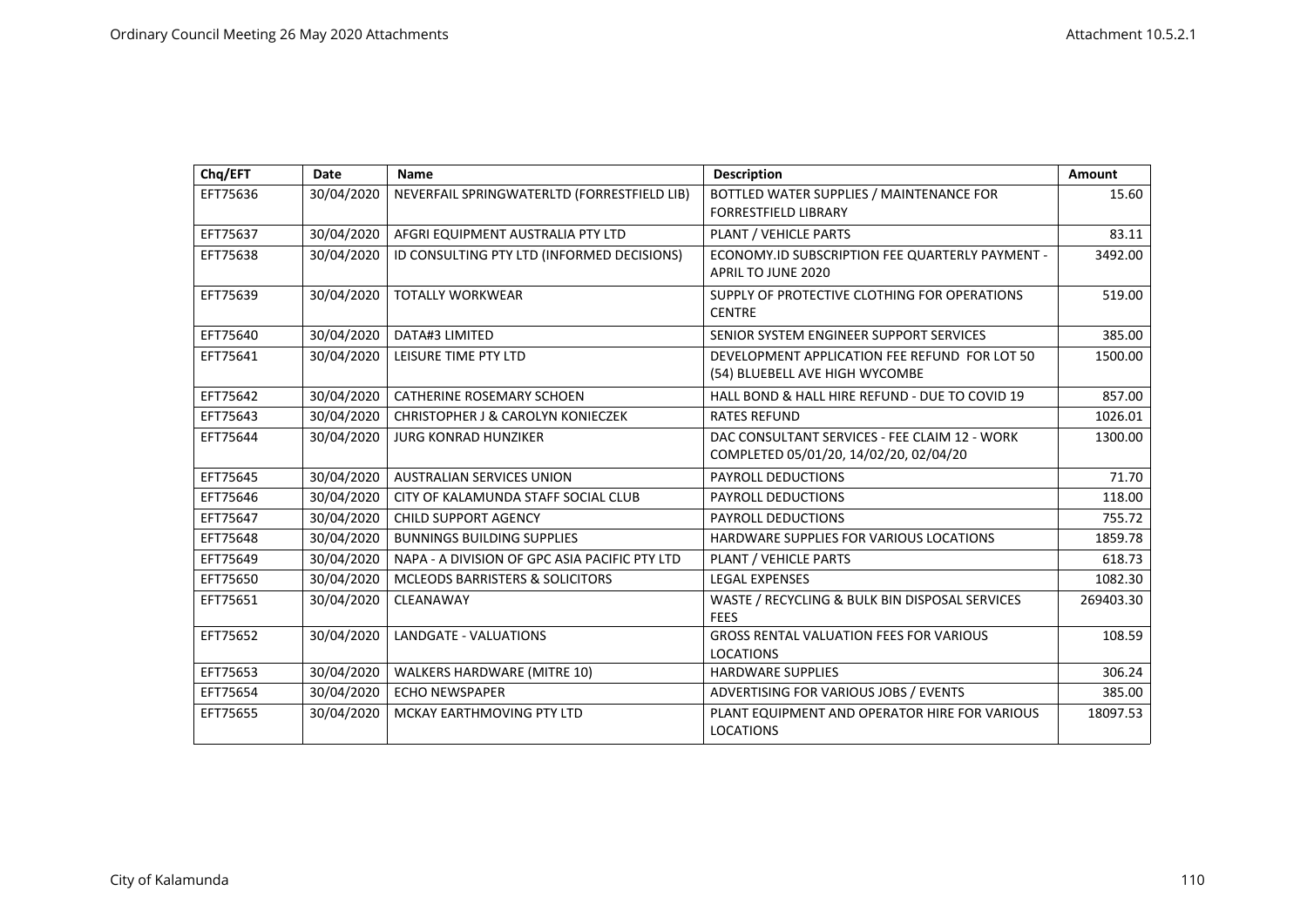| Chq/EFT | Date | Name | Description | Amount |
|---|---|---|---|---|
| EFT75636 | 30/04/2020 | NEVERFAIL SPRINGWATERLTD (FORRESTFIELD LIB) | BOTTLED WATER SUPPLIES / MAINTENANCE FOR FORRESTFIELD LIBRARY | 15.60 |
| EFT75637 | 30/04/2020 | AFGRI EQUIPMENT AUSTRALIA PTY LTD | PLANT / VEHICLE PARTS | 83.11 |
| EFT75638 | 30/04/2020 | ID CONSULTING PTY LTD (INFORMED DECISIONS) | ECONOMY.ID SUBSCRIPTION FEE QUARTERLY PAYMENT - APRIL TO JUNE 2020 | 3492.00 |
| EFT75639 | 30/04/2020 | TOTALLY WORKWEAR | SUPPLY OF PROTECTIVE CLOTHING FOR OPERATIONS CENTRE | 519.00 |
| EFT75640 | 30/04/2020 | DATA#3 LIMITED | SENIOR SYSTEM ENGINEER SUPPORT SERVICES | 385.00 |
| EFT75641 | 30/04/2020 | LEISURE TIME PTY LTD | DEVELOPMENT APPLICATION FEE REFUND FOR LOT 50 (54) BLUEBELL AVE HIGH WYCOMBE | 1500.00 |
| EFT75642 | 30/04/2020 | CATHERINE ROSEMARY SCHOEN | HALL BOND & HALL HIRE REFUND - DUE TO COVID 19 | 857.00 |
| EFT75643 | 30/04/2020 | CHRISTOPHER J & CAROLYN KONIECZEK | RATES REFUND | 1026.01 |
| EFT75644 | 30/04/2020 | JURG KONRAD HUNZIKER | DAC CONSULTANT SERVICES - FEE CLAIM 12 - WORK COMPLETED 05/01/20, 14/02/20, 02/04/20 | 1300.00 |
| EFT75645 | 30/04/2020 | AUSTRALIAN SERVICES UNION | PAYROLL DEDUCTIONS | 71.70 |
| EFT75646 | 30/04/2020 | CITY OF KALAMUNDA STAFF SOCIAL CLUB | PAYROLL DEDUCTIONS | 118.00 |
| EFT75647 | 30/04/2020 | CHILD SUPPORT AGENCY | PAYROLL DEDUCTIONS | 755.72 |
| EFT75648 | 30/04/2020 | BUNNINGS BUILDING SUPPLIES | HARDWARE SUPPLIES FOR VARIOUS LOCATIONS | 1859.78 |
| EFT75649 | 30/04/2020 | NAPA - A DIVISION OF GPC ASIA PACIFIC PTY LTD | PLANT / VEHICLE PARTS | 618.73 |
| EFT75650 | 30/04/2020 | MCLEODS BARRISTERS & SOLICITORS | LEGAL EXPENSES | 1082.30 |
| EFT75651 | 30/04/2020 | CLEANAWAY | WASTE / RECYCLING & BULK BIN DISPOSAL SERVICES FEES | 269403.30 |
| EFT75652 | 30/04/2020 | LANDGATE - VALUATIONS | GROSS RENTAL VALUATION FEES FOR VARIOUS LOCATIONS | 108.59 |
| EFT75653 | 30/04/2020 | WALKERS HARDWARE (MITRE 10) | HARDWARE SUPPLIES | 306.24 |
| EFT75654 | 30/04/2020 | ECHO NEWSPAPER | ADVERTISING FOR VARIOUS JOBS / EVENTS | 385.00 |
| EFT75655 | 30/04/2020 | MCKAY EARTHMOVING PTY LTD | PLANT EQUIPMENT AND OPERATOR HIRE FOR VARIOUS LOCATIONS | 18097.53 |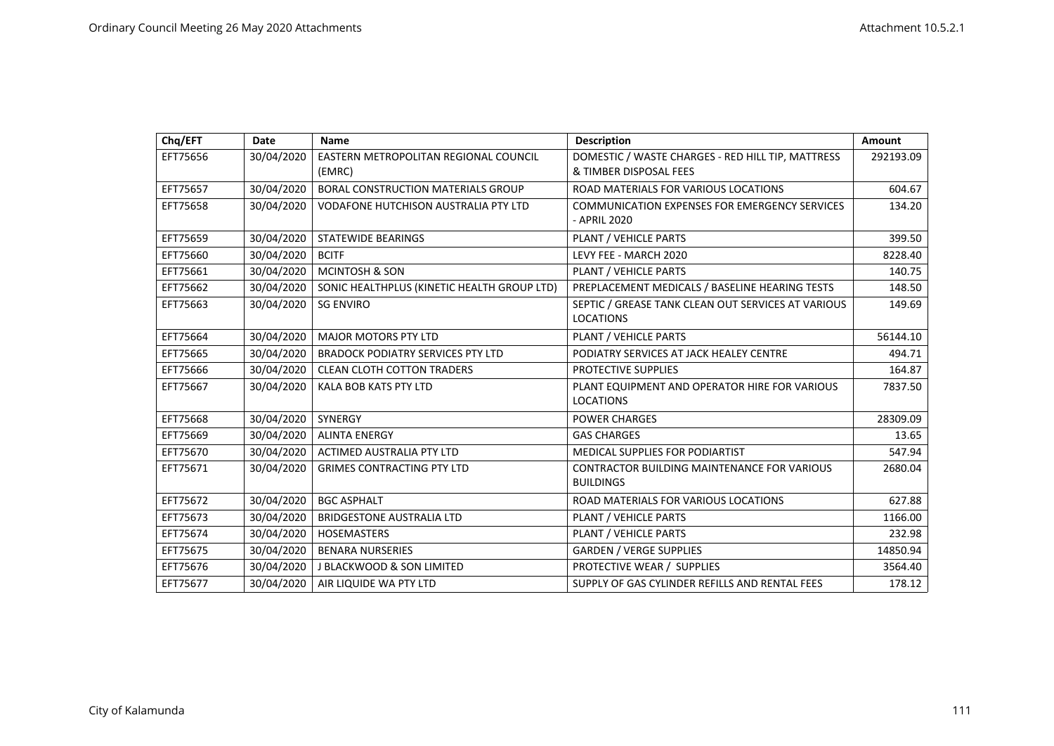| Chq/EFT | Date | Name | Description | Amount |
|---|---|---|---|---|
| EFT75656 | 30/04/2020 | EASTERN METROPOLITAN REGIONAL COUNCIL (EMRC) | DOMESTIC / WASTE CHARGES - RED HILL TIP, MATTRESS & TIMBER DISPOSAL FEES | 292193.09 |
| EFT75657 | 30/04/2020 | BORAL CONSTRUCTION MATERIALS GROUP | ROAD MATERIALS FOR VARIOUS LOCATIONS | 604.67 |
| EFT75658 | 30/04/2020 | VODAFONE HUTCHISON AUSTRALIA PTY LTD | COMMUNICATION EXPENSES FOR EMERGENCY SERVICES - APRIL 2020 | 134.20 |
| EFT75659 | 30/04/2020 | STATEWIDE BEARINGS | PLANT / VEHICLE PARTS | 399.50 |
| EFT75660 | 30/04/2020 | BCITF | LEVY FEE - MARCH 2020 | 8228.40 |
| EFT75661 | 30/04/2020 | MCINTOSH & SON | PLANT / VEHICLE PARTS | 140.75 |
| EFT75662 | 30/04/2020 | SONIC HEALTHPLUS (KINETIC HEALTH GROUP LTD) | PREPLACEMENT MEDICALS / BASELINE HEARING TESTS | 148.50 |
| EFT75663 | 30/04/2020 | SG ENVIRO | SEPTIC / GREASE TANK CLEAN OUT SERVICES AT VARIOUS LOCATIONS | 149.69 |
| EFT75664 | 30/04/2020 | MAJOR MOTORS PTY LTD | PLANT / VEHICLE PARTS | 56144.10 |
| EFT75665 | 30/04/2020 | BRADOCK PODIATRY SERVICES PTY LTD | PODIATRY SERVICES AT JACK HEALEY CENTRE | 494.71 |
| EFT75666 | 30/04/2020 | CLEAN CLOTH COTTON TRADERS | PROTECTIVE SUPPLIES | 164.87 |
| EFT75667 | 30/04/2020 | KALA BOB KATS PTY LTD | PLANT EQUIPMENT AND OPERATOR HIRE FOR VARIOUS LOCATIONS | 7837.50 |
| EFT75668 | 30/04/2020 | SYNERGY | POWER CHARGES | 28309.09 |
| EFT75669 | 30/04/2020 | ALINTA ENERGY | GAS CHARGES | 13.65 |
| EFT75670 | 30/04/2020 | ACTIMED AUSTRALIA PTY LTD | MEDICAL SUPPLIES FOR PODIARTIST | 547.94 |
| EFT75671 | 30/04/2020 | GRIMES CONTRACTING PTY LTD | CONTRACTOR BUILDING MAINTENANCE FOR VARIOUS BUILDINGS | 2680.04 |
| EFT75672 | 30/04/2020 | BGC ASPHALT | ROAD MATERIALS FOR VARIOUS LOCATIONS | 627.88 |
| EFT75673 | 30/04/2020 | BRIDGESTONE AUSTRALIA LTD | PLANT / VEHICLE PARTS | 1166.00 |
| EFT75674 | 30/04/2020 | HOSEMASTERS | PLANT / VEHICLE PARTS | 232.98 |
| EFT75675 | 30/04/2020 | BENARA NURSERIES | GARDEN / VERGE SUPPLIES | 14850.94 |
| EFT75676 | 30/04/2020 | J BLACKWOOD & SON LIMITED | PROTECTIVE WEAR / SUPPLIES | 3564.40 |
| EFT75677 | 30/04/2020 | AIR LIQUIDE WA PTY LTD | SUPPLY OF GAS CYLINDER REFILLS AND RENTAL FEES | 178.12 |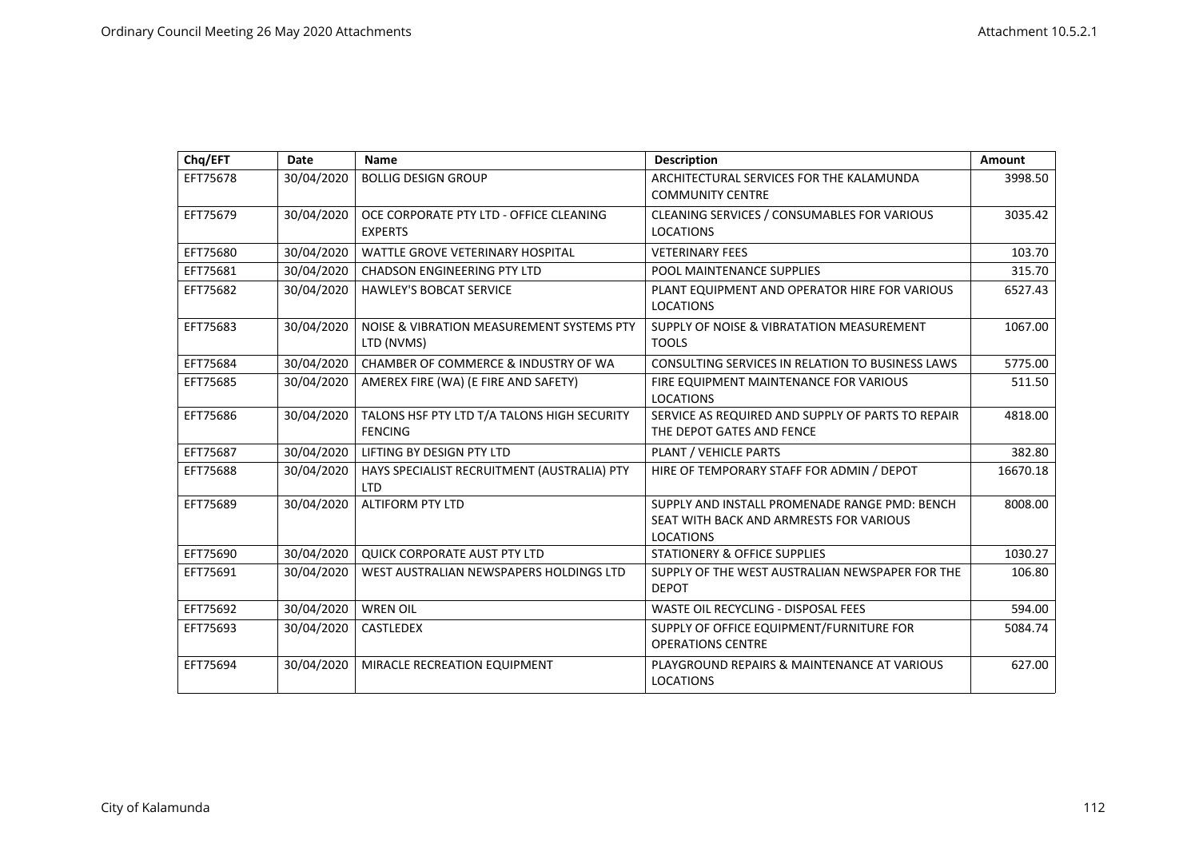| Chq/EFT | Date | Name | Description | Amount |
|---|---|---|---|---|
| EFT75678 | 30/04/2020 | BOLLIG DESIGN GROUP | ARCHITECTURAL SERVICES FOR THE KALAMUNDA COMMUNITY CENTRE | 3998.50 |
| EFT75679 | 30/04/2020 | OCE CORPORATE PTY LTD - OFFICE CLEANING EXPERTS | CLEANING SERVICES / CONSUMABLES FOR VARIOUS LOCATIONS | 3035.42 |
| EFT75680 | 30/04/2020 | WATTLE GROVE VETERINARY HOSPITAL | VETERINARY FEES | 103.70 |
| EFT75681 | 30/04/2020 | CHADSON ENGINEERING PTY LTD | POOL MAINTENANCE SUPPLIES | 315.70 |
| EFT75682 | 30/04/2020 | HAWLEY'S BOBCAT SERVICE | PLANT EQUIPMENT AND OPERATOR HIRE FOR VARIOUS LOCATIONS | 6527.43 |
| EFT75683 | 30/04/2020 | NOISE & VIBRATION MEASUREMENT SYSTEMS PTY LTD (NVMS) | SUPPLY OF NOISE & VIBRATATION MEASUREMENT TOOLS | 1067.00 |
| EFT75684 | 30/04/2020 | CHAMBER OF COMMERCE & INDUSTRY OF WA | CONSULTING SERVICES IN RELATION TO BUSINESS LAWS | 5775.00 |
| EFT75685 | 30/04/2020 | AMEREX FIRE (WA) (E FIRE AND SAFETY) | FIRE EQUIPMENT MAINTENANCE FOR VARIOUS LOCATIONS | 511.50 |
| EFT75686 | 30/04/2020 | TALONS HSF PTY LTD T/A TALONS HIGH SECURITY FENCING | SERVICE AS REQUIRED AND SUPPLY OF PARTS TO REPAIR THE DEPOT GATES AND FENCE | 4818.00 |
| EFT75687 | 30/04/2020 | LIFTING BY DESIGN PTY LTD | PLANT / VEHICLE PARTS | 382.80 |
| EFT75688 | 30/04/2020 | HAYS SPECIALIST RECRUITMENT (AUSTRALIA) PTY LTD | HIRE OF TEMPORARY STAFF FOR ADMIN / DEPOT | 16670.18 |
| EFT75689 | 30/04/2020 | ALTIFORM PTY LTD | SUPPLY AND INSTALL PROMENADE RANGE PMD: BENCH SEAT WITH BACK AND ARMRESTS FOR VARIOUS LOCATIONS | 8008.00 |
| EFT75690 | 30/04/2020 | QUICK CORPORATE AUST PTY LTD | STATIONERY & OFFICE SUPPLIES | 1030.27 |
| EFT75691 | 30/04/2020 | WEST AUSTRALIAN NEWSPAPERS HOLDINGS LTD | SUPPLY OF THE WEST AUSTRALIAN NEWSPAPER FOR THE DEPOT | 106.80 |
| EFT75692 | 30/04/2020 | WREN OIL | WASTE OIL RECYCLING - DISPOSAL FEES | 594.00 |
| EFT75693 | 30/04/2020 | CASTLEDEX | SUPPLY OF OFFICE EQUIPMENT/FURNITURE FOR OPERATIONS CENTRE | 5084.74 |
| EFT75694 | 30/04/2020 | MIRACLE RECREATION EQUIPMENT | PLAYGROUND REPAIRS & MAINTENANCE AT VARIOUS LOCATIONS | 627.00 |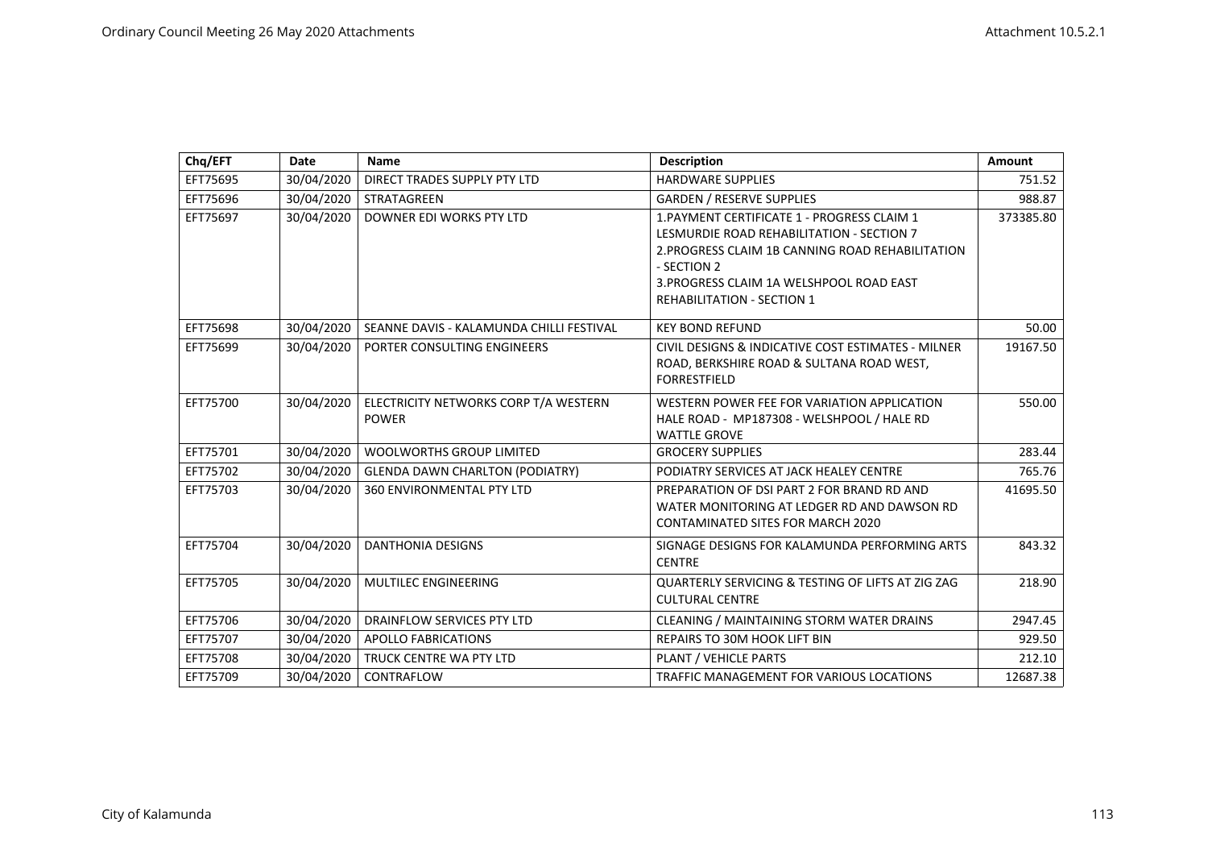| Chq/EFT | Date | Name | Description | Amount |
|---|---|---|---|---|
| EFT75695 | 30/04/2020 | DIRECT TRADES SUPPLY PTY LTD | HARDWARE SUPPLIES | 751.52 |
| EFT75696 | 30/04/2020 | STRATAGREEN | GARDEN / RESERVE SUPPLIES | 988.87 |
| EFT75697 | 30/04/2020 | DOWNER EDI WORKS PTY LTD | 1.PAYMENT CERTIFICATE 1 - PROGRESS CLAIM 1 LESMURDIE ROAD REHABILITATION - SECTION 7 2.PROGRESS CLAIM 1B CANNING ROAD REHABILITATION - SECTION 2 3.PROGRESS CLAIM 1A WELSHPOOL ROAD EAST REHABILITATION - SECTION 1 | 373385.80 |
| EFT75698 | 30/04/2020 | SEANNE DAVIS - KALAMUNDA CHILLI FESTIVAL | KEY BOND REFUND | 50.00 |
| EFT75699 | 30/04/2020 | PORTER CONSULTING ENGINEERS | CIVIL DESIGNS & INDICATIVE COST ESTIMATES - MILNER ROAD, BERKSHIRE ROAD & SULTANA ROAD WEST, FORRESTFIELD | 19167.50 |
| EFT75700 | 30/04/2020 | ELECTRICITY NETWORKS CORP T/A WESTERN POWER | WESTERN POWER FEE FOR VARIATION APPLICATION HALE ROAD - MP187308 - WELSHPOOL / HALE RD WATTLE GROVE | 550.00 |
| EFT75701 | 30/04/2020 | WOOLWORTHS GROUP LIMITED | GROCERY SUPPLIES | 283.44 |
| EFT75702 | 30/04/2020 | GLENDA DAWN CHARLTON (PODIATRY) | PODIATRY SERVICES AT JACK HEALEY CENTRE | 765.76 |
| EFT75703 | 30/04/2020 | 360 ENVIRONMENTAL PTY LTD | PREPARATION OF DSI PART 2 FOR BRAND RD AND WATER MONITORING AT LEDGER RD AND DAWSON RD CONTAMINATED SITES FOR MARCH 2020 | 41695.50 |
| EFT75704 | 30/04/2020 | DANTHONIA DESIGNS | SIGNAGE DESIGNS FOR KALAMUNDA PERFORMING ARTS CENTRE | 843.32 |
| EFT75705 | 30/04/2020 | MULTILEC ENGINEERING | QUARTERLY SERVICING & TESTING OF LIFTS AT ZIG ZAG CULTURAL CENTRE | 218.90 |
| EFT75706 | 30/04/2020 | DRAINFLOW SERVICES PTY LTD | CLEANING / MAINTAINING STORM WATER DRAINS | 2947.45 |
| EFT75707 | 30/04/2020 | APOLLO FABRICATIONS | REPAIRS TO 30M HOOK LIFT BIN | 929.50 |
| EFT75708 | 30/04/2020 | TRUCK CENTRE WA PTY LTD | PLANT / VEHICLE PARTS | 212.10 |
| EFT75709 | 30/04/2020 | CONTRAFLOW | TRAFFIC MANAGEMENT FOR VARIOUS LOCATIONS | 12687.38 |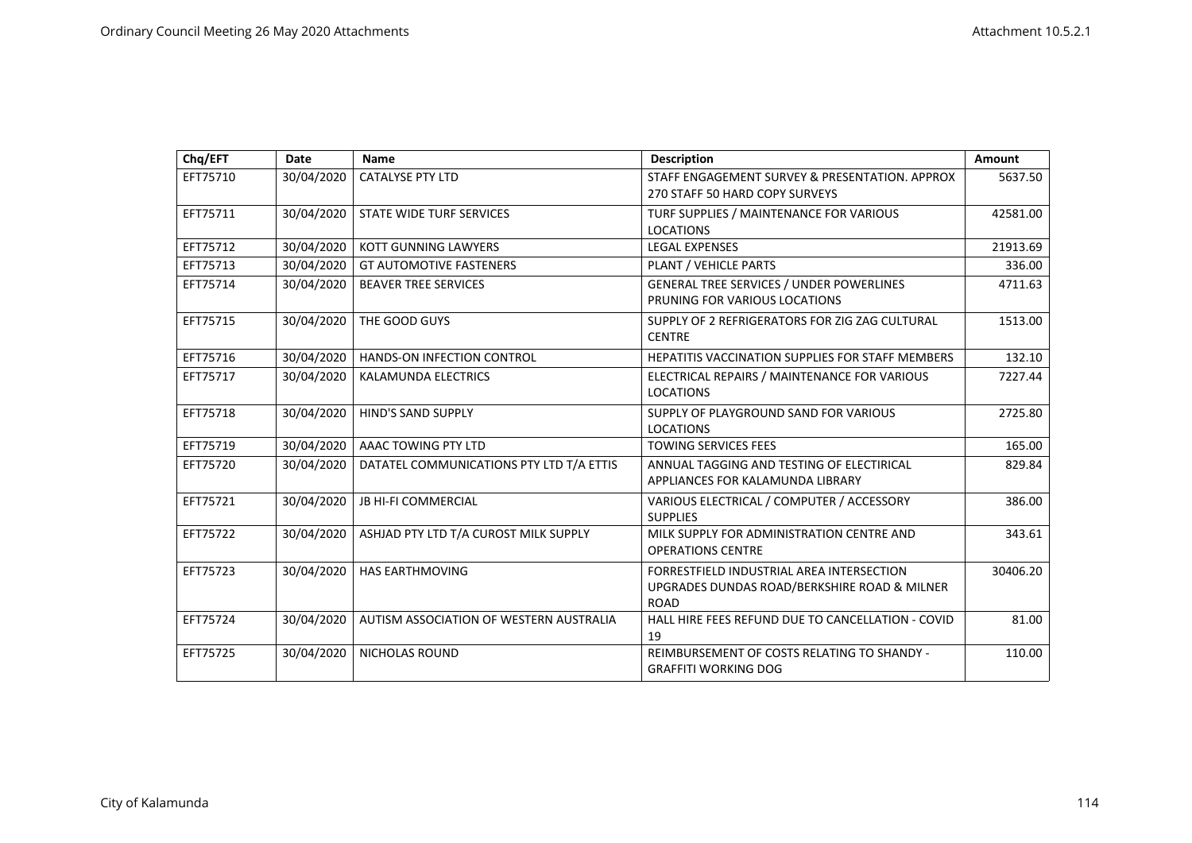| Chq/EFT | Date | Name | Description | Amount |
|---|---|---|---|---|
| EFT75710 | 30/04/2020 | CATALYSE PTY LTD | STAFF ENGAGEMENT SURVEY & PRESENTATION. APPROX 270 STAFF 50 HARD COPY SURVEYS | 5637.50 |
| EFT75711 | 30/04/2020 | STATE WIDE TURF SERVICES | TURF SUPPLIES / MAINTENANCE FOR VARIOUS LOCATIONS | 42581.00 |
| EFT75712 | 30/04/2020 | KOTT GUNNING LAWYERS | LEGAL EXPENSES | 21913.69 |
| EFT75713 | 30/04/2020 | GT AUTOMOTIVE FASTENERS | PLANT / VEHICLE PARTS | 336.00 |
| EFT75714 | 30/04/2020 | BEAVER TREE SERVICES | GENERAL TREE SERVICES / UNDER POWERLINES PRUNING FOR VARIOUS LOCATIONS | 4711.63 |
| EFT75715 | 30/04/2020 | THE GOOD GUYS | SUPPLY OF 2 REFRIGERATORS FOR ZIG ZAG CULTURAL CENTRE | 1513.00 |
| EFT75716 | 30/04/2020 | HANDS-ON INFECTION CONTROL | HEPATITIS VACCINATION SUPPLIES FOR STAFF MEMBERS | 132.10 |
| EFT75717 | 30/04/2020 | KALAMUNDA ELECTRICS | ELECTRICAL REPAIRS / MAINTENANCE FOR VARIOUS LOCATIONS | 7227.44 |
| EFT75718 | 30/04/2020 | HIND'S SAND SUPPLY | SUPPLY OF PLAYGROUND SAND FOR VARIOUS LOCATIONS | 2725.80 |
| EFT75719 | 30/04/2020 | AAAC TOWING PTY LTD | TOWING SERVICES FEES | 165.00 |
| EFT75720 | 30/04/2020 | DATATEL COMMUNICATIONS PTY LTD T/A ETTIS | ANNUAL TAGGING AND TESTING OF ELECTIRICAL APPLIANCES FOR KALAMUNDA LIBRARY | 829.84 |
| EFT75721 | 30/04/2020 | JB HI-FI COMMERCIAL | VARIOUS ELECTRICAL / COMPUTER / ACCESSORY SUPPLIES | 386.00 |
| EFT75722 | 30/04/2020 | ASHJAD PTY LTD T/A CUROST MILK SUPPLY | MILK SUPPLY FOR ADMINISTRATION CENTRE AND OPERATIONS CENTRE | 343.61 |
| EFT75723 | 30/04/2020 | HAS EARTHMOVING | FORRESTFIELD INDUSTRIAL AREA INTERSECTION UPGRADES DUNDAS ROAD/BERKSHIRE ROAD & MILNER ROAD | 30406.20 |
| EFT75724 | 30/04/2020 | AUTISM ASSOCIATION OF WESTERN AUSTRALIA | HALL HIRE FEES REFUND DUE TO CANCELLATION - COVID 19 | 81.00 |
| EFT75725 | 30/04/2020 | NICHOLAS ROUND | REIMBURSEMENT OF COSTS RELATING TO SHANDY - GRAFFITI WORKING DOG | 110.00 |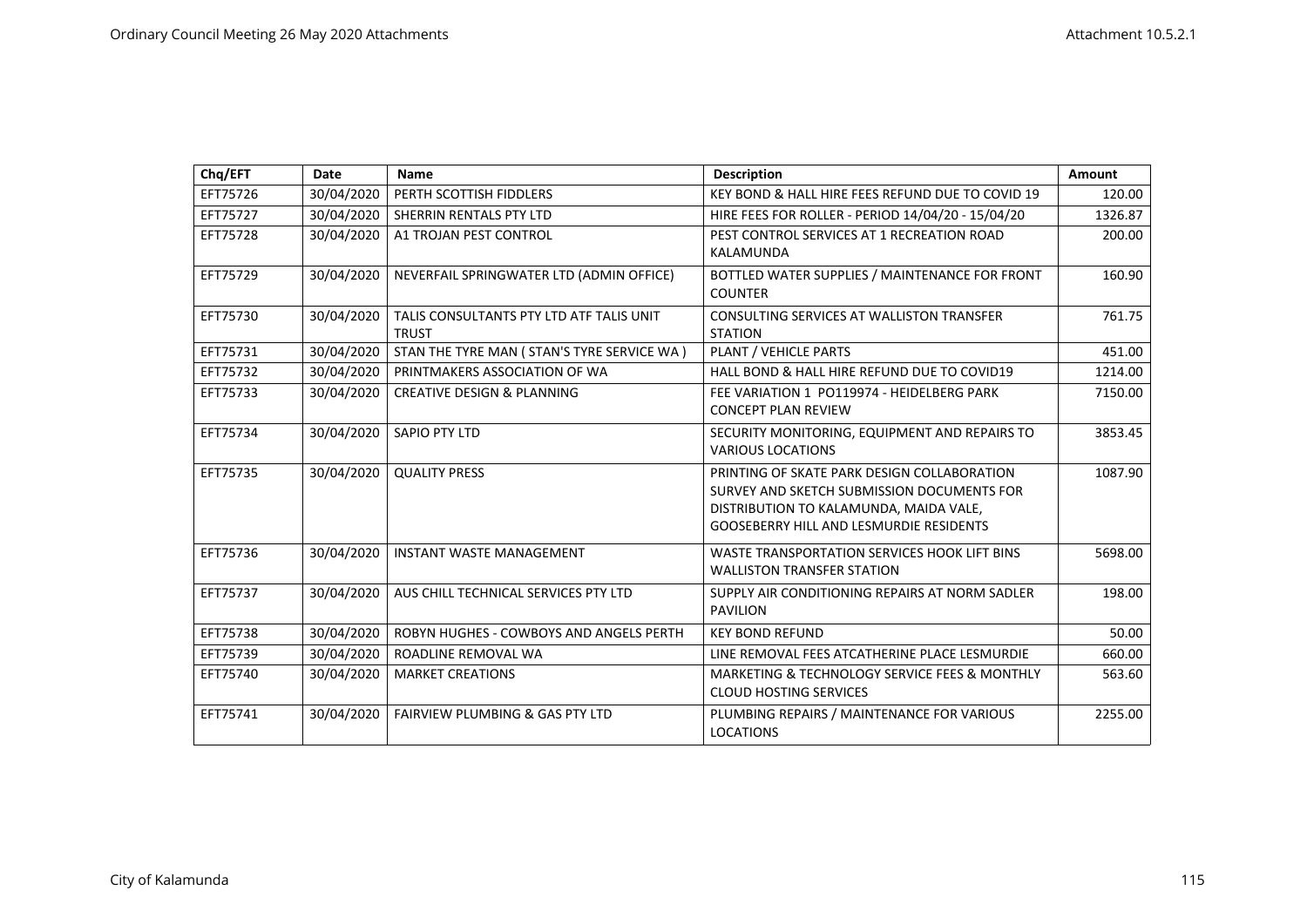| Chq/EFT | Date | Name | Description | Amount |
|---|---|---|---|---|
| EFT75726 | 30/04/2020 | PERTH SCOTTISH FIDDLERS | KEY BOND & HALL HIRE FEES REFUND DUE TO COVID 19 | 120.00 |
| EFT75727 | 30/04/2020 | SHERRIN RENTALS PTY LTD | HIRE FEES FOR ROLLER - PERIOD 14/04/20 - 15/04/20 | 1326.87 |
| EFT75728 | 30/04/2020 | A1 TROJAN PEST CONTROL | PEST CONTROL SERVICES AT 1 RECREATION ROAD KALAMUNDA | 200.00 |
| EFT75729 | 30/04/2020 | NEVERFAIL SPRINGWATER LTD (ADMIN OFFICE) | BOTTLED WATER SUPPLIES / MAINTENANCE FOR FRONT COUNTER | 160.90 |
| EFT75730 | 30/04/2020 | TALIS CONSULTANTS PTY LTD ATF TALIS UNIT TRUST | CONSULTING SERVICES AT WALLISTON TRANSFER STATION | 761.75 |
| EFT75731 | 30/04/2020 | STAN THE TYRE MAN ( STAN'S TYRE SERVICE WA ) | PLANT / VEHICLE PARTS | 451.00 |
| EFT75732 | 30/04/2020 | PRINTMAKERS ASSOCIATION OF WA | HALL BOND & HALL HIRE REFUND DUE TO COVID19 | 1214.00 |
| EFT75733 | 30/04/2020 | CREATIVE DESIGN & PLANNING | FEE VARIATION 1 PO119974 - HEIDELBERG PARK CONCEPT PLAN REVIEW | 7150.00 |
| EFT75734 | 30/04/2020 | SAPIO PTY LTD | SECURITY MONITORING, EQUIPMENT AND REPAIRS TO VARIOUS LOCATIONS | 3853.45 |
| EFT75735 | 30/04/2020 | QUALITY PRESS | PRINTING OF SKATE PARK DESIGN COLLABORATION SURVEY AND SKETCH SUBMISSION DOCUMENTS FOR DISTRIBUTION TO KALAMUNDA, MAIDA VALE, GOOSEBERRY HILL AND LESMURDIE RESIDENTS | 1087.90 |
| EFT75736 | 30/04/2020 | INSTANT WASTE MANAGEMENT | WASTE TRANSPORTATION SERVICES HOOK LIFT BINS WALLISTON TRANSFER STATION | 5698.00 |
| EFT75737 | 30/04/2020 | AUS CHILL TECHNICAL SERVICES PTY LTD | SUPPLY AIR CONDITIONING REPAIRS AT NORM SADLER PAVILION | 198.00 |
| EFT75738 | 30/04/2020 | ROBYN HUGHES - COWBOYS AND ANGELS PERTH | KEY BOND REFUND | 50.00 |
| EFT75739 | 30/04/2020 | ROADLINE REMOVAL WA | LINE REMOVAL FEES ATCATHERINE PLACE LESMURDIE | 660.00 |
| EFT75740 | 30/04/2020 | MARKET CREATIONS | MARKETING & TECHNOLOGY SERVICE FEES & MONTHLY CLOUD HOSTING SERVICES | 563.60 |
| EFT75741 | 30/04/2020 | FAIRVIEW PLUMBING & GAS PTY LTD | PLUMBING REPAIRS / MAINTENANCE FOR VARIOUS LOCATIONS | 2255.00 |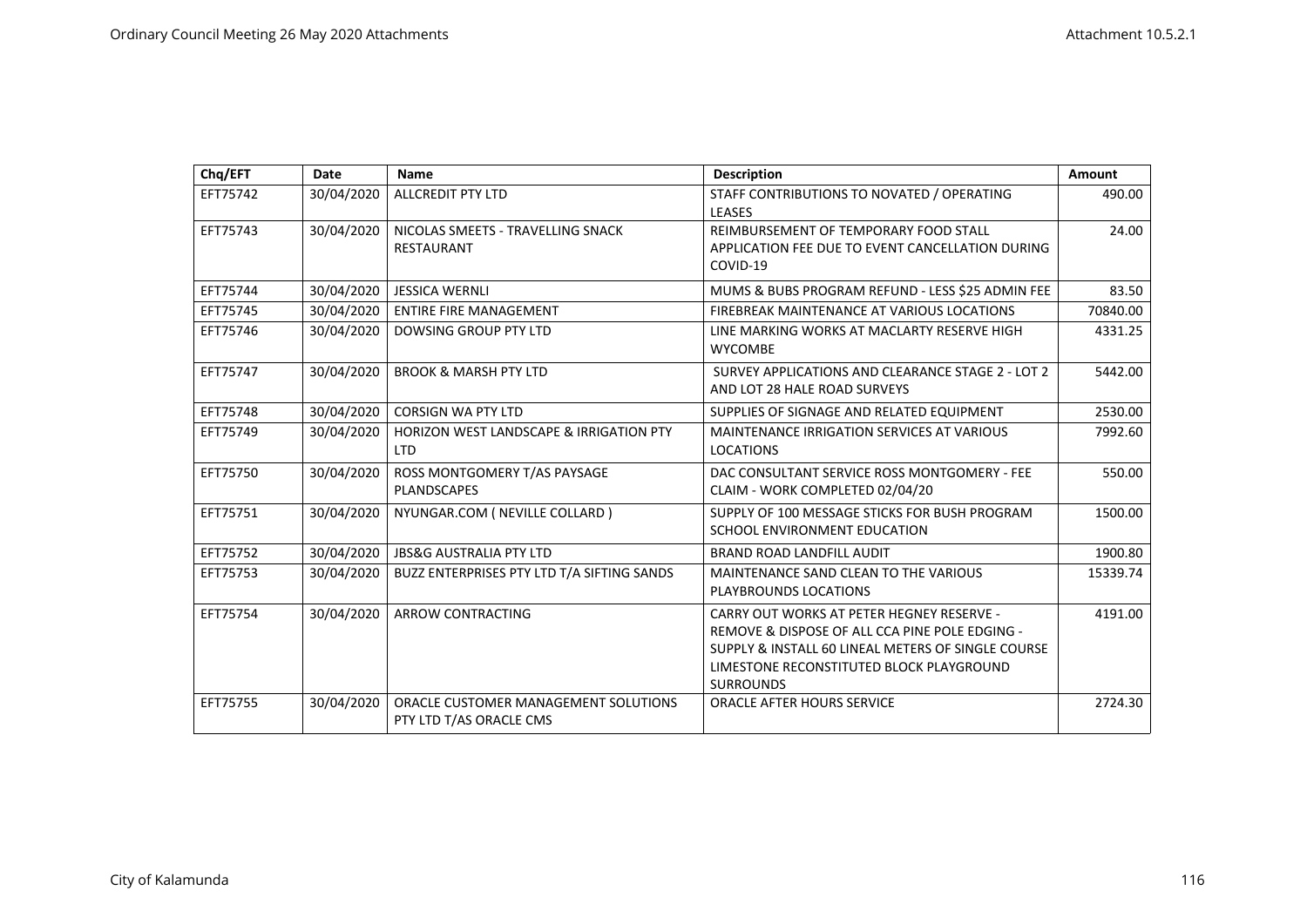| Chq/EFT | Date | Name | Description | Amount |
|---|---|---|---|---|
| EFT75742 | 30/04/2020 | ALLCREDIT PTY LTD | STAFF CONTRIBUTIONS TO NOVATED / OPERATING LEASES | 490.00 |
| EFT75743 | 30/04/2020 | NICOLAS SMEETS - TRAVELLING SNACK RESTAURANT | REIMBURSEMENT OF TEMPORARY FOOD STALL APPLICATION FEE DUE TO EVENT CANCELLATION DURING COVID-19 | 24.00 |
| EFT75744 | 30/04/2020 | JESSICA WERNLI | MUMS & BUBS PROGRAM REFUND - LESS $25 ADMIN FEE | 83.50 |
| EFT75745 | 30/04/2020 | ENTIRE FIRE MANAGEMENT | FIREBREAK MAINTENANCE AT VARIOUS LOCATIONS | 70840.00 |
| EFT75746 | 30/04/2020 | DOWSING GROUP PTY LTD | LINE MARKING WORKS AT MACLARTY RESERVE HIGH WYCOMBE | 4331.25 |
| EFT75747 | 30/04/2020 | BROOK & MARSH PTY LTD | SURVEY APPLICATIONS AND CLEARANCE STAGE 2 - LOT 2 AND LOT 28 HALE ROAD SURVEYS | 5442.00 |
| EFT75748 | 30/04/2020 | CORSIGN WA PTY LTD | SUPPLIES OF SIGNAGE AND RELATED EQUIPMENT | 2530.00 |
| EFT75749 | 30/04/2020 | HORIZON WEST LANDSCAPE & IRRIGATION PTY LTD | MAINTENANCE IRRIGATION SERVICES AT VARIOUS LOCATIONS | 7992.60 |
| EFT75750 | 30/04/2020 | ROSS MONTGOMERY T/AS PAYSAGE PLANDSCAPES | DAC CONSULTANT SERVICE ROSS MONTGOMERY - FEE CLAIM - WORK COMPLETED 02/04/20 | 550.00 |
| EFT75751 | 30/04/2020 | NYUNGAR.COM ( NEVILLE COLLARD ) | SUPPLY OF 100 MESSAGE STICKS FOR BUSH PROGRAM SCHOOL ENVIRONMENT EDUCATION | 1500.00 |
| EFT75752 | 30/04/2020 | JBS&G AUSTRALIA PTY LTD | BRAND ROAD LANDFILL AUDIT | 1900.80 |
| EFT75753 | 30/04/2020 | BUZZ ENTERPRISES PTY LTD T/A SIFTING SANDS | MAINTENANCE SAND CLEAN TO THE VARIOUS PLAYBROUNDS LOCATIONS | 15339.74 |
| EFT75754 | 30/04/2020 | ARROW CONTRACTING | CARRY OUT WORKS AT PETER HEGNEY RESERVE - REMOVE & DISPOSE OF ALL CCA PINE POLE EDGING - SUPPLY & INSTALL 60 LINEAL METERS OF SINGLE COURSE LIMESTONE RECONSTITUTED BLOCK PLAYGROUND SURROUNDS | 4191.00 |
| EFT75755 | 30/04/2020 | ORACLE CUSTOMER MANAGEMENT SOLUTIONS PTY LTD T/AS ORACLE CMS | ORACLE AFTER HOURS SERVICE | 2724.30 |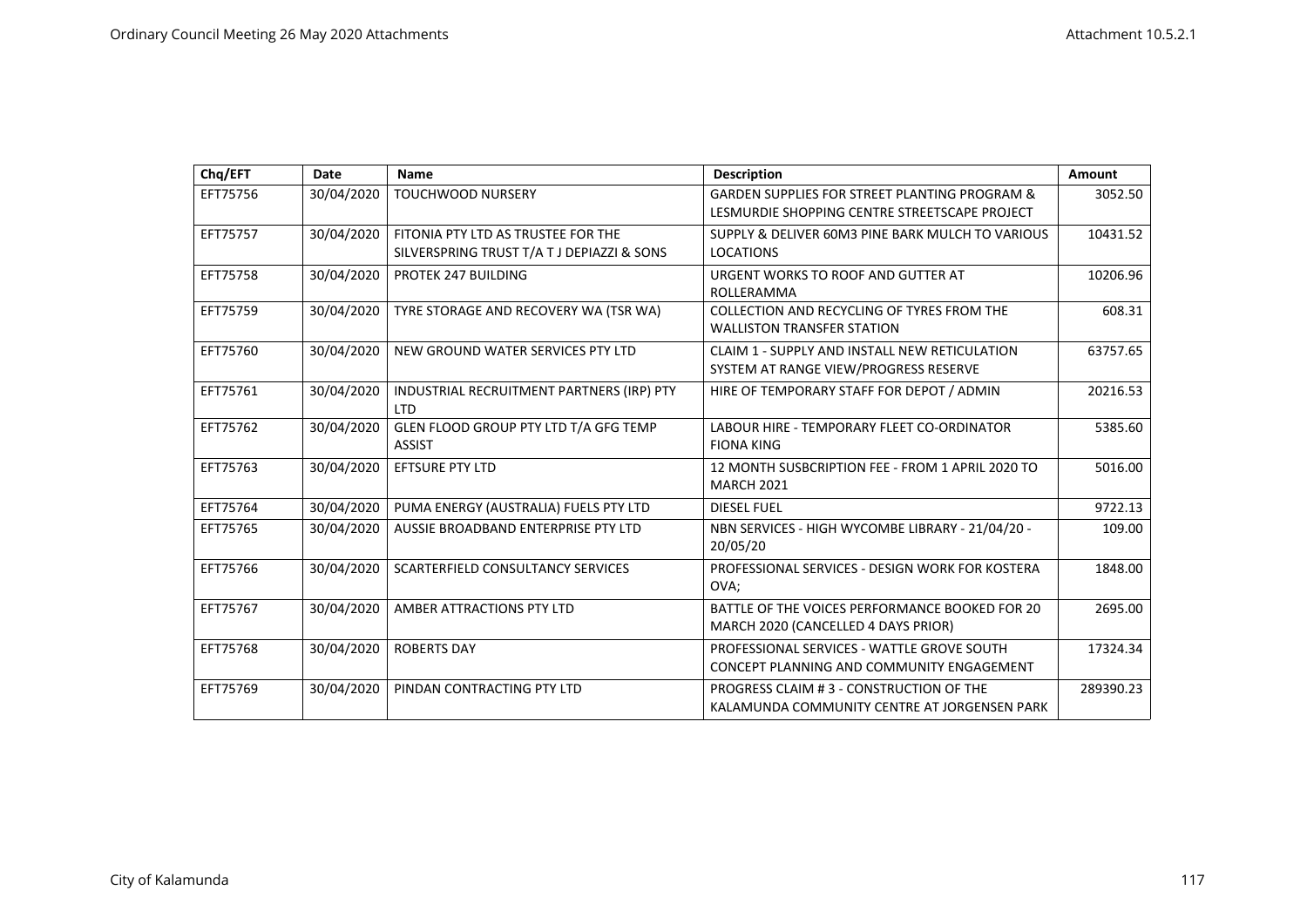| Chq/EFT | Date | Name | Description | Amount |
|---|---|---|---|---|
| EFT75756 | 30/04/2020 | TOUCHWOOD NURSERY | GARDEN SUPPLIES FOR STREET PLANTING PROGRAM & LESMURDIE SHOPPING CENTRE STREETSCAPE PROJECT | 3052.50 |
| EFT75757 | 30/04/2020 | FITONIA PTY LTD AS TRUSTEE FOR THE SILVERSPRING TRUST T/A T J DEPIAZZI & SONS | SUPPLY & DELIVER 60M3 PINE BARK MULCH TO VARIOUS LOCATIONS | 10431.52 |
| EFT75758 | 30/04/2020 | PROTEK 247 BUILDING | URGENT WORKS TO ROOF AND GUTTER AT ROLLERAMMA | 10206.96 |
| EFT75759 | 30/04/2020 | TYRE STORAGE AND RECOVERY WA (TSR WA) | COLLECTION AND RECYCLING OF TYRES FROM THE WALLISTON TRANSFER STATION | 608.31 |
| EFT75760 | 30/04/2020 | NEW GROUND WATER SERVICES PTY LTD | CLAIM 1 - SUPPLY AND INSTALL NEW RETICULATION SYSTEM AT RANGE VIEW/PROGRESS RESERVE | 63757.65 |
| EFT75761 | 30/04/2020 | INDUSTRIAL RECRUITMENT PARTNERS (IRP) PTY LTD | HIRE OF TEMPORARY STAFF FOR DEPOT / ADMIN | 20216.53 |
| EFT75762 | 30/04/2020 | GLEN FLOOD GROUP PTY LTD T/A GFG TEMP ASSIST | LABOUR HIRE - TEMPORARY FLEET CO-ORDINATOR FIONA KING | 5385.60 |
| EFT75763 | 30/04/2020 | EFTSURE PTY LTD | 12 MONTH SUSBCRIPTION FEE - FROM 1 APRIL 2020 TO MARCH 2021 | 5016.00 |
| EFT75764 | 30/04/2020 | PUMA ENERGY (AUSTRALIA) FUELS PTY LTD | DIESEL FUEL | 9722.13 |
| EFT75765 | 30/04/2020 | AUSSIE BROADBAND ENTERPRISE PTY LTD | NBN SERVICES - HIGH WYCOMBE LIBRARY - 21/04/20 - 20/05/20 | 109.00 |
| EFT75766 | 30/04/2020 | SCARTERFIELD CONSULTANCY SERVICES | PROFESSIONAL SERVICES - DESIGN WORK FOR KOSTERA OVA; | 1848.00 |
| EFT75767 | 30/04/2020 | AMBER ATTRACTIONS PTY LTD | BATTLE OF THE VOICES PERFORMANCE BOOKED FOR 20 MARCH 2020 (CANCELLED 4 DAYS PRIOR) | 2695.00 |
| EFT75768 | 30/04/2020 | ROBERTS DAY | PROFESSIONAL SERVICES - WATTLE GROVE SOUTH CONCEPT PLANNING AND COMMUNITY ENGAGEMENT | 17324.34 |
| EFT75769 | 30/04/2020 | PINDAN CONTRACTING PTY LTD | PROGRESS CLAIM # 3 - CONSTRUCTION OF THE KALAMUNDA COMMUNITY CENTRE AT JORGENSEN PARK | 289390.23 |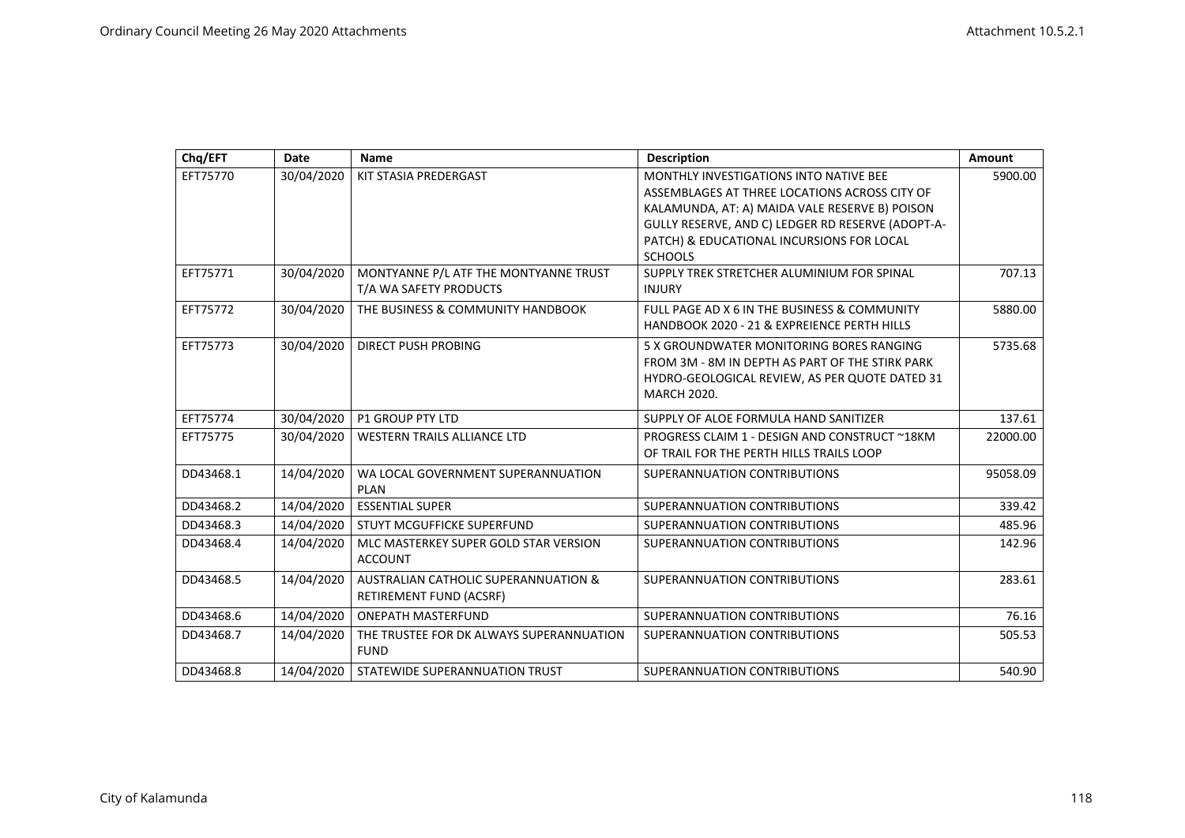| Chq/EFT | Date | Name | Description | Amount |
|---|---|---|---|---|
| EFT75770 | 30/04/2020 | KIT STASIA PREDERGAST | MONTHLY INVESTIGATIONS INTO NATIVE BEE ASSEMBLAGES AT THREE LOCATIONS ACROSS CITY OF KALAMUNDA, AT: A) MAIDA VALE RESERVE B) POISON GULLY RESERVE, AND C) LEDGER RD RESERVE (ADOPT-A-PATCH) & EDUCATIONAL INCURSIONS FOR LOCAL SCHOOLS | 5900.00 |
| EFT75771 | 30/04/2020 | MONTYANNE P/L ATF THE MONTYANNE TRUST T/A WA SAFETY PRODUCTS | SUPPLY TREK STRETCHER ALUMINIUM FOR SPINAL INJURY | 707.13 |
| EFT75772 | 30/04/2020 | THE BUSINESS & COMMUNITY HANDBOOK | FULL PAGE AD X 6 IN THE BUSINESS & COMMUNITY HANDBOOK 2020 - 21 & EXPREIENCE PERTH HILLS | 5880.00 |
| EFT75773 | 30/04/2020 | DIRECT PUSH PROBING | 5 X GROUNDWATER MONITORING BORES RANGING FROM 3M - 8M IN DEPTH AS PART OF THE STIRK PARK HYDRO-GEOLOGICAL REVIEW, AS PER QUOTE DATED 31 MARCH 2020. | 5735.68 |
| EFT75774 | 30/04/2020 | P1 GROUP PTY LTD | SUPPLY OF ALOE FORMULA HAND SANITIZER | 137.61 |
| EFT75775 | 30/04/2020 | WESTERN TRAILS ALLIANCE LTD | PROGRESS CLAIM 1 - DESIGN AND CONSTRUCT ~18KM OF TRAIL FOR THE PERTH HILLS TRAILS LOOP | 22000.00 |
| DD43468.1 | 14/04/2020 | WA LOCAL GOVERNMENT SUPERANNUATION PLAN | SUPERANNUATION CONTRIBUTIONS | 95058.09 |
| DD43468.2 | 14/04/2020 | ESSENTIAL SUPER | SUPERANNUATION CONTRIBUTIONS | 339.42 |
| DD43468.3 | 14/04/2020 | STUYT MCGUFFICKE SUPERFUND | SUPERANNUATION CONTRIBUTIONS | 485.96 |
| DD43468.4 | 14/04/2020 | MLC MASTERKEY SUPER GOLD STAR VERSION ACCOUNT | SUPERANNUATION CONTRIBUTIONS | 142.96 |
| DD43468.5 | 14/04/2020 | AUSTRALIAN CATHOLIC SUPERANNUATION & RETIREMENT FUND (ACSRF) | SUPERANNUATION CONTRIBUTIONS | 283.61 |
| DD43468.6 | 14/04/2020 | ONEPATH MASTERFUND | SUPERANNUATION CONTRIBUTIONS | 76.16 |
| DD43468.7 | 14/04/2020 | THE TRUSTEE FOR DK ALWAYS SUPERANNUATION FUND | SUPERANNUATION CONTRIBUTIONS | 505.53 |
| DD43468.8 | 14/04/2020 | STATEWIDE SUPERANNUATION TRUST | SUPERANNUATION CONTRIBUTIONS | 540.90 |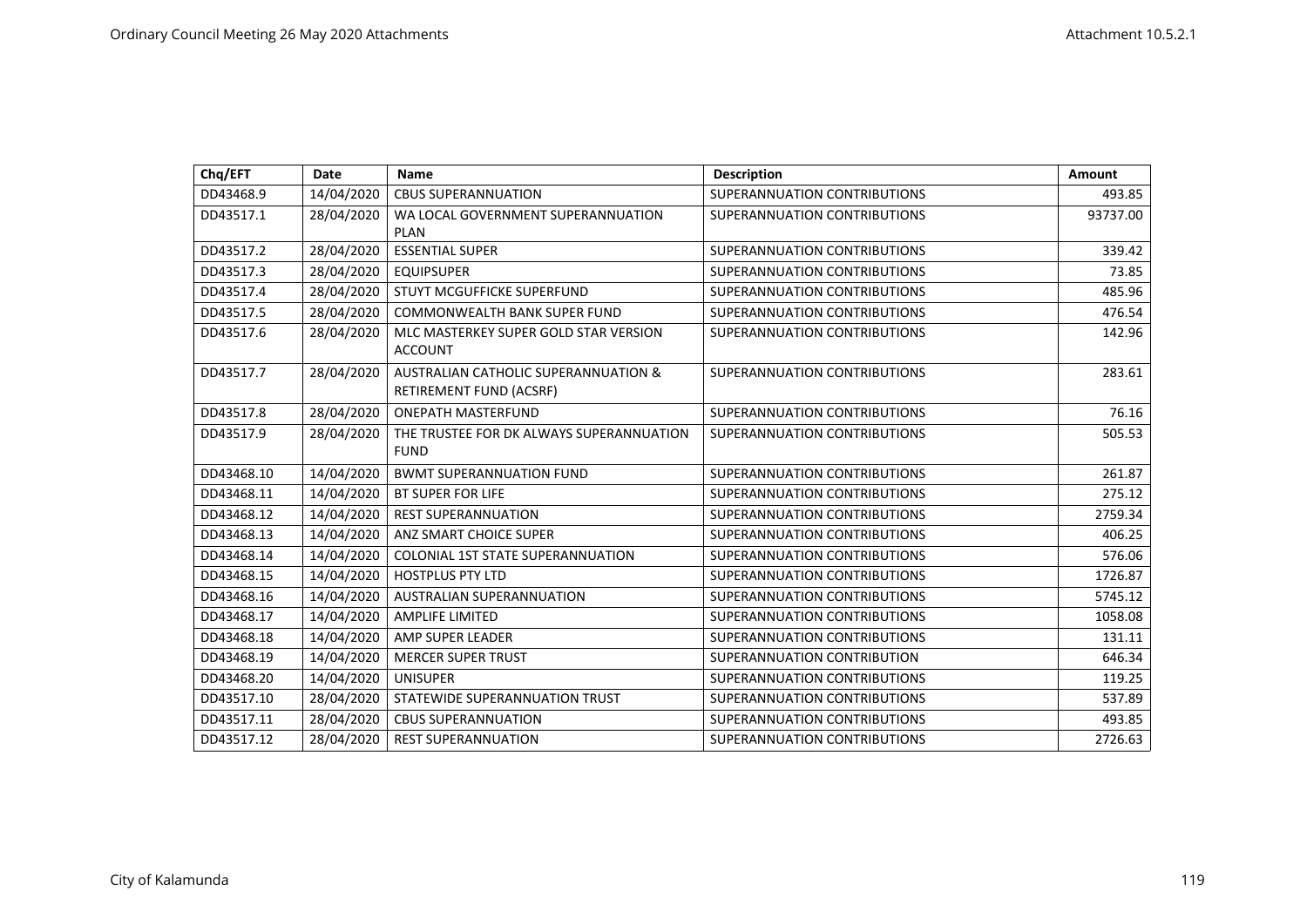| Chq/EFT | Date | Name | Description | Amount |
|---|---|---|---|---|
| DD43468.9 | 14/04/2020 | CBUS SUPERANNUATION | SUPERANNUATION CONTRIBUTIONS | 493.85 |
| DD43517.1 | 28/04/2020 | WA LOCAL GOVERNMENT SUPERANNUATION PLAN | SUPERANNUATION CONTRIBUTIONS | 93737.00 |
| DD43517.2 | 28/04/2020 | ESSENTIAL SUPER | SUPERANNUATION CONTRIBUTIONS | 339.42 |
| DD43517.3 | 28/04/2020 | EQUIPSUPER | SUPERANNUATION CONTRIBUTIONS | 73.85 |
| DD43517.4 | 28/04/2020 | STUYT MCGUFFICKE SUPERFUND | SUPERANNUATION CONTRIBUTIONS | 485.96 |
| DD43517.5 | 28/04/2020 | COMMONWEALTH BANK SUPER FUND | SUPERANNUATION CONTRIBUTIONS | 476.54 |
| DD43517.6 | 28/04/2020 | MLC MASTERKEY SUPER GOLD STAR VERSION ACCOUNT | SUPERANNUATION CONTRIBUTIONS | 142.96 |
| DD43517.7 | 28/04/2020 | AUSTRALIAN CATHOLIC SUPERANNUATION & RETIREMENT FUND (ACSRF) | SUPERANNUATION CONTRIBUTIONS | 283.61 |
| DD43517.8 | 28/04/2020 | ONEPATH MASTERFUND | SUPERANNUATION CONTRIBUTIONS | 76.16 |
| DD43517.9 | 28/04/2020 | THE TRUSTEE FOR DK ALWAYS SUPERANNUATION FUND | SUPERANNUATION CONTRIBUTIONS | 505.53 |
| DD43468.10 | 14/04/2020 | BWMT SUPERANNUATION FUND | SUPERANNUATION CONTRIBUTIONS | 261.87 |
| DD43468.11 | 14/04/2020 | BT SUPER FOR LIFE | SUPERANNUATION CONTRIBUTIONS | 275.12 |
| DD43468.12 | 14/04/2020 | REST SUPERANNUATION | SUPERANNUATION CONTRIBUTIONS | 2759.34 |
| DD43468.13 | 14/04/2020 | ANZ SMART CHOICE SUPER | SUPERANNUATION CONTRIBUTIONS | 406.25 |
| DD43468.14 | 14/04/2020 | COLONIAL 1ST STATE SUPERANNUATION | SUPERANNUATION CONTRIBUTIONS | 576.06 |
| DD43468.15 | 14/04/2020 | HOSTPLUS PTY LTD | SUPERANNUATION CONTRIBUTIONS | 1726.87 |
| DD43468.16 | 14/04/2020 | AUSTRALIAN SUPERANNUATION | SUPERANNUATION CONTRIBUTIONS | 5745.12 |
| DD43468.17 | 14/04/2020 | AMPLIFE LIMITED | SUPERANNUATION CONTRIBUTIONS | 1058.08 |
| DD43468.18 | 14/04/2020 | AMP SUPER LEADER | SUPERANNUATION CONTRIBUTIONS | 131.11 |
| DD43468.19 | 14/04/2020 | MERCER SUPER TRUST | SUPERANNUATION CONTRIBUTION | 646.34 |
| DD43468.20 | 14/04/2020 | UNISUPER | SUPERANNUATION CONTRIBUTIONS | 119.25 |
| DD43517.10 | 28/04/2020 | STATEWIDE SUPERANNUATION TRUST | SUPERANNUATION CONTRIBUTIONS | 537.89 |
| DD43517.11 | 28/04/2020 | CBUS SUPERANNUATION | SUPERANNUATION CONTRIBUTIONS | 493.85 |
| DD43517.12 | 28/04/2020 | REST SUPERANNUATION | SUPERANNUATION CONTRIBUTIONS | 2726.63 |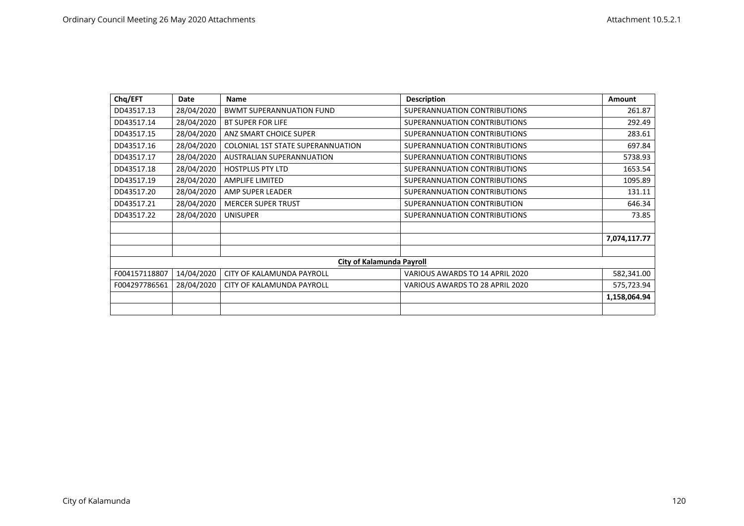| Chq/EFT | Date | Name | Description | Amount |
|---|---|---|---|---|
| DD43517.13 | 28/04/2020 | BWMT SUPERANNUATION FUND | SUPERANNUATION CONTRIBUTIONS | 261.87 |
| DD43517.14 | 28/04/2020 | BT SUPER FOR LIFE | SUPERANNUATION CONTRIBUTIONS | 292.49 |
| DD43517.15 | 28/04/2020 | ANZ SMART CHOICE SUPER | SUPERANNUATION CONTRIBUTIONS | 283.61 |
| DD43517.16 | 28/04/2020 | COLONIAL 1ST STATE SUPERANNUATION | SUPERANNUATION CONTRIBUTIONS | 697.84 |
| DD43517.17 | 28/04/2020 | AUSTRALIAN SUPERANNUATION | SUPERANNUATION CONTRIBUTIONS | 5738.93 |
| DD43517.18 | 28/04/2020 | HOSTPLUS PTY LTD | SUPERANNUATION CONTRIBUTIONS | 1653.54 |
| DD43517.19 | 28/04/2020 | AMPLIFE LIMITED | SUPERANNUATION CONTRIBUTIONS | 1095.89 |
| DD43517.20 | 28/04/2020 | AMP SUPER LEADER | SUPERANNUATION CONTRIBUTIONS | 131.11 |
| DD43517.21 | 28/04/2020 | MERCER SUPER TRUST | SUPERANNUATION CONTRIBUTION | 646.34 |
| DD43517.22 | 28/04/2020 | UNISUPER | SUPERANNUATION CONTRIBUTIONS | 73.85 |
| | | | | |
| | | | | **7,074,117.77** |
| | | | | |
| | | **City of Kalamunda Payroll** | | |
| F004157118807 | 14/04/2020 | CITY OF KALAMUNDA PAYROLL | VARIOUS AWARDS TO 14 APRIL 2020 | 582,341.00 |
| F004297786561 | 28/04/2020 | CITY OF KALAMUNDA PAYROLL | VARIOUS AWARDS TO 28 APRIL 2020 | 575,723.94 |
| | | | | **1,158,064.94** |
| | | | | |